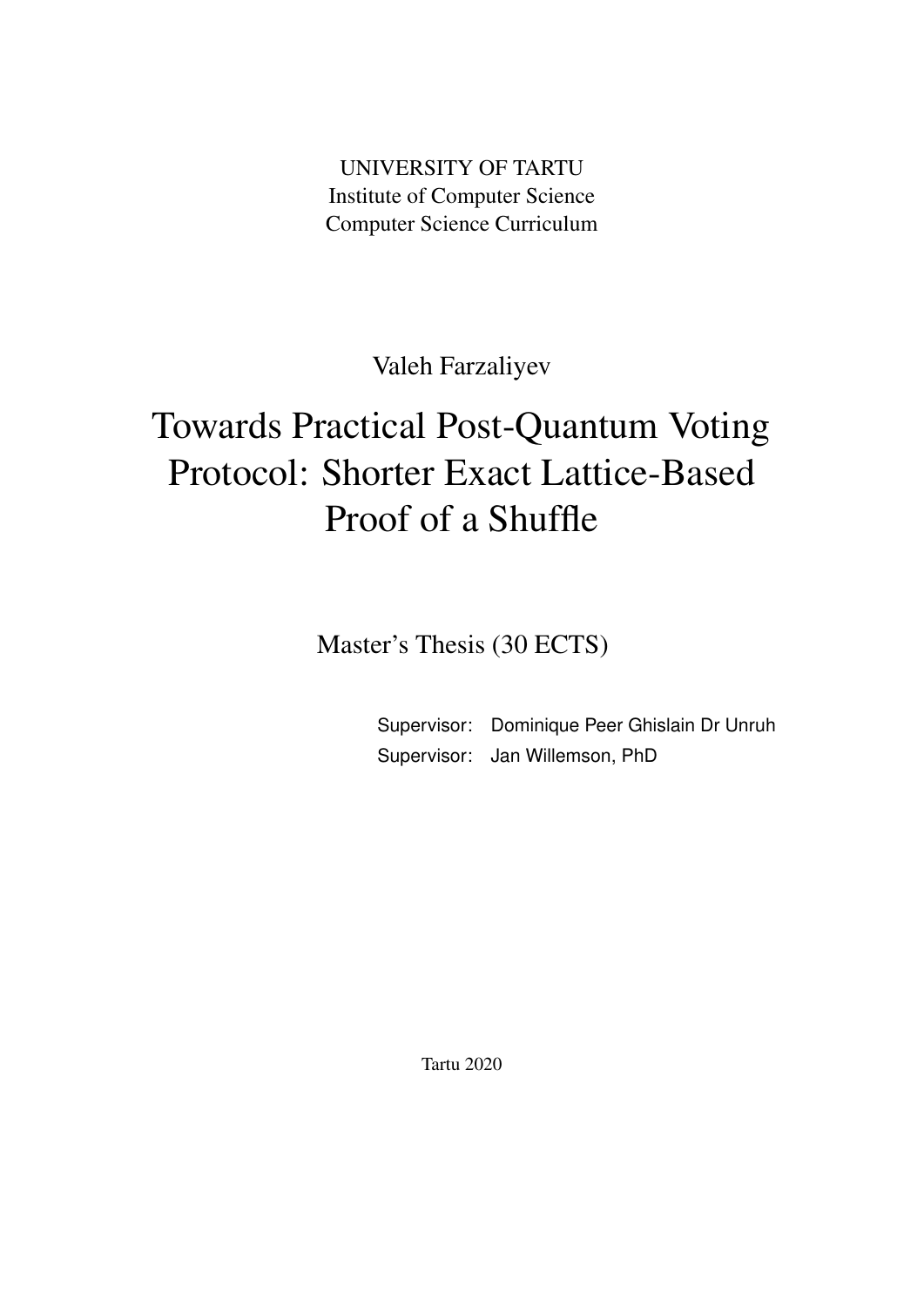UNIVERSITY OF TARTU
Institute of Computer Science
Computer Science Curriculum

Valeh Farzaliyev

# Towards Practical Post-Quantum Voting Protocol: Shorter Exact Lattice-Based Proof of a Shuffle

Master's Thesis (30 ECTS)

Supervisor: Dominique Peer Ghislain Dr Unruh
Supervisor: Jan Willemson, PhD

Tartu 2020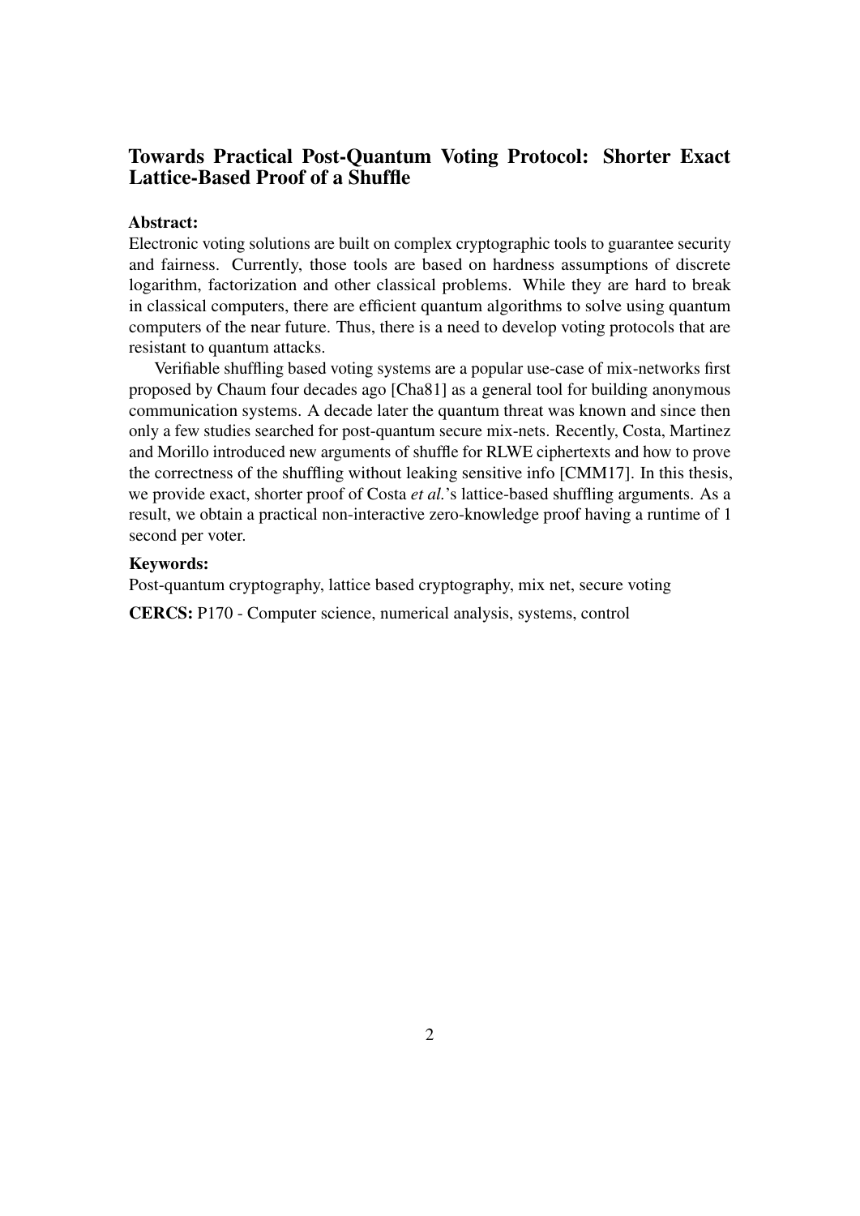## Towards Practical Post-Quantum Voting Protocol: Shorter Exact Lattice-Based Proof of a Shuffle

**Abstract:**

Electronic voting solutions are built on complex cryptographic tools to guarantee security and fairness. Currently, those tools are based on hardness assumptions of discrete logarithm, factorization and other classical problems. While they are hard to break in classical computers, there are efficient quantum algorithms to solve using quantum computers of the near future. Thus, there is a need to develop voting protocols that are resistant to quantum attacks.

Verifiable shuffling based voting systems are a popular use-case of mix-networks first proposed by Chaum four decades ago [Cha81] as a general tool for building anonymous communication systems. A decade later the quantum threat was known and since then only a few studies searched for post-quantum secure mix-nets. Recently, Costa, Martinez and Morillo introduced new arguments of shuffle for RLWE ciphertexts and how to prove the correctness of the shuffling without leaking sensitive info [CMM17]. In this thesis, we provide exact, shorter proof of Costa *et al.*'s lattice-based shuffling arguments. As a result, we obtain a practical non-interactive zero-knowledge proof having a runtime of 1 second per voter.

**Keywords:**

Post-quantum cryptography, lattice based cryptography, mix net, secure voting

**CERCS:** P170 - Computer science, numerical analysis, systems, control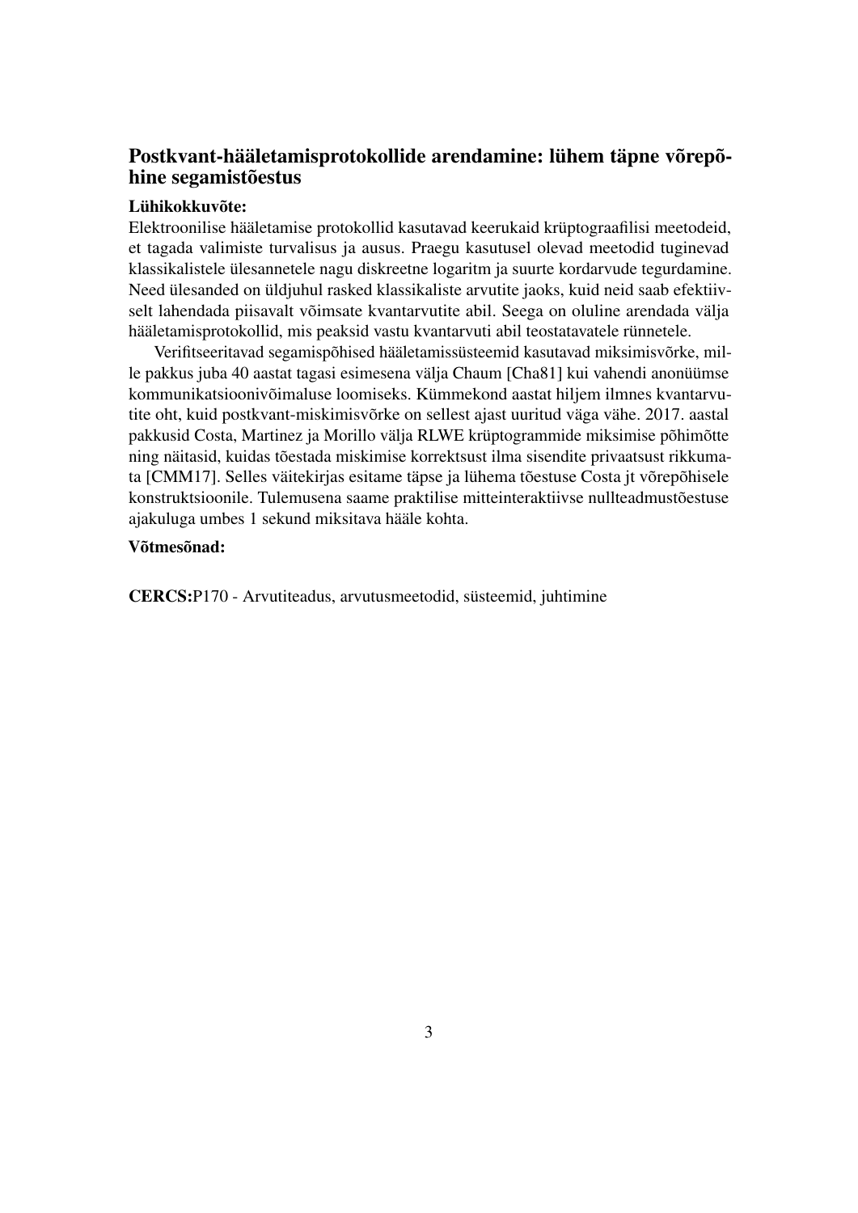## Postkvant-hääletamisprotokollide arendamine: lühem täpne võrepõhine segamistõestus

**Lühikokkuvõte:**

Elektroonilise hääletamise protokollid kasutavad keerukaid krüptograafilisi meetodeid, et tagada valimiste turvalisus ja ausus. Praegu kasutusel olevad meetodid tuginevad klassikalistele ülesannetele nagu diskreetne logaritm ja suurte kordarvude tegurdamine. Need ülesanded on üldjuhul rasked klassikaliste arvutite jaoks, kuid neid saab efektiivselt lahendada piisavalt võimsate kvantarvutite abil. Seega on oluline arendada välja hääletamisprotokollid, mis peaksid vastu kvantarvuti abil teostatavatele rünnetele.

Verifitseeritavad segamispõhised hääletamissüsteemid kasutavad miksimisvõrke, mille pakkus juba 40 aastat tagasi esimesena välja Chaum [Cha81] kui vahendi anonüümse kommunikatsioonivõimaluse loomiseks. Kümmekond aastat hiljem ilmnes kvantarvutite oht, kuid postkvant-miskimisvõrke on sellest ajast uuritud väga vähe. 2017. aastal pakkusid Costa, Martinez ja Morillo välja RLWE krüptogrammide miksimise põhimõtte ning näitasid, kuidas tõestada miskimise korrektsust ilma sisendite privaatsust rikkumata [CMM17]. Selles väitekirjas esitame täpse ja lühema tõestuse Costa jt võrepõhisele konstruktsioonile. Tulemusena saame praktilise mitteinteraktiivse nullteadmustõestuse ajakuluga umbes 1 sekund miksitava hääle kohta.

**Võtmesõnad:**

**CERCS:** P170 - Arvutiteadus, arvutusmeetodid, süsteemid, juhtimine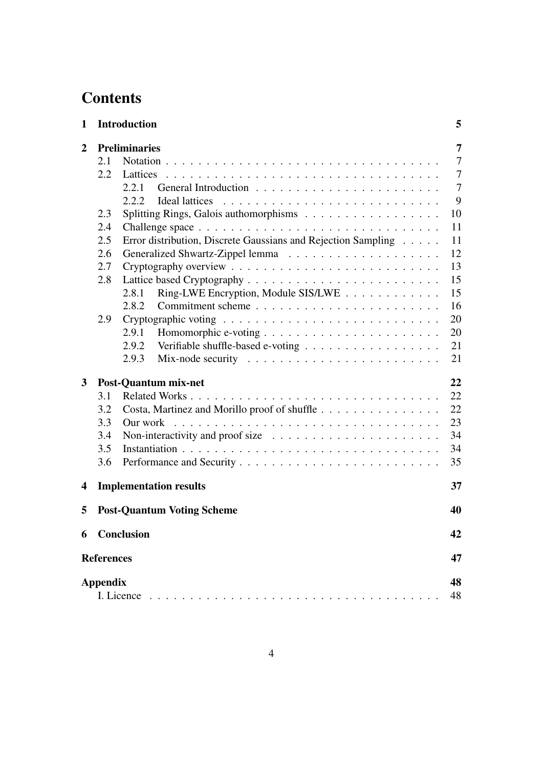# Contents

**1 Introduction** **5**

**2 Preliminaries** **7**

- 2.1 Notation . . . . . . . . . . 7
- 2.2 Lattices . . . . . . . . . . 7
  - 2.2.1 General Introduction . . . . . . . . . . 7
  - 2.2.2 Ideal lattices . . . . . . . . . . 9
- 2.3 Splitting Rings, Galois authomorphisms . . . . . . . . . . 10
- 2.4 Challenge space . . . . . . . . . . 11
- 2.5 Error distribution, Discrete Gaussians and Rejection Sampling . . . . . 11
- 2.6 Generalized Shwartz-Zippel lemma . . . . . . . . . . 12
- 2.7 Cryptography overview . . . . . . . . . . 13
- 2.8 Lattice based Cryptography . . . . . . . . . . 15
  - 2.8.1 Ring-LWE Encryption, Module SIS/LWE . . . . . . . . . . 15
  - 2.8.2 Commitment scheme . . . . . . . . . . 16
- 2.9 Cryptographic voting . . . . . . . . . . 20
  - 2.9.1 Homomorphic e-voting . . . . . . . . . . 20
  - 2.9.2 Verifiable shuffle-based e-voting . . . . . . . . . . 21
  - 2.9.3 Mix-node security . . . . . . . . . . 21

**3 Post-Quantum mix-net** **22**

- 3.1 Related Works . . . . . . . . . . 22
- 3.2 Costa, Martinez and Morillo proof of shuffle . . . . . . . . . . 22
- 3.3 Our work . . . . . . . . . . 23
- 3.4 Non-interactivity and proof size . . . . . . . . . . 34
- 3.5 Instantiation . . . . . . . . . . 34
- 3.6 Performance and Security . . . . . . . . . . 35

**4 Implementation results** **37**

**5 Post-Quantum Voting Scheme** **40**

**6 Conclusion** **42**

**References** **47**

**Appendix** **48**

- I. Licence . . . . . . . . . . 48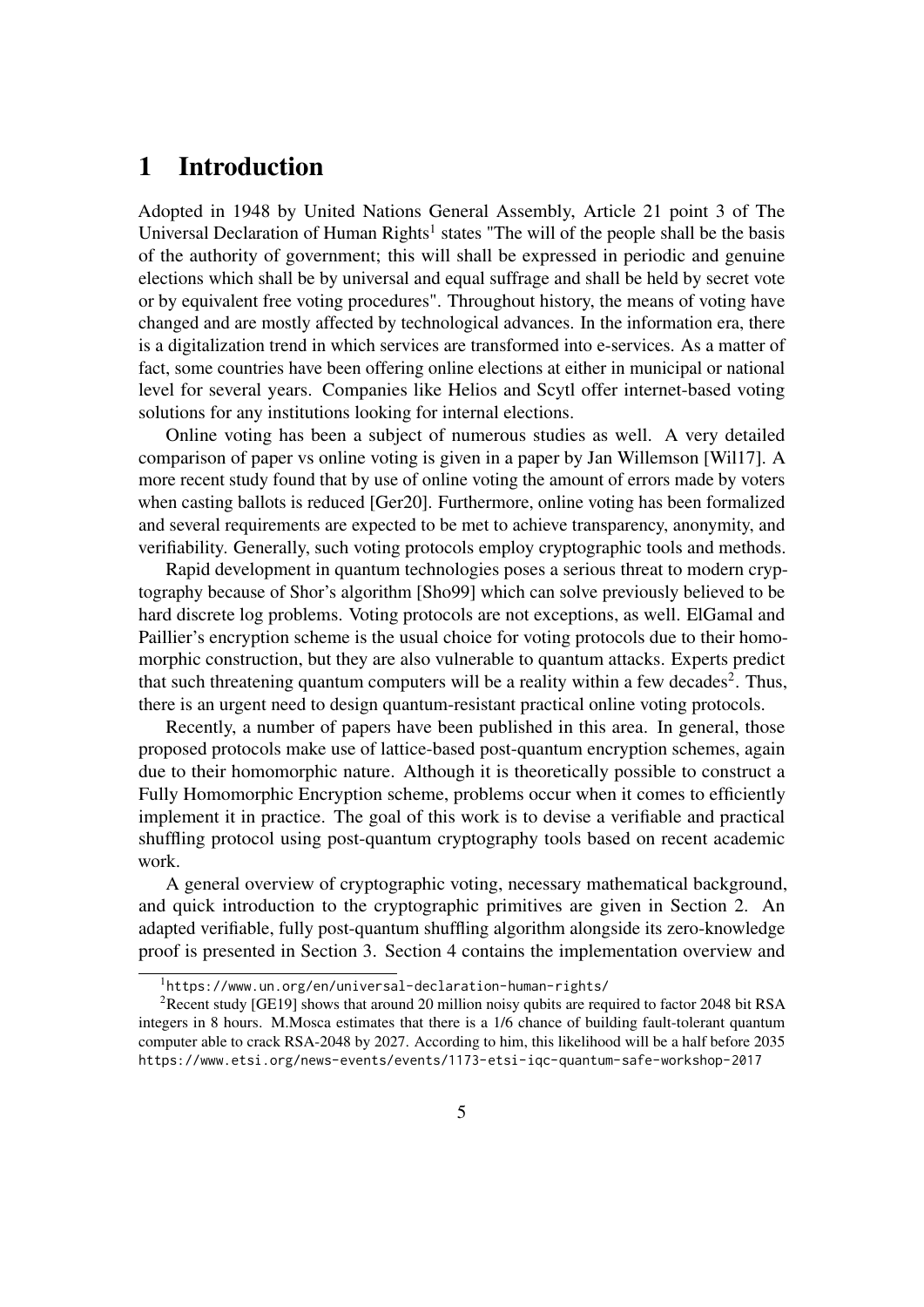# 1 Introduction

Adopted in 1948 by United Nations General Assembly, Article 21 point 3 of The Universal Declaration of Human Rights[1] states "The will of the people shall be the basis of the authority of government; this will shall be expressed in periodic and genuine elections which shall be by universal and equal suffrage and shall be held by secret vote or by equivalent free voting procedures". Throughout history, the means of voting have changed and are mostly affected by technological advances. In the information era, there is a digitalization trend in which services are transformed into e-services. As a matter of fact, some countries have been offering online elections at either in municipal or national level for several years. Companies like Helios and Scytl offer internet-based voting solutions for any institutions looking for internal elections.

Online voting has been a subject of numerous studies as well. A very detailed comparison of paper vs online voting is given in a paper by Jan Willemson [Wil17]. A more recent study found that by use of online voting the amount of errors made by voters when casting ballots is reduced [Ger20]. Furthermore, online voting has been formalized and several requirements are expected to be met to achieve transparency, anonymity, and verifiability. Generally, such voting protocols employ cryptographic tools and methods.

Rapid development in quantum technologies poses a serious threat to modern cryptography because of Shor's algorithm [Sho99] which can solve previously believed to be hard discrete log problems. Voting protocols are not exceptions, as well. ElGamal and Paillier's encryption scheme is the usual choice for voting protocols due to their homomorphic construction, but they are also vulnerable to quantum attacks. Experts predict that such threatening quantum computers will be a reality within a few decades[2]. Thus, there is an urgent need to design quantum-resistant practical online voting protocols.

Recently, a number of papers have been published in this area. In general, those proposed protocols make use of lattice-based post-quantum encryption schemes, again due to their homomorphic nature. Although it is theoretically possible to construct a Fully Homomorphic Encryption scheme, problems occur when it comes to efficiently implement it in practice. The goal of this work is to devise a verifiable and practical shuffling protocol using post-quantum cryptography tools based on recent academic work.

A general overview of cryptographic voting, necessary mathematical background, and quick introduction to the cryptographic primitives are given in Section 2. An adapted verifiable, fully post-quantum shuffling algorithm alongside its zero-knowledge proof is presented in Section 3. Section 4 contains the implementation overview and

---

[1] https://www.un.org/en/universal-declaration-human-rights/

[2] Recent study [GE19] shows that around 20 million noisy qubits are required to factor 2048 bit RSA integers in 8 hours. M.Mosca estimates that there is a 1/6 chance of building fault-tolerant quantum computer able to crack RSA-2048 by 2027. According to him, this likelihood will be a half before 2035 https://www.etsi.org/news-events/events/1173-etsi-iqc-quantum-safe-workshop-2017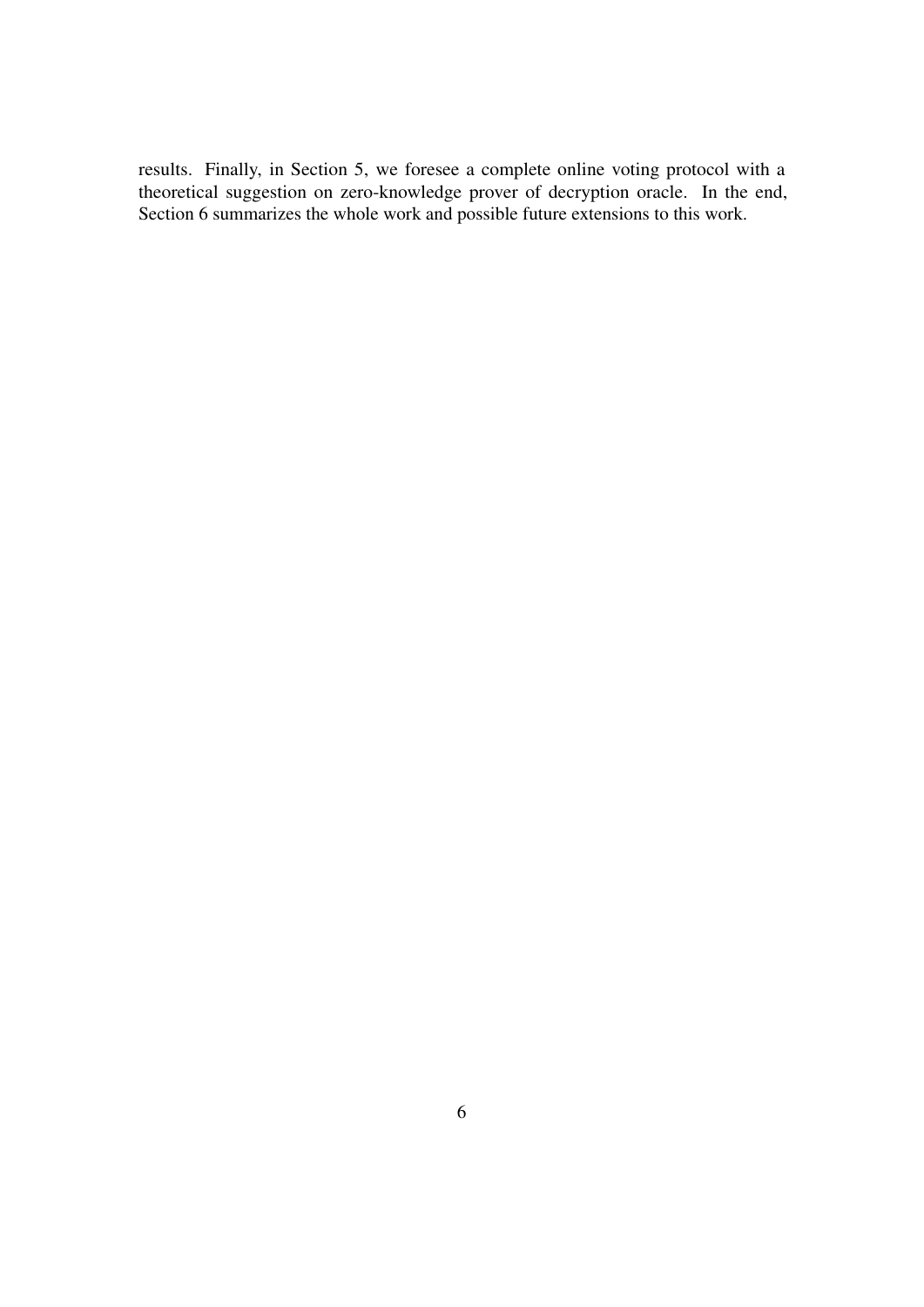results. Finally, in Section 5, we foresee a complete online voting protocol with a theoretical suggestion on zero-knowledge prover of decryption oracle. In the end, Section 6 summarizes the whole work and possible future extensions to this work.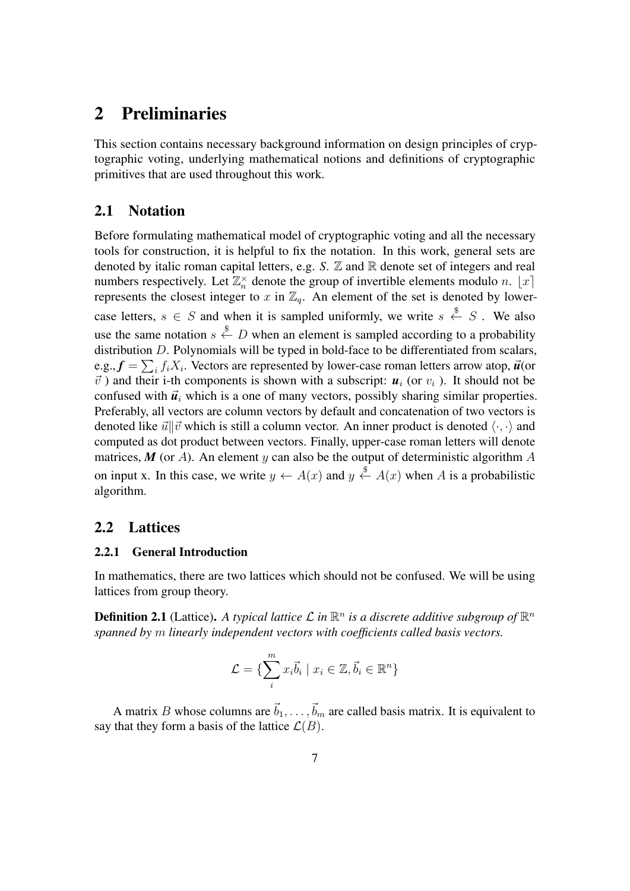# 2 Preliminaries

This section contains necessary background information on design principles of cryptographic voting, underlying mathematical notions and definitions of cryptographic primitives that are used throughout this work.

## 2.1 Notation

Before formulating mathematical model of cryptographic voting and all the necessary tools for construction, it is helpful to fix the notation. In this work, general sets are denoted by italic roman capital letters, e.g. *S*. $\mathbb{Z}$ and $\mathbb{R}$ denote set of integers and real numbers respectively. Let $\mathbb{Z}_n^\times$ denote the group of invertible elements modulo $n$. $\lfloor x \rceil$ represents the closest integer to $x$ in $\mathbb{Z}_q$. An element of the set is denoted by lower-case letters, $s \in S$ and when it is sampled uniformly, we write $s \xleftarrow{\$} S$ . We also use the same notation $s \xleftarrow{\$} D$ when an element is sampled according to a probability distribution $D$. Polynomials will be typed in bold-face to be differentiated from scalars, e.g.,$\boldsymbol{f} = \sum_i f_i X_i$. Vectors are represented by lower-case roman letters arrow atop, $\vec{\boldsymbol{u}}$(or $\vec{v}$ ) and their i-th components is shown with a subscript: $\boldsymbol{u}_i$ (or $v_i$ ). It should not be confused with $\vec{\boldsymbol{u}}_i$ which is a one of many vectors, possibly sharing similar properties. Preferably, all vectors are column vectors by default and concatenation of two vectors is denoted like $\vec{u} \| \vec{v}$ which is still a column vector. An inner product is denoted $\langle \cdot, \cdot \rangle$ and computed as dot product between vectors. Finally, upper-case roman letters will denote matrices, $\boldsymbol{M}$ (or $A$). An element $y$ can also be the output of deterministic algorithm $A$ on input x. In this case, we write $y \leftarrow A(x)$ and $y \xleftarrow{\$} A(x)$ when $A$ is a probabilistic algorithm.

## 2.2 Lattices

### 2.2.1 General Introduction

In mathematics, there are two lattices which should not be confused. We will be using lattices from group theory.

**Definition 2.1** (Lattice). *A typical lattice $\mathcal{L}$ in $\mathbb{R}^n$ is a discrete additive subgroup of $\mathbb{R}^n$ spanned by $m$ linearly independent vectors with coefficients called basis vectors.*

$$\mathcal{L} = \{\sum_i^m x_i \vec{b}_i \mid x_i \in \mathbb{Z}, \vec{b}_i \in \mathbb{R}^n\}$$

A matrix $B$ whose columns are $\vec{b}_1, \ldots, \vec{b}_m$ are called basis matrix. It is equivalent to say that they form a basis of the lattice $\mathcal{L}(B)$.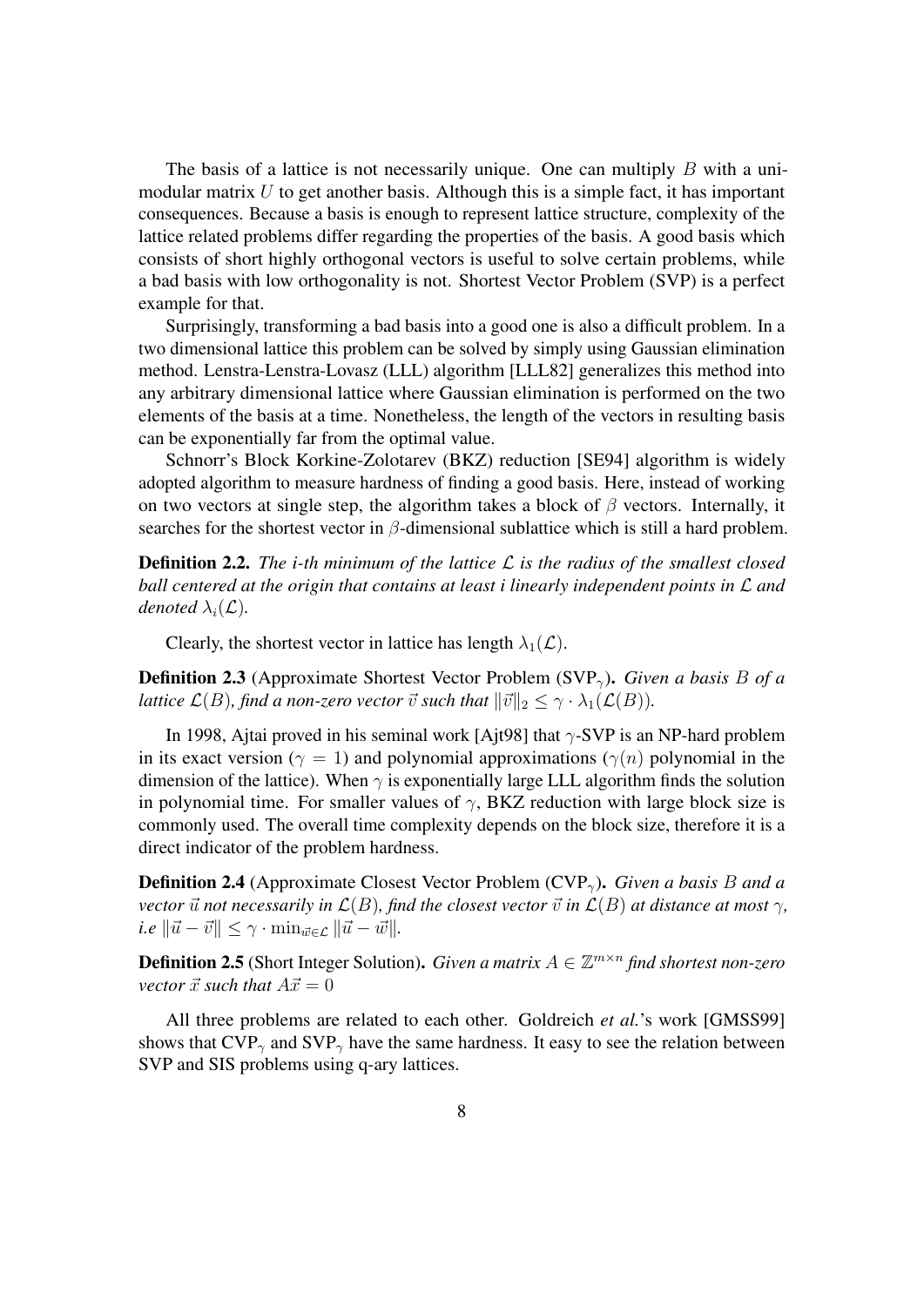The basis of a lattice is not necessarily unique. One can multiply $B$ with a unimodular matrix $U$ to get another basis. Although this is a simple fact, it has important consequences. Because a basis is enough to represent lattice structure, complexity of the lattice related problems differ regarding the properties of the basis. A good basis which consists of short highly orthogonal vectors is useful to solve certain problems, while a bad basis with low orthogonality is not. Shortest Vector Problem (SVP) is a perfect example for that.

Surprisingly, transforming a bad basis into a good one is also a difficult problem. In a two dimensional lattice this problem can be solved by simply using Gaussian elimination method. Lenstra-Lenstra-Lovasz (LLL) algorithm [LLL82] generalizes this method into any arbitrary dimensional lattice where Gaussian elimination is performed on the two elements of the basis at a time. Nonetheless, the length of the vectors in resulting basis can be exponentially far from the optimal value.

Schnorr's Block Korkine-Zolotarev (BKZ) reduction [SE94] algorithm is widely adopted algorithm to measure hardness of finding a good basis. Here, instead of working on two vectors at single step, the algorithm takes a block of $\beta$ vectors. Internally, it searches for the shortest vector in $\beta$-dimensional sublattice which is still a hard problem.

**Definition 2.2.** *The i-th minimum of the lattice $\mathcal{L}$ is the radius of the smallest closed ball centered at the origin that contains at least i linearly independent points in $\mathcal{L}$ and denoted $\lambda_i(\mathcal{L})$.*

Clearly, the shortest vector in lattice has length $\lambda_1(\mathcal{L})$.

**Definition 2.3** (Approximate Shortest Vector Problem (SVP$_\gamma$)**.** *Given a basis $B$ of a lattice $\mathcal{L}(B)$, find a non-zero vector $\vec{v}$ such that $\|\vec{v}\|_2 \leq \gamma \cdot \lambda_1(\mathcal{L}(B))$.*

In 1998, Ajtai proved in his seminal work [Ajt98] that $\gamma$-SVP is an NP-hard problem in its exact version ($\gamma = 1$) and polynomial approximations ($\gamma(n)$ polynomial in the dimension of the lattice). When $\gamma$ is exponentially large LLL algorithm finds the solution in polynomial time. For smaller values of $\gamma$, BKZ reduction with large block size is commonly used. The overall time complexity depends on the block size, therefore it is a direct indicator of the problem hardness.

**Definition 2.4** (Approximate Closest Vector Problem (CVP$_\gamma$)**.** *Given a basis $B$ and a vector $\vec{u}$ not necessarily in $\mathcal{L}(B)$, find the closest vector $\vec{v}$ in $\mathcal{L}(B)$ at distance at most $\gamma$, i.e $\|\vec{u} - \vec{v}\| \leq \gamma \cdot \min_{\vec{w} \in \mathcal{L}} \|\vec{u} - \vec{w}\|$.*

**Definition 2.5** (Short Integer Solution)**.** *Given a matrix $A \in \mathbb{Z}^{m \times n}$ find shortest non-zero vector $\vec{x}$ such that $A\vec{x} = 0$*

All three problems are related to each other. Goldreich *et al.*'s work [GMSS99] shows that CVP$_\gamma$ and SVP$_\gamma$ have the same hardness. It easy to see the relation between SVP and SIS problems using q-ary lattices.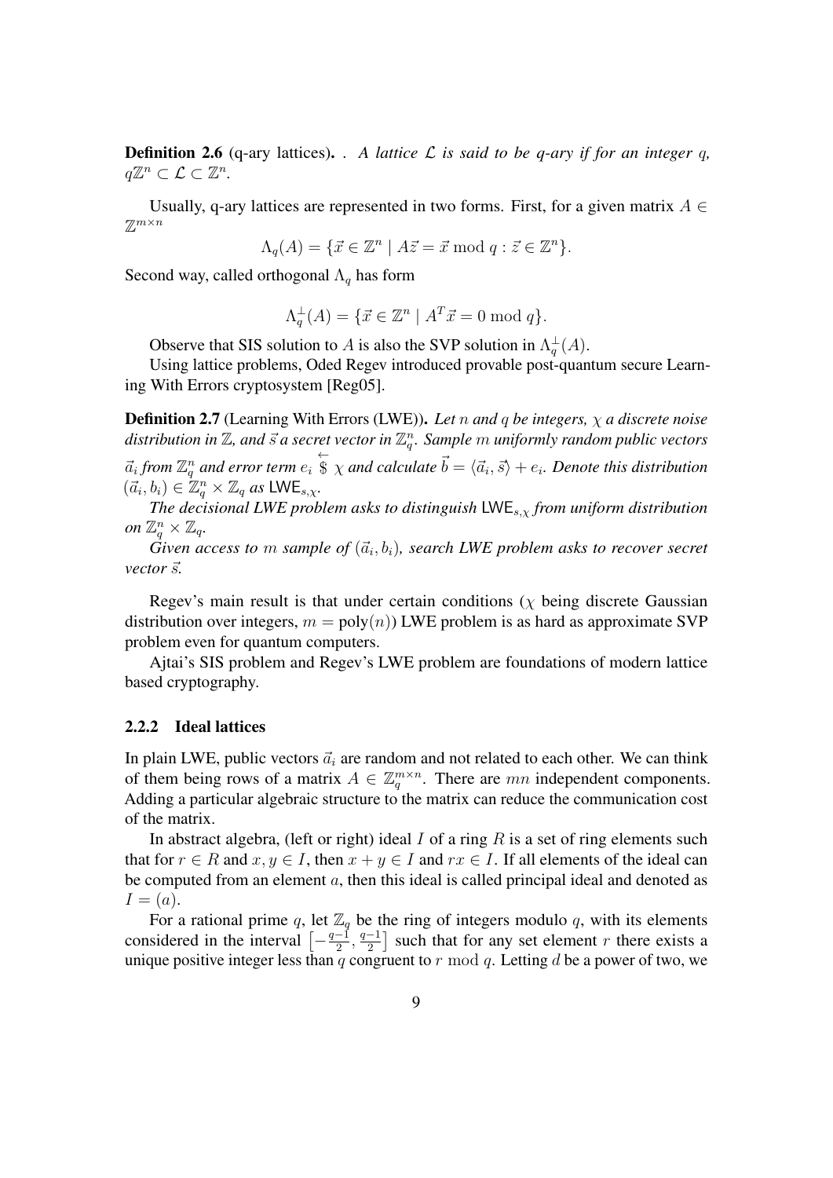**Definition 2.6** (q-ary lattices). . *A lattice $\mathcal{L}$ is said to be q-ary if for an integer $q$, $q\mathbb{Z}^n \subset \mathcal{L} \subset \mathbb{Z}^n$.*

Usually, q-ary lattices are represented in two forms. First, for a given matrix $A \in \mathbb{Z}^{m \times n}$

$$\Lambda_q(A) = \{\vec{x} \in \mathbb{Z}^n \mid A\vec{z} = \vec{x} \bmod q : \vec{z} \in \mathbb{Z}^n\}.$$

Second way, called orthogonal $\Lambda_q$ has form

$$\Lambda_q^{\perp}(A) = \{\vec{x} \in \mathbb{Z}^n \mid A^T\vec{x} = 0 \bmod q\}.$$

Observe that SIS solution to $A$ is also the SVP solution in $\Lambda_q^{\perp}(A)$.

Using lattice problems, Oded Regev introduced provable post-quantum secure Learning With Errors cryptosystem [Reg05].

**Definition 2.7** (Learning With Errors (LWE)). *Let $n$ and $q$ be integers, $\chi$ a discrete noise distribution in $\mathbb{Z}$, and $\vec{s}$ a secret vector in $\mathbb{Z}_q^n$. Sample $m$ uniformly random public vectors $\vec{a}_i$ from $\mathbb{Z}_q^n$ and error term $e_i \overset{\leftarrow}{\$} \chi$ and calculate $\vec{b} = \langle \vec{a}_i, \vec{s} \rangle + e_i$. Denote this distribution $(\vec{a}_i, b_i) \in \mathbb{Z}_q^n \times \mathbb{Z}_q$ as $\mathsf{LWE}_{s,\chi}$.*

*The decisional LWE problem asks to distinguish $\mathsf{LWE}_{s,\chi}$ from uniform distribution on $\mathbb{Z}_q^n \times \mathbb{Z}_q$.*

*Given access to $m$ sample of $(\vec{a}_i, b_i)$, search LWE problem asks to recover secret vector $\vec{s}$.*

Regev's main result is that under certain conditions ($\chi$ being discrete Gaussian distribution over integers, $m = \text{poly}(n)$) LWE problem is as hard as approximate SVP problem even for quantum computers.

Ajtai's SIS problem and Regev's LWE problem are foundations of modern lattice based cryptography.

### 2.2.2 Ideal lattices

In plain LWE, public vectors $\vec{a}_i$ are random and not related to each other. We can think of them being rows of a matrix $A \in \mathbb{Z}_q^{m \times n}$. There are $mn$ independent components. Adding a particular algebraic structure to the matrix can reduce the communication cost of the matrix.

In abstract algebra, (left or right) ideal $I$ of a ring $R$ is a set of ring elements such that for $r \in R$ and $x, y \in I$, then $x + y \in I$ and $rx \in I$. If all elements of the ideal can be computed from an element $a$, then this ideal is called principal ideal and denoted as $I = (a)$.

For a rational prime $q$, let $\mathbb{Z}_q$ be the ring of integers modulo $q$, with its elements considered in the interval $\left[-\frac{q-1}{2}, \frac{q-1}{2}\right]$ such that for any set element $r$ there exists a unique positive integer less than $q$ congruent to $r \bmod q$. Letting $d$ be a power of two, we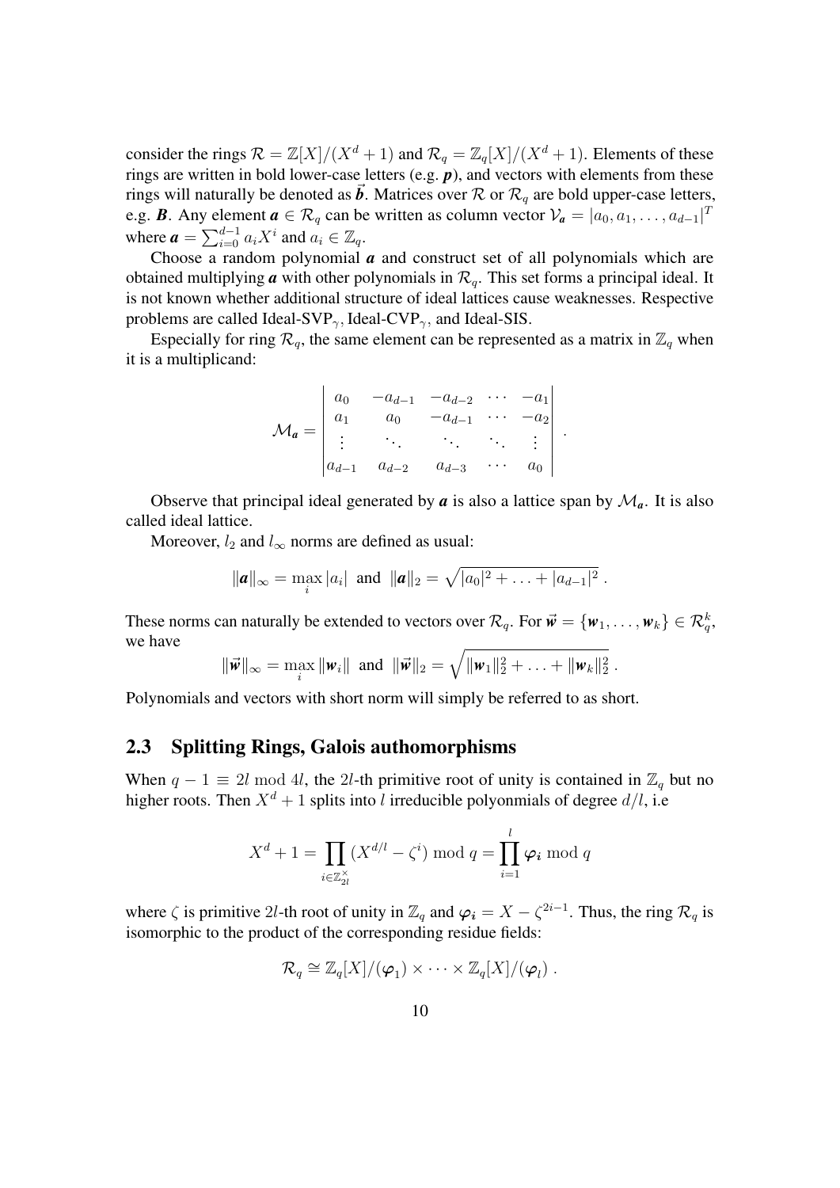consider the rings $\mathcal{R} = \mathbb{Z}[X]/(X^d+1)$ and $\mathcal{R}_q = \mathbb{Z}_q[X]/(X^d+1)$. Elements of these rings are written in bold lower-case letters (e.g. $\boldsymbol{p}$), and vectors with elements from these rings will naturally be denoted as $\vec{\boldsymbol{b}}$. Matrices over $\mathcal{R}$ or $\mathcal{R}_q$ are bold upper-case letters, e.g. $\boldsymbol{B}$. Any element $\boldsymbol{a} \in \mathcal{R}_q$ can be written as column vector $\mathcal{V}_{\boldsymbol{a}} = |a_0, a_1, \ldots, a_{d-1}|^T$ where $\boldsymbol{a} = \sum_{i=0}^{d-1} a_i X^i$ and $a_i \in \mathbb{Z}_q$.

Choose a random polynomial $\boldsymbol{a}$ and construct set of all polynomials which are obtained multiplying $\boldsymbol{a}$ with other polynomials in $\mathcal{R}_q$. This set forms a principal ideal. It is not known whether additional structure of ideal lattices cause weaknesses. Respective problems are called Ideal-SVP$_\gamma$, Ideal-CVP$_\gamma$, and Ideal-SIS.

Especially for ring $\mathcal{R}_q$, the same element can be represented as a matrix in $\mathbb{Z}_q$ when it is a multiplicand:

$$
\mathcal{M}_{\boldsymbol{a}} = \begin{vmatrix} a_0 & -a_{d-1} & -a_{d-2} & \cdots & -a_1 \\ a_1 & a_0 & -a_{d-1} & \cdots & -a_2 \\ \vdots & \ddots & \ddots & \ddots & \vdots \\ a_{d-1} & a_{d-2} & a_{d-3} & \cdots & a_0 \end{vmatrix} .
$$

Observe that principal ideal generated by $\boldsymbol{a}$ is also a lattice span by $\mathcal{M}_{\boldsymbol{a}}$. It is also called ideal lattice.

Moreover, $l_2$ and $l_\infty$ norms are defined as usual:

$$
\|\boldsymbol{a}\|_\infty = \max_i |a_i| \text{ and } \|\boldsymbol{a}\|_2 = \sqrt{|a_0|^2 + \ldots + |a_{d-1}|^2} .
$$

These norms can naturally be extended to vectors over $\mathcal{R}_q$. For $\vec{\boldsymbol{w}} = \{\boldsymbol{w}_1, \ldots, \boldsymbol{w}_k\} \in \mathcal{R}_q^k$, we have

$$
\|\vec{\boldsymbol{w}}\|_\infty = \max_i \|\boldsymbol{w}_i\| \text{ and } \|\vec{\boldsymbol{w}}\|_2 = \sqrt{\|\boldsymbol{w}_1\|_2^2 + \ldots + \|\boldsymbol{w}_k\|_2^2} .
$$

Polynomials and vectors with short norm will simply be referred to as short.

## 2.3 Splitting Rings, Galois authomorphisms

When $q - 1 \equiv 2l \bmod 4l$, the $2l$-th primitive root of unity is contained in $\mathbb{Z}_q$ but no higher roots. Then $X^d + 1$ splits into $l$ irreducible polyonmials of degree $d/l$, i.e

$$
X^d + 1 = \prod_{i \in \mathbb{Z}_{2l}^\times} (X^{d/l} - \zeta^i) \bmod q = \prod_{i=1}^{l} \boldsymbol{\varphi_i} \bmod q
$$

where $\zeta$ is primitive $2l$-th root of unity in $\mathbb{Z}_q$ and $\boldsymbol{\varphi_i} = X - \zeta^{2i-1}$. Thus, the ring $\mathcal{R}_q$ is isomorphic to the product of the corresponding residue fields:

$$
\mathcal{R}_q \cong \mathbb{Z}_q[X]/(\boldsymbol{\varphi}_1) \times \cdots \times \mathbb{Z}_q[X]/(\boldsymbol{\varphi}_l) .
$$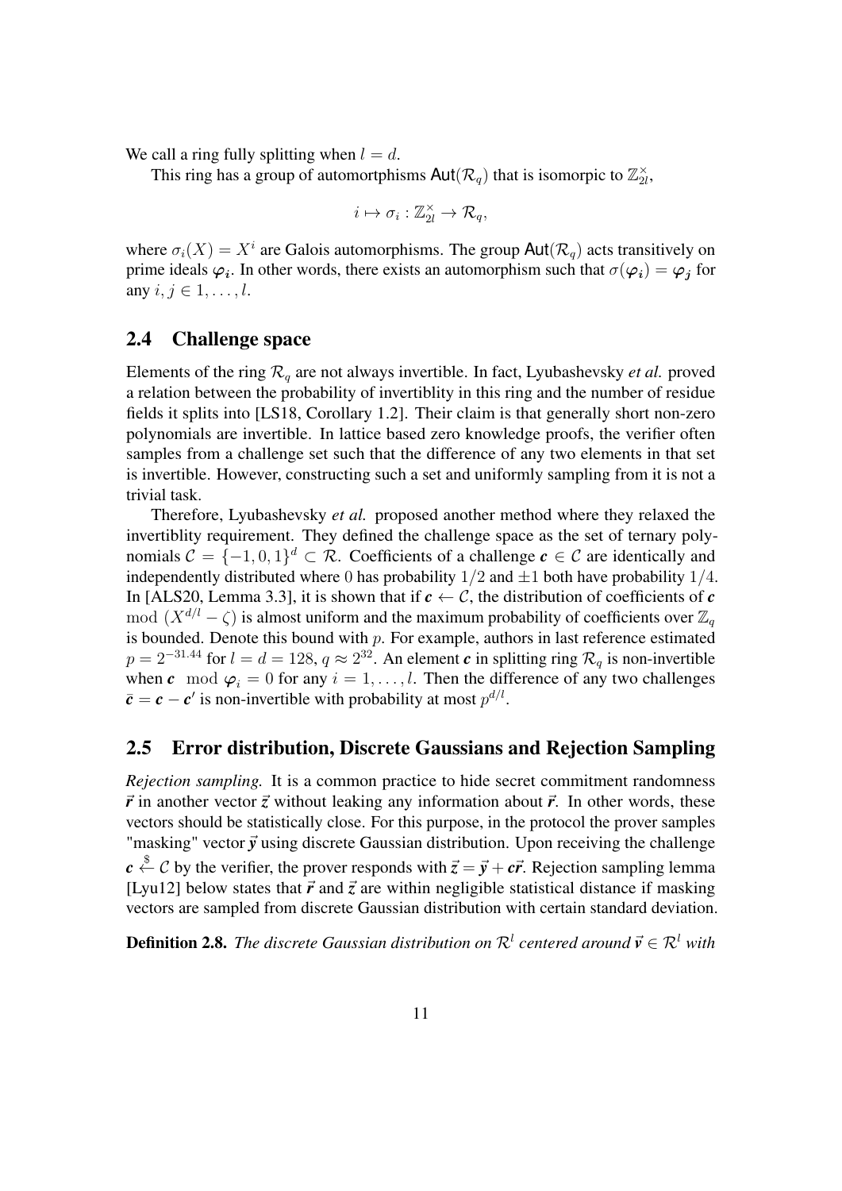We call a ring fully splitting when $l = d$.

This ring has a group of automortphisms $\mathsf{Aut}(\mathcal{R}_q)$ that is isomorpic to $\mathbb{Z}_{2l}^{\times}$,

$$i \mapsto \sigma_i : \mathbb{Z}_{2l}^{\times} \to \mathcal{R}_q,$$

where $\sigma_i(X) = X^i$ are Galois automorphisms. The group $\mathsf{Aut}(\mathcal{R}_q)$ acts transitively on prime ideals $\boldsymbol{\varphi_i}$. In other words, there exists an automorphism such that $\sigma(\boldsymbol{\varphi_i}) = \boldsymbol{\varphi_j}$ for any $i, j \in 1, \ldots, l$.

## 2.4 Challenge space

Elements of the ring $\mathcal{R}_q$ are not always invertible. In fact, Lyubashevsky *et al.* proved a relation between the probability of invertiblity in this ring and the number of residue fields it splits into [LS18, Corollary 1.2]. Their claim is that generally short non-zero polynomials are invertible. In lattice based zero knowledge proofs, the verifier often samples from a challenge set such that the difference of any two elements in that set is invertible. However, constructing such a set and uniformly sampling from it is not a trivial task.

Therefore, Lyubashevsky *et al.* proposed another method where they relaxed the invertiblity requirement. They defined the challenge space as the set of ternary polynomials $\mathcal{C} = \{-1, 0, 1\}^d \subset \mathcal{R}$. Coefficients of a challenge $\boldsymbol{c} \in \mathcal{C}$ are identically and independently distributed where $0$ has probability $1/2$ and $\pm 1$ both have probability $1/4$. In [ALS20, Lemma 3.3], it is shown that if $\boldsymbol{c} \leftarrow \mathcal{C}$, the distribution of coefficients of $\boldsymbol{c}$ $\bmod (X^{d/l} - \zeta)$ is almost uniform and the maximum probability of coefficients over $\mathbb{Z}_q$ is bounded. Denote this bound with $p$. For example, authors in last reference estimated $p = 2^{-31.44}$ for $l = d = 128$, $q \approx 2^{32}$. An element $\boldsymbol{c}$ in splitting ring $\mathcal{R}_q$ is non-invertible when $\boldsymbol{c} \mod \boldsymbol{\varphi}_i = 0$ for any $i = 1, \ldots, l$. Then the difference of any two challenges $\bar{\boldsymbol{c}} = \boldsymbol{c} - \boldsymbol{c}'$ is non-invertible with probability at most $p^{d/l}$.

## 2.5 Error distribution, Discrete Gaussians and Rejection Sampling

*Rejection sampling.* It is a common practice to hide secret commitment randomness $\vec{\boldsymbol{r}}$ in another vector $\vec{\boldsymbol{z}}$ without leaking any information about $\vec{\boldsymbol{r}}$. In other words, these vectors should be statistically close. For this purpose, in the protocol the prover samples "masking" vector $\vec{\boldsymbol{y}}$ using discrete Gaussian distribution. Upon receiving the challenge $\boldsymbol{c} \xleftarrow{\$} \mathcal{C}$ by the verifier, the prover responds with $\vec{\boldsymbol{z}} = \vec{\boldsymbol{y}} + \boldsymbol{c}\vec{\boldsymbol{r}}$. Rejection sampling lemma [Lyu12] below states that $\vec{\boldsymbol{r}}$ and $\vec{\boldsymbol{z}}$ are within negligible statistical distance if masking vectors are sampled from discrete Gaussian distribution with certain standard deviation.

**Definition 2.8.** *The discrete Gaussian distribution on $\mathcal{R}^l$ centered around $\vec{\boldsymbol{v}} \in \mathcal{R}^l$ with*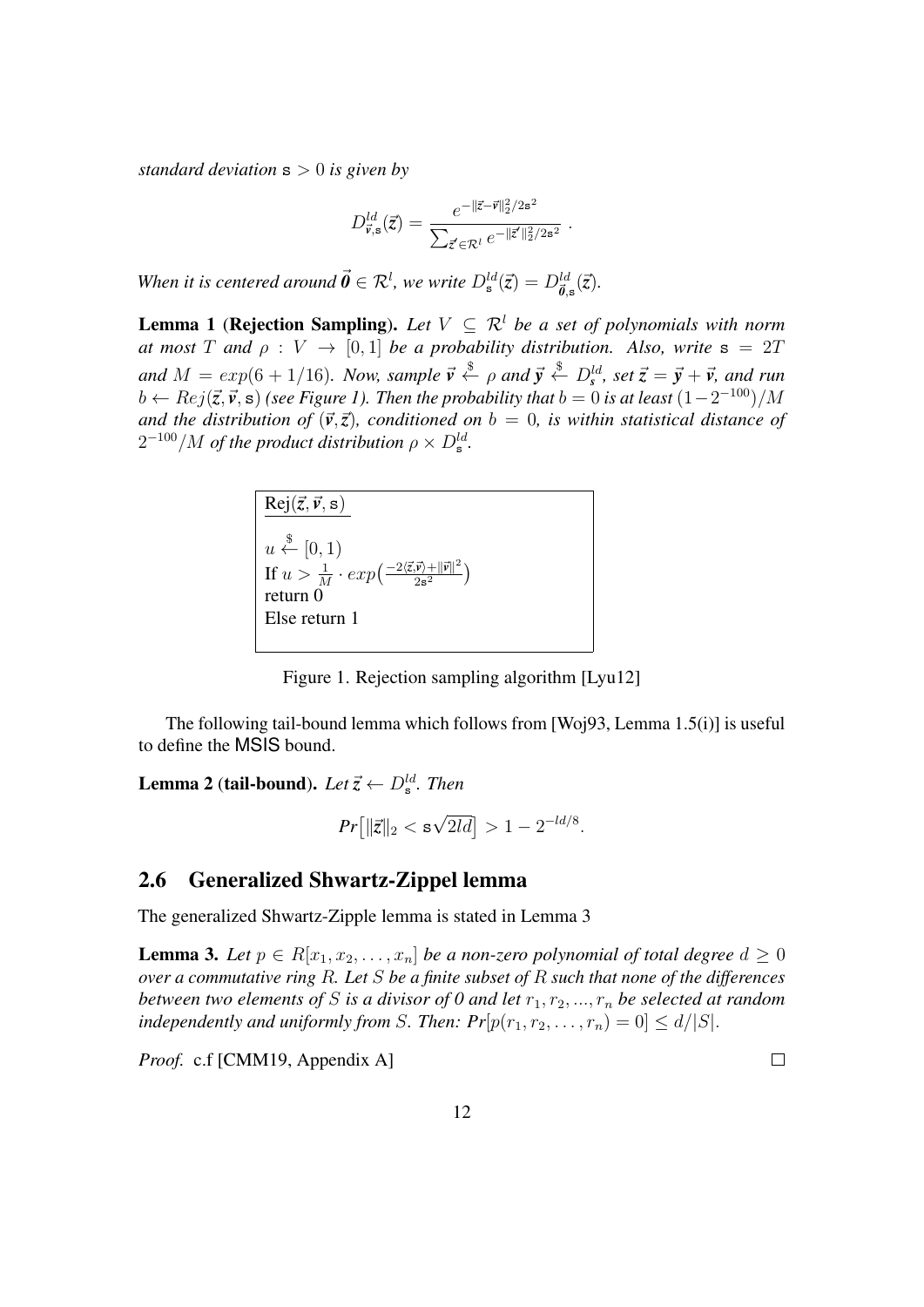*standard deviation* $\mathtt{s} > 0$ *is given by*

$$D^{ld}_{\vec{v},\mathtt{s}}(\vec{z}) = \frac{e^{-\|\vec{z}-\vec{v}\|_2^2/2\mathtt{s}^2}}{\sum_{\vec{z}' \in \mathcal{R}^l} e^{-\|\vec{z}'\|_2^2/2\mathtt{s}^2}} .$$

*When it is centered around* $\vec{\boldsymbol{0}} \in \mathcal{R}^l$*, we write* $D^{ld}_{\mathtt{s}}(\vec{z}) = D^{ld}_{\vec{\boldsymbol{0}},\mathtt{s}}(\vec{z})$*.*

**Lemma 1** (**Rejection Sampling**). *Let* $V \subseteq \mathcal{R}^l$ *be a set of polynomials with norm at most* $T$ *and* $\rho : V \to [0, 1]$ *be a probability distribution. Also, write* $\mathtt{s} = 2T$ *and* $M = exp(6 + 1/16)$*. Now, sample* $\vec{v} \xleftarrow{\$} \rho$ *and* $\vec{y} \xleftarrow{\$} D^{ld}_{s}$*, set* $\vec{z} = \vec{y} + \vec{v}$*, and run* $b \leftarrow Rej(\vec{z}, \vec{v}, \mathtt{s})$ *(see Figure 1). Then the probability that* $b = 0$ *is at least* $(1-2^{-100})/M$ *and the distribution of* $(\vec{v}, \vec{z})$*, conditioned on* $b = 0$*, is within statistical distance of* $2^{-100}/M$ *of the product distribution* $\rho \times D^{ld}_{\mathtt{s}}$*.*

```
Rej(z, v, s)

u <-$ [0, 1)
If u > (1/M) · exp((-2<z,v> + ||v||^2) / (2s^2))
return 0
Else return 1
```

$\underline{\mathrm{Rej}(\vec{z}, \vec{v}, \mathtt{s})}$

$u \xleftarrow{\$} [0, 1)$

If $u > \frac{1}{M} \cdot exp\big(\frac{-2\langle \vec{z}, \vec{v}\rangle + \|\vec{v}\|^2}{2\mathtt{s}^2}\big)$

return 0

Else return 1

Figure 1. Rejection sampling algorithm [Lyu12]

The following tail-bound lemma which follows from [Woj93, Lemma 1.5(i)] is useful to define the MSIS bound.

**Lemma 2** (**tail-bound**). *Let* $\vec{z} \leftarrow D^{ld}_{\mathtt{s}}$*. Then*

$$Pr\big[\|\vec{z}\|_2 < \mathtt{s}\sqrt{2ld}\big] > 1 - 2^{-ld/8}.$$

## 2.6 Generalized Shwartz-Zippel lemma

The generalized Shwartz-Zipple lemma is stated in Lemma 3

**Lemma 3.** *Let* $p \in R[x_1, x_2, \ldots, x_n]$ *be a non-zero polynomial of total degree* $d \geq 0$ *over a commutative ring* $R$*. Let* $S$ *be a finite subset of* $R$ *such that none of the differences between two elements of* $S$ *is a divisor of 0 and let* $r_1, r_2, ..., r_n$ *be selected at random independently and uniformly from* $S$*. Then:* $Pr[p(r_1, r_2, \ldots, r_n) = 0] \leq d/|S|$*.*

*Proof.* c.f [CMM19, Appendix A] □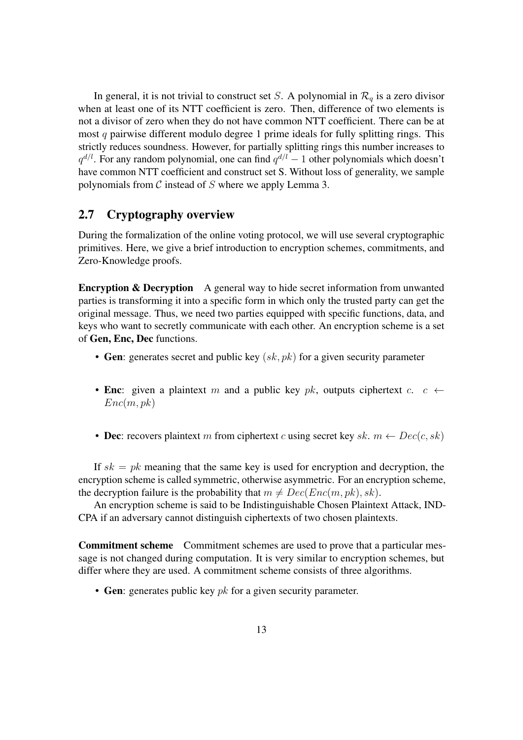In general, it is not trivial to construct set $S$. A polynomial in $\mathcal{R}_q$ is a zero divisor when at least one of its NTT coefficient is zero. Then, difference of two elements is not a divisor of zero when they do not have common NTT coefficient. There can be at most $q$ pairwise different modulo degree 1 prime ideals for fully splitting rings. This strictly reduces soundness. However, for partially splitting rings this number increases to $q^{d/l}$. For any random polynomial, one can find $q^{d/l} - 1$ other polynomials which doesn't have common NTT coefficient and construct set S. Without loss of generality, we sample polynomials from $\mathcal{C}$ instead of $S$ where we apply Lemma 3.

## 2.7 Cryptography overview

During the formalization of the online voting protocol, we will use several cryptographic primitives. Here, we give a brief introduction to encryption schemes, commitments, and Zero-Knowledge proofs.

**Encryption & Decryption** A general way to hide secret information from unwanted parties is transforming it into a specific form in which only the trusted party can get the original message. Thus, we need two parties equipped with specific functions, data, and keys who want to secretly communicate with each other. An encryption scheme is a set of **Gen, Enc, Dec** functions.

- **Gen**: generates secret and public key $(sk, pk)$ for a given security parameter
- **Enc**: given a plaintext $m$ and a public key $pk$, outputs ciphertext $c$. $c \leftarrow Enc(m, pk)$
- **Dec**: recovers plaintext $m$ from ciphertext $c$ using secret key $sk$. $m \leftarrow Dec(c, sk)$

If $sk = pk$ meaning that the same key is used for encryption and decryption, the encryption scheme is called symmetric, otherwise asymmetric. For an encryption scheme, the decryption failure is the probability that $m \neq Dec(Enc(m, pk), sk)$.

An encryption scheme is said to be Indistinguishable Chosen Plaintext Attack, IND-CPA if an adversary cannot distinguish ciphertexts of two chosen plaintexts.

**Commitment scheme** Commitment schemes are used to prove that a particular message is not changed during computation. It is very similar to encryption schemes, but differ where they are used. A commitment scheme consists of three algorithms.

- **Gen**: generates public key $pk$ for a given security parameter.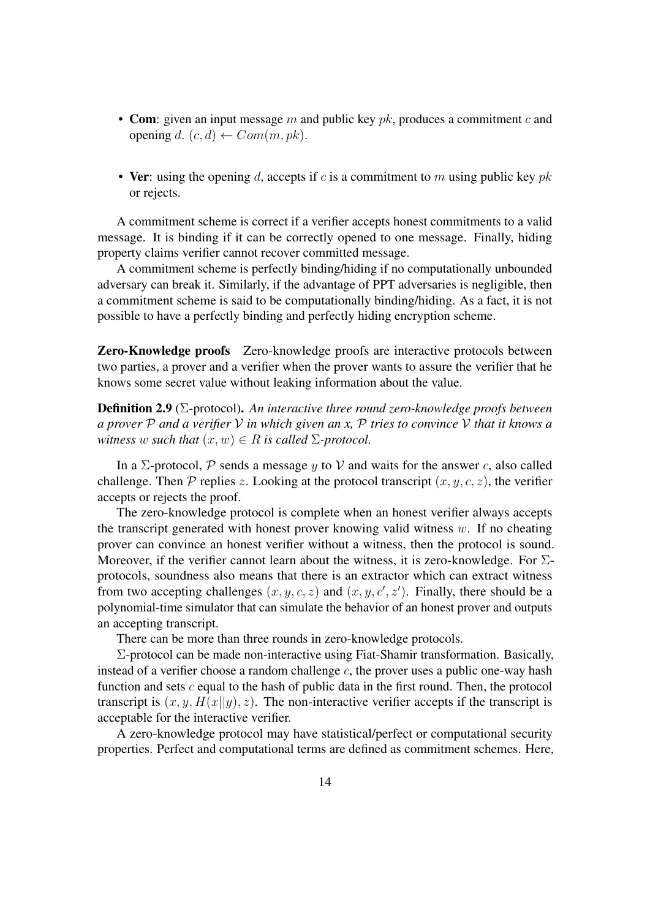- **Com**: given an input message $m$ and public key $pk$, produces a commitment $c$ and opening $d$. $(c, d) \leftarrow Com(m, pk)$.

- **Ver**: using the opening $d$, accepts if $c$ is a commitment to $m$ using public key $pk$ or rejects.

A commitment scheme is correct if a verifier accepts honest commitments to a valid message. It is binding if it can be correctly opened to one message. Finally, hiding property claims verifier cannot recover committed message.

A commitment scheme is perfectly binding/hiding if no computationally unbounded adversary can break it. Similarly, if the advantage of PPT adversaries is negligible, then a commitment scheme is said to be computationally binding/hiding. As a fact, it is not possible to have a perfectly binding and perfectly hiding encryption scheme.

**Zero-Knowledge proofs** Zero-knowledge proofs are interactive protocols between two parties, a prover and a verifier when the prover wants to assure the verifier that he knows some secret value without leaking information about the value.

**Definition 2.9** ($\Sigma$-protocol)**.** *An interactive three round zero-knowledge proofs between a prover $\mathcal{P}$ and a verifier $\mathcal{V}$ in which given an x, $\mathcal{P}$ tries to convince $\mathcal{V}$ that it knows a witness $w$ such that $(x, w) \in R$ is called $\Sigma$-protocol.*

In a $\Sigma$-protocol, $\mathcal{P}$ sends a message $y$ to $\mathcal{V}$ and waits for the answer $c$, also called challenge. Then $\mathcal{P}$ replies $z$. Looking at the protocol transcript $(x, y, c, z)$, the verifier accepts or rejects the proof.

The zero-knowledge protocol is complete when an honest verifier always accepts the transcript generated with honest prover knowing valid witness $w$. If no cheating prover can convince an honest verifier without a witness, then the protocol is sound. Moreover, if the verifier cannot learn about the witness, it is zero-knowledge. For $\Sigma$-protocols, soundness also means that there is an extractor which can extract witness from two accepting challenges $(x, y, c, z)$ and $(x, y, c', z')$. Finally, there should be a polynomial-time simulator that can simulate the behavior of an honest prover and outputs an accepting transcript.

There can be more than three rounds in zero-knowledge protocols.

$\Sigma$-protocol can be made non-interactive using Fiat-Shamir transformation. Basically, instead of a verifier choose a random challenge $c$, the prover uses a public one-way hash function and sets $c$ equal to the hash of public data in the first round. Then, the protocol transcript is $(x, y, H(x||y), z)$. The non-interactive verifier accepts if the transcript is acceptable for the interactive verifier.

A zero-knowledge protocol may have statistical/perfect or computational security properties. Perfect and computational terms are defined as commitment schemes. Here,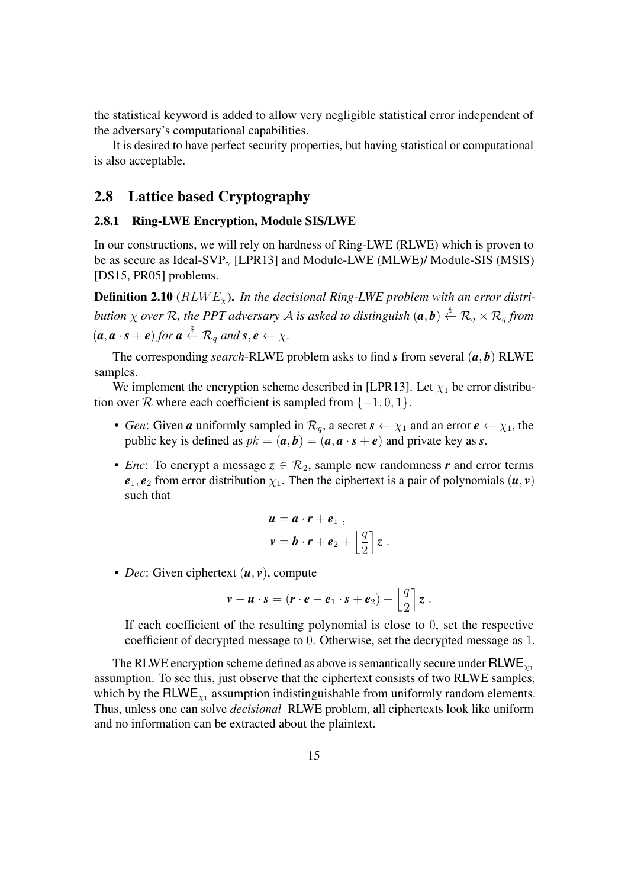the statistical keyword is added to allow very negligible statistical error independent of the adversary's computational capabilities.

It is desired to have perfect security properties, but having statistical or computational is also acceptable.

## 2.8 Lattice based Cryptography

### 2.8.1 Ring-LWE Encryption, Module SIS/LWE

In our constructions, we will rely on hardness of Ring-LWE (RLWE) which is proven to be as secure as Ideal-SVP$_\gamma$ [LPR13] and Module-LWE (MLWE)/ Module-SIS (MSIS) [DS15, PR05] problems.

**Definition 2.10** ($RLWE_\chi$)**.** *In the decisional Ring-LWE problem with an error distribution $\chi$ over $\mathcal{R}$, the PPT adversary $\mathcal{A}$ is asked to distinguish $(\boldsymbol{a}, \boldsymbol{b}) \xleftarrow{\$} \mathcal{R}_q \times \mathcal{R}_q$ from $(\boldsymbol{a}, \boldsymbol{a} \cdot \boldsymbol{s} + \boldsymbol{e})$ for $\boldsymbol{a} \xleftarrow{\$} \mathcal{R}_q$ and $\boldsymbol{s}, \boldsymbol{e} \leftarrow \chi$.*

The corresponding *search*-RLWE problem asks to find $\boldsymbol{s}$ from several $(\boldsymbol{a}, \boldsymbol{b})$ RLWE samples.

We implement the encryption scheme described in [LPR13]. Let $\chi_1$ be error distribution over $\mathcal{R}$ where each coefficient is sampled from $\{-1, 0, 1\}$.

- *Gen*: Given $\boldsymbol{a}$ uniformly sampled in $\mathcal{R}_q$, a secret $\boldsymbol{s} \leftarrow \chi_1$ and an error $\boldsymbol{e} \leftarrow \chi_1$, the public key is defined as $pk = (\boldsymbol{a}, \boldsymbol{b}) = (\boldsymbol{a}, \boldsymbol{a} \cdot \boldsymbol{s} + \boldsymbol{e})$ and private key as $\boldsymbol{s}$.
- *Enc*: To encrypt a message $\boldsymbol{z} \in \mathcal{R}_2$, sample new randomness $\boldsymbol{r}$ and error terms $\boldsymbol{e}_1, \boldsymbol{e}_2$ from error distribution $\chi_1$. Then the ciphertext is a pair of polynomials $(\boldsymbol{u}, \boldsymbol{v})$ such that

$$\boldsymbol{u} = \boldsymbol{a} \cdot \boldsymbol{r} + \boldsymbol{e}_1 \,,$$
$$\boldsymbol{v} = \boldsymbol{b} \cdot \boldsymbol{r} + \boldsymbol{e}_2 + \left\lfloor \frac{q}{2} \right\rceil \boldsymbol{z} \,.$$

- *Dec*: Given ciphertext $(\boldsymbol{u}, \boldsymbol{v})$, compute

$$\boldsymbol{v} - \boldsymbol{u} \cdot \boldsymbol{s} = (\boldsymbol{r} \cdot \boldsymbol{e} - \boldsymbol{e}_1 \cdot \boldsymbol{s} + \boldsymbol{e}_2) + \left\lfloor \frac{q}{2} \right\rceil \boldsymbol{z} \,.$$

  If each coefficient of the resulting polynomial is close to 0, set the respective coefficient of decrypted message to 0. Otherwise, set the decrypted message as 1.

The RLWE encryption scheme defined as above is semantically secure under $\mathsf{RLWE}_{\chi_1}$ assumption. To see this, just observe that the ciphertext consists of two RLWE samples, which by the $\mathsf{RLWE}_{\chi_1}$ assumption indistinguishable from uniformly random elements. Thus, unless one can solve *decisional* RLWE problem, all ciphertexts look like uniform and no information can be extracted about the plaintext.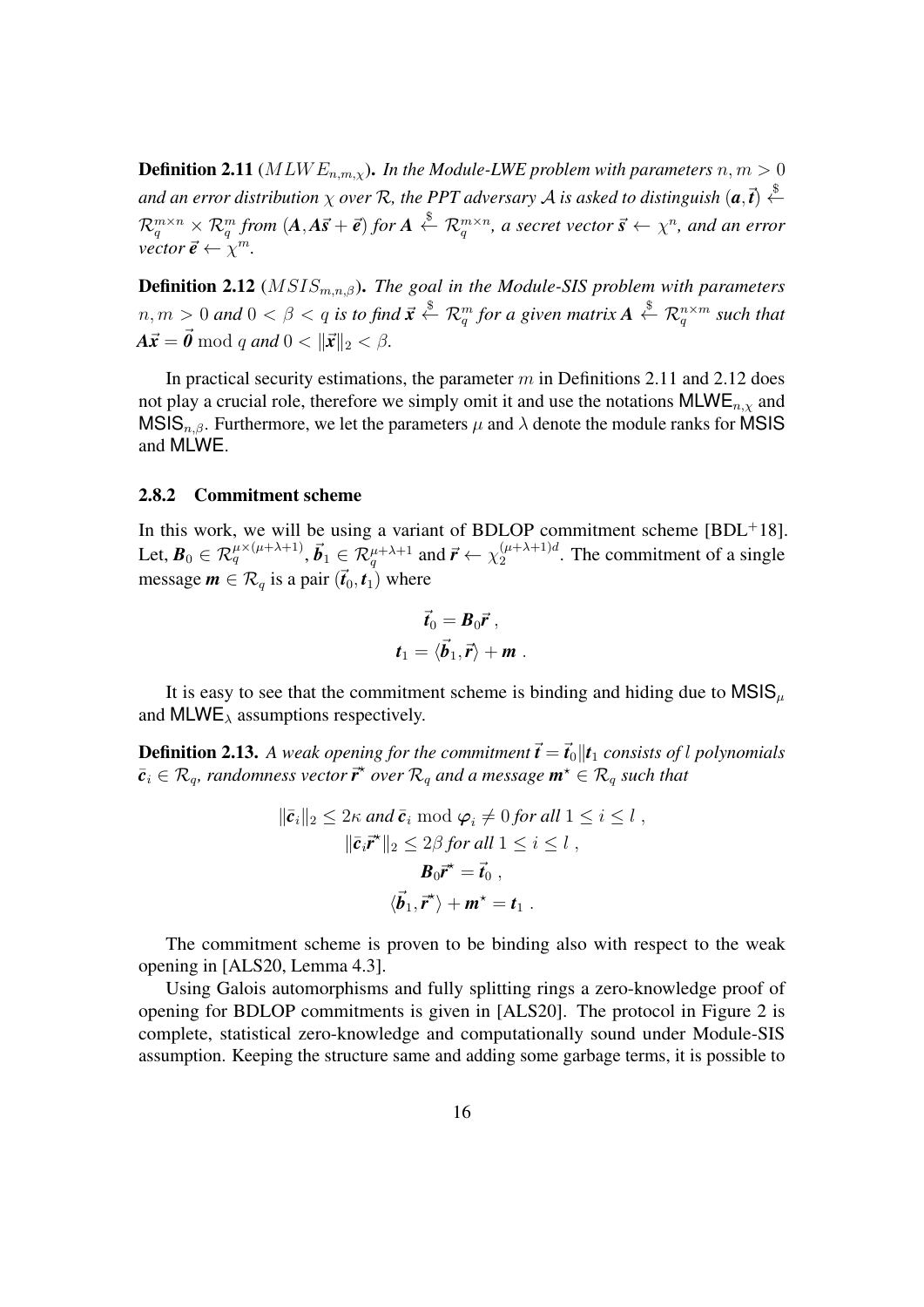**Definition 2.11** ($MLWE_{n,m,\chi}$)**.** *In the Module-LWE problem with parameters $n, m > 0$ and an error distribution $\chi$ over $\mathcal{R}$, the PPT adversary $\mathcal{A}$ is asked to distinguish $(\boldsymbol{a}, \vec{\boldsymbol{t}}) \xleftarrow{\$} \mathcal{R}_q^{m \times n} \times \mathcal{R}_q^m$ from $(\boldsymbol{A}, \boldsymbol{A}\vec{\boldsymbol{s}} + \vec{\boldsymbol{e}})$ for $\boldsymbol{A} \xleftarrow{\$} \mathcal{R}_q^{m \times n}$, a secret vector $\vec{\boldsymbol{s}} \leftarrow \chi^n$, and an error vector $\vec{\boldsymbol{e}} \leftarrow \chi^m$.*

**Definition 2.12** ($MSIS_{m,n,\beta}$)**.** *The goal in the Module-SIS problem with parameters $n, m > 0$ and $0 < \beta < q$ is to find $\vec{\boldsymbol{x}} \xleftarrow{\$} \mathcal{R}_q^m$ for a given matrix $\boldsymbol{A} \xleftarrow{\$} \mathcal{R}_q^{n \times m}$ such that $\boldsymbol{A}\vec{\boldsymbol{x}} = \vec{\boldsymbol{0}} \bmod q$ and $0 < \|\vec{\boldsymbol{x}}\|_2 < \beta$.*

In practical security estimations, the parameter $m$ in Definitions 2.11 and 2.12 does not play a crucial role, therefore we simply omit it and use the notations $\mathsf{MLWE}_{n,\chi}$ and $\mathsf{MSIS}_{n,\beta}$. Furthermore, we let the parameters $\mu$ and $\lambda$ denote the module ranks for MSIS and MLWE.

### 2.8.2 Commitment scheme

In this work, we will be using a variant of BDLOP commitment scheme [BDL+18]. Let, $\boldsymbol{B}_0 \in \mathcal{R}_q^{\mu \times (\mu+\lambda+1)}$, $\vec{\boldsymbol{b}}_1 \in \mathcal{R}_q^{\mu+\lambda+1}$ and $\vec{\boldsymbol{r}} \leftarrow \chi_2^{(\mu+\lambda+1)d}$. The commitment of a single message $\boldsymbol{m} \in \mathcal{R}_q$ is a pair $(\vec{\boldsymbol{t}}_0, \boldsymbol{t}_1)$ where

$$\vec{\boldsymbol{t}}_0 = \boldsymbol{B}_0 \vec{\boldsymbol{r}} \ ,$$
$$\boldsymbol{t}_1 = \langle \vec{\boldsymbol{b}}_1, \vec{\boldsymbol{r}} \rangle + \boldsymbol{m} \ .$$

It is easy to see that the commitment scheme is binding and hiding due to $\mathsf{MSIS}_\mu$ and $\mathsf{MLWE}_\lambda$ assumptions respectively.

**Definition 2.13.** *A weak opening for the commitment $\vec{\boldsymbol{t}} = \vec{\boldsymbol{t}}_0 \| \boldsymbol{t}_1$ consists of $l$ polynomials $\bar{\boldsymbol{c}}_i \in \mathcal{R}_q$, randomness vector $\vec{\boldsymbol{r}}^\star$ over $\mathcal{R}_q$ and a message $\boldsymbol{m}^\star \in \mathcal{R}_q$ such that*

$$\|\bar{\boldsymbol{c}}_i\|_2 \leq 2\kappa \text{ and } \bar{\boldsymbol{c}}_i \bmod \boldsymbol{\varphi}_i \neq 0 \text{ for all } 1 \leq i \leq l \ ,$$
$$\|\bar{\boldsymbol{c}}_i \vec{\boldsymbol{r}}^\star\|_2 \leq 2\beta \text{ for all } 1 \leq i \leq l \ ,$$
$$\boldsymbol{B}_0 \vec{\boldsymbol{r}}^\star = \vec{\boldsymbol{t}}_0 \ ,$$
$$\langle \vec{\boldsymbol{b}}_1, \vec{\boldsymbol{r}}^\star \rangle + \boldsymbol{m}^\star = \boldsymbol{t}_1 \ .$$

The commitment scheme is proven to be binding also with respect to the weak opening in [ALS20, Lemma 4.3].

Using Galois automorphisms and fully splitting rings a zero-knowledge proof of opening for BDLOP commitments is given in [ALS20]. The protocol in Figure 2 is complete, statistical zero-knowledge and computationally sound under Module-SIS assumption. Keeping the structure same and adding some garbage terms, it is possible to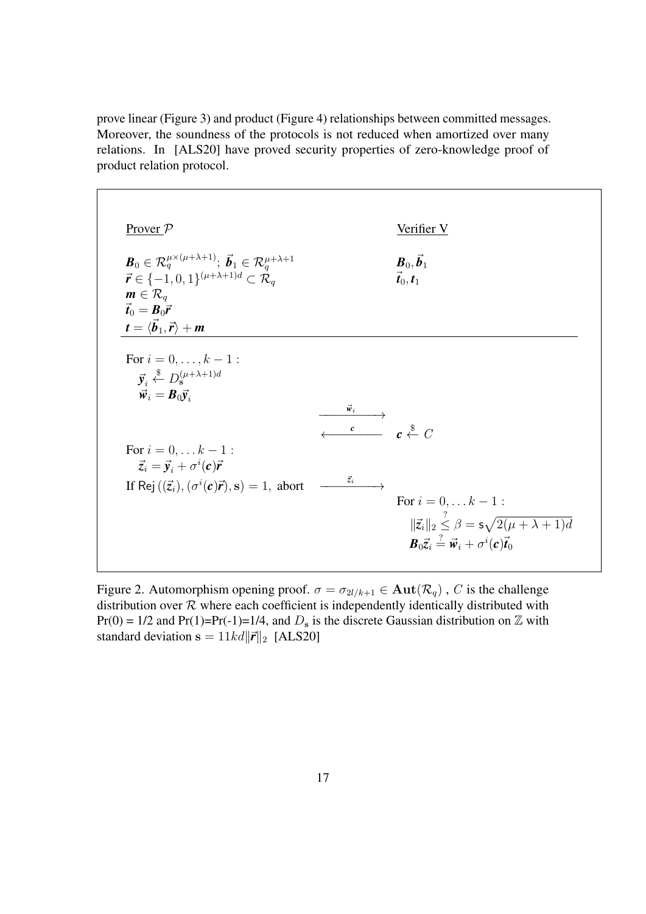prove linear (Figure 3) and product (Figure 4) relationships between committed messages. Moreover, the soundness of the protocols is not reduced when amortized over many relations. In [ALS20] have proved security properties of zero-knowledge proof of product relation protocol.

| Prover $\mathcal{P}$ | | Verifier V |
| --- | --- | --- |
| $\boldsymbol{B}_0 \in \mathcal{R}_q^{\mu \times (\mu+\lambda+1)}$; $\vec{\boldsymbol{b}}_1 \in \mathcal{R}_q^{\mu+\lambda+1}$ | | $\boldsymbol{B}_0, \vec{\boldsymbol{b}}_1$ |
| $\vec{\boldsymbol{r}} \in \{-1,0,1\}^{(\mu+\lambda+1)d} \subset \mathcal{R}_q$ | | $\vec{\boldsymbol{t}}_0, \boldsymbol{t}_1$ |
| $\boldsymbol{m} \in \mathcal{R}_q$ | | |
| $\vec{\boldsymbol{t}}_0 = \boldsymbol{B}_0 \vec{\boldsymbol{r}}$ | | |
| $\boldsymbol{t} = \langle \vec{\boldsymbol{b}}_1, \vec{\boldsymbol{r}} \rangle + \boldsymbol{m}$ | | |
| For $i = 0, \ldots, k-1$: | | |
| $\vec{\boldsymbol{y}}_i \xleftarrow{\$} D_{\mathsf{s}}^{(\mu+\lambda+1)d}$ | | |
| $\vec{\boldsymbol{w}}_i = \boldsymbol{B}_0 \vec{\boldsymbol{y}}_i$ | | |
| | $\xrightarrow{\vec{\boldsymbol{w}}_i}$ | |
| | $\xleftarrow{\boldsymbol{c}}$ | $\boldsymbol{c} \xleftarrow{\$} C$ |
| For $i = 0, \ldots k-1$: | | |
| $\vec{\boldsymbol{z}}_i = \vec{\boldsymbol{y}}_i + \sigma^i(\boldsymbol{c})\vec{\boldsymbol{r}}$ | | |
| If $\mathsf{Rej}\left((\vec{\boldsymbol{z}}_i), (\sigma^i(\boldsymbol{c})\vec{\boldsymbol{r}}), \mathrm{s}\right) = 1$, abort | $\xrightarrow{\vec{\boldsymbol{z}}_i}$ | |
| | | For $i = 0, \ldots k-1$: |
| | | $\|\vec{\boldsymbol{z}}_i\|_2 \stackrel{?}{\leq} \beta = \mathsf{s}\sqrt{2(\mu+\lambda+1)d}$ |
| | | $\boldsymbol{B}_0 \vec{\boldsymbol{z}}_i \stackrel{?}{=} \vec{\boldsymbol{w}}_i + \sigma^i(\boldsymbol{c})\vec{\boldsymbol{t}}_0$ |

Figure 2. Automorphism opening proof. $\sigma = \sigma_{2l/k+1} \in \mathbf{Aut}(\mathcal{R}_q)$ , $C$ is the challenge distribution over $\mathcal{R}$ where each coefficient is independently identically distributed with Pr(0) = 1/2 and Pr(1)=Pr(-1)=1/4, and $D_{\mathrm{s}}$ is the discrete Gaussian distribution on $\mathbb{Z}$ with standard deviation $\mathrm{s} = 11kd\|\vec{\boldsymbol{r}}\|_2$ [ALS20]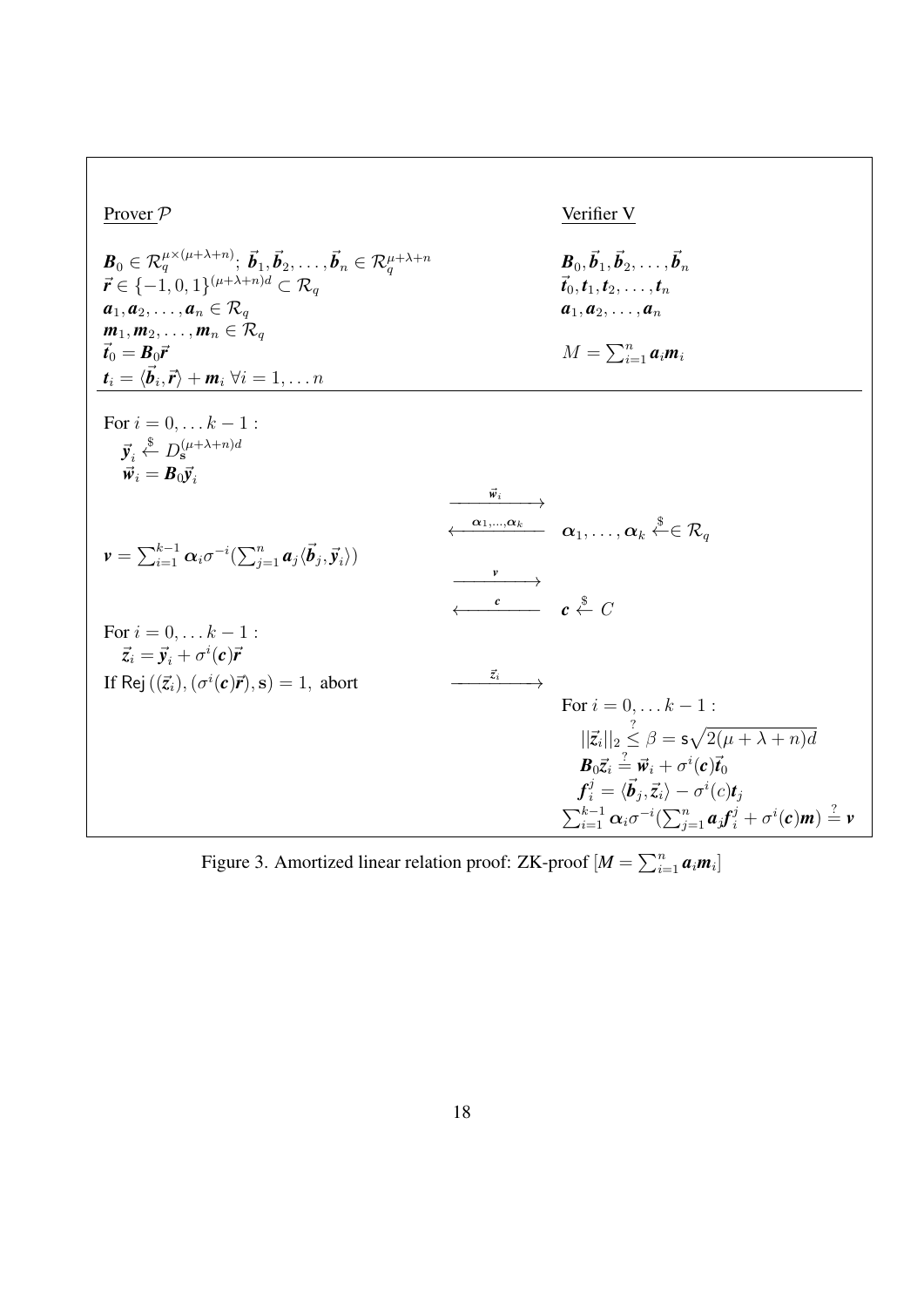**Prover $\mathcal{P}$**

$\boldsymbol{B}_0 \in \mathcal{R}_q^{\mu\times(\mu+\lambda+n)}$; $\vec{\boldsymbol{b}}_1, \vec{\boldsymbol{b}}_2, \ldots, \vec{\boldsymbol{b}}_n \in \mathcal{R}_q^{\mu+\lambda+n}$
$\vec{\boldsymbol{r}} \in \{-1, 0, 1\}^{(\mu+\lambda+n)d} \subset \mathcal{R}_q$
$\boldsymbol{a}_1, \boldsymbol{a}_2, \ldots, \boldsymbol{a}_n \in \mathcal{R}_q$
$\boldsymbol{m}_1, \boldsymbol{m}_2, \ldots, \boldsymbol{m}_n \in \mathcal{R}_q$
$\vec{\boldsymbol{t}}_0 = \boldsymbol{B}_0\vec{\boldsymbol{r}}$
$\boldsymbol{t}_i = \langle \vec{\boldsymbol{b}}_i, \vec{\boldsymbol{r}}\rangle + \boldsymbol{m}_i \;\forall i = 1, \ldots n$

**Verifier V**

$\boldsymbol{B}_0, \vec{\boldsymbol{b}}_1, \vec{\boldsymbol{b}}_2, \ldots, \vec{\boldsymbol{b}}_n$
$\vec{\boldsymbol{t}}_0, \boldsymbol{t}_1, \boldsymbol{t}_2, \ldots, \boldsymbol{t}_n$
$\boldsymbol{a}_1, \boldsymbol{a}_2, \ldots, \boldsymbol{a}_n$
$M = \sum_{i=1}^{n} \boldsymbol{a}_i\boldsymbol{m}_i$

---

**Prover:** For $i = 0, \ldots k-1$:
  $\vec{\boldsymbol{y}}_i \xleftarrow{\$} D_{\mathsf{s}}^{(\mu+\lambda+n)d}$
  $\vec{\boldsymbol{w}}_i = \boldsymbol{B}_0\vec{\boldsymbol{y}}_i$

Prover → Verifier: $\vec{\boldsymbol{w}}_i$

**Verifier:** $\boldsymbol{\alpha}_1, \ldots, \boldsymbol{\alpha}_k \xleftarrow{\$} \in \mathcal{R}_q$

Verifier → Prover: $\boldsymbol{\alpha}_1, \ldots, \boldsymbol{\alpha}_k$

**Prover:** $\boldsymbol{v} = \sum_{i=1}^{k-1} \boldsymbol{\alpha}_i \sigma^{-i}(\sum_{j=1}^{n} \boldsymbol{a}_j \langle \vec{\boldsymbol{b}}_j, \vec{\boldsymbol{y}}_i\rangle)$

Prover → Verifier: $\boldsymbol{v}$

**Verifier:** $\boldsymbol{c} \xleftarrow{\$} C$

Verifier → Prover: $\boldsymbol{c}$

**Prover:** For $i = 0, \ldots k-1$:
  $\vec{\boldsymbol{z}}_i = \vec{\boldsymbol{y}}_i + \sigma^i(\boldsymbol{c})\vec{\boldsymbol{r}}$
If $\mathsf{Rej}\left((\vec{\boldsymbol{z}}_i), (\sigma^i(\boldsymbol{c})\vec{\boldsymbol{r}}), \mathrm{s}\right) = 1$, abort

Prover → Verifier: $\vec{\boldsymbol{z}}_i$

**Verifier:** For $i = 0, \ldots k-1$:
  $||\vec{\boldsymbol{z}}_i||_2 \stackrel{?}{\leq} \beta = \mathsf{s}\sqrt{2(\mu+\lambda+n)d}$
  $\boldsymbol{B}_0\vec{\boldsymbol{z}}_i \stackrel{?}{=} \vec{\boldsymbol{w}}_i + \sigma^i(\boldsymbol{c})\vec{\boldsymbol{t}}_0$
  $\boldsymbol{f}_i^j = \langle \vec{\boldsymbol{b}}_j, \vec{\boldsymbol{z}}_i\rangle - \sigma^i(c)\boldsymbol{t}_j$
  $\sum_{i=1}^{k-1} \boldsymbol{\alpha}_i \sigma^{-i}(\sum_{j=1}^{n} \boldsymbol{a}_j \boldsymbol{f}_i^j + \sigma^i(\boldsymbol{c})\boldsymbol{m}) \stackrel{?}{=} \boldsymbol{v}$

Figure 3. Amortized linear relation proof: ZK-proof $[\boldsymbol{M} = \sum_{i=1}^{n} \boldsymbol{a}_i\boldsymbol{m}_i]$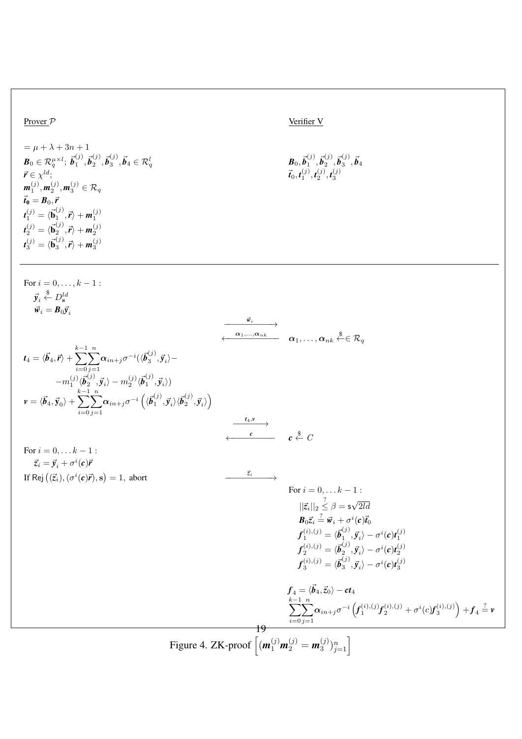Prover $\mathcal{P}$ | Verifier V

$= \mu + \lambda + 3n + 1$

$\boldsymbol{B}_0 \in \mathcal{R}_q^{\mu \times l}$; $\vec{\boldsymbol{b}}_1^{(j)}, \vec{\boldsymbol{b}}_2^{(j)}, \vec{\boldsymbol{b}}_3^{(j)}, \vec{\boldsymbol{b}}_4 \in \mathcal{R}_q^l$

$\vec{\boldsymbol{r}} \in \chi^{ld}$;

$\boldsymbol{m}_1^{(j)}, \boldsymbol{m}_2^{(j)}, \boldsymbol{m}_3^{(j)} \in \mathcal{R}_q$

$\vec{\boldsymbol{t}}_0 = \boldsymbol{B}_0, \vec{\boldsymbol{r}}$

$\boldsymbol{t}_1^{(j)} = \langle \vec{\mathbf{b}}_1^{(j)}, \vec{\boldsymbol{r}} \rangle + \boldsymbol{m}_1^{(j)}$

$\boldsymbol{t}_2^{(j)} = \langle \vec{\mathbf{b}}_2^{(j)}, \vec{\boldsymbol{r}} \rangle + \boldsymbol{m}_2^{(j)}$

$\boldsymbol{t}_3^{(j)} = \langle \vec{\mathbf{b}}_3^{(j)}, \vec{\boldsymbol{r}} \rangle + \boldsymbol{m}_3^{(j)}$

Verifier V: $\boldsymbol{B}_0, \vec{\boldsymbol{b}}_1^{(j)}, \vec{\boldsymbol{b}}_2^{(j)}, \vec{\boldsymbol{b}}_3^{(j)}, \vec{\boldsymbol{b}}_4$; $\vec{\boldsymbol{t}}_0, \boldsymbol{t}_1^{(j)}, \boldsymbol{t}_2^{(j)}, \boldsymbol{t}_3^{(j)}$

---

For $i = 0, \ldots, k-1$:

$\quad \vec{\boldsymbol{y}}_i \xleftarrow{\$} D_{\mathsf{s}}^{ld}$

$\quad \vec{\boldsymbol{w}}_i = \boldsymbol{B}_0 \vec{\boldsymbol{y}}_i$

$\xrightarrow{\vec{\boldsymbol{w}}_i}$

$\xleftarrow{\boldsymbol{\alpha}_1, \ldots, \boldsymbol{\alpha}_{nk}}$ $\quad \boldsymbol{\alpha}_1, \ldots, \boldsymbol{\alpha}_{nk} \xleftarrow{\$} \in \mathcal{R}_q$

$$\boldsymbol{t}_4 = \langle \vec{\boldsymbol{b}}_4, \vec{\boldsymbol{r}} \rangle + \sum_{i=0}^{k-1} \sum_{j=1}^{n} \boldsymbol{\alpha}_{in+j} \sigma^{-i} (\langle \vec{\boldsymbol{b}}_3^{(j)}, \vec{\boldsymbol{y}}_i \rangle - -m_1^{(j)} \langle \vec{\boldsymbol{b}}_2^{(j)}, \vec{\boldsymbol{y}}_i \rangle - m_2^{(j)} \langle \vec{\boldsymbol{b}}_1^{(j)}, \vec{\boldsymbol{y}}_i \rangle)$$

$$\boldsymbol{v} = \langle \vec{\boldsymbol{b}}_4, \vec{\boldsymbol{y}}_0 \rangle + \sum_{i=0}^{k-1} \sum_{j=1}^{n} \boldsymbol{\alpha}_{in+j} \sigma^{-i} \left( \langle \vec{\boldsymbol{b}}_1^{(j)}, \vec{\boldsymbol{y}}_i \rangle \langle \vec{\boldsymbol{b}}_2^{(j)}, \vec{\boldsymbol{y}}_i \rangle \right)$$

$\xrightarrow{\boldsymbol{t}_4, \boldsymbol{v}}$

$\xleftarrow{\boldsymbol{c}}$ $\quad \boldsymbol{c} \xleftarrow{\$} C$

For $i = 0, \ldots k-1$:

$\quad \vec{\boldsymbol{z}}_i = \vec{\boldsymbol{y}}_i + \sigma^i(\boldsymbol{c}) \vec{\boldsymbol{r}}$

If $\mathsf{Rej}\left((\vec{\boldsymbol{z}}_i), (\sigma^i(\boldsymbol{c})\vec{\boldsymbol{r}}), \mathsf{s}\right) = 1$, abort

$\xrightarrow{\vec{\boldsymbol{z}}_i}$

Verifier V:

For $i = 0, \ldots k-1$:

$\quad ||\vec{\boldsymbol{z}}_i||_2 \overset{?}{\leq} \beta = \mathsf{s}\sqrt{2ld}$

$\quad \boldsymbol{B}_0 \vec{\boldsymbol{z}}_i \overset{?}{=} \vec{\boldsymbol{w}}_i + \sigma^i(\boldsymbol{c}) \vec{\boldsymbol{t}}_0$

$\quad \boldsymbol{f}_1^{(i),(j)} = \langle \vec{\boldsymbol{b}}_1^{(j)}, \vec{\boldsymbol{y}}_i \rangle - \sigma^i(\boldsymbol{c}) \boldsymbol{t}_1^{(j)}$

$\quad \boldsymbol{f}_2^{(i),(j)} = \langle \vec{\boldsymbol{b}}_2^{(j)}, \vec{\boldsymbol{y}}_i \rangle - \sigma^i(\boldsymbol{c}) \boldsymbol{t}_2^{(j)}$

$\quad \boldsymbol{f}_3^{(i),(j)} = \langle \vec{\boldsymbol{b}}_3^{(j)}, \vec{\boldsymbol{y}}_i \rangle - \sigma^i(\boldsymbol{c}) \boldsymbol{t}_3^{(j)}$

$\boldsymbol{f}_4 = \langle \vec{\boldsymbol{b}}_4, \vec{\boldsymbol{z}}_0 \rangle - \boldsymbol{c}\boldsymbol{t}_4$

$$\sum_{i=0}^{k-1} \sum_{j=1}^{n} \boldsymbol{\alpha}_{in+j} \sigma^{-i} \left( \boldsymbol{f}_1^{(i),(j)} \boldsymbol{f}_2^{(i),(j)} + \sigma^i(c) \boldsymbol{f}_3^{(i),(j)} \right) + \boldsymbol{f}_4 \overset{?}{=} \boldsymbol{v}$$

Figure 4. ZK-proof $\left[ (\boldsymbol{m}_1^{(j)} \boldsymbol{m}_2^{(j)} = \boldsymbol{m}_3^{(j)})_{j=1}^n \right]$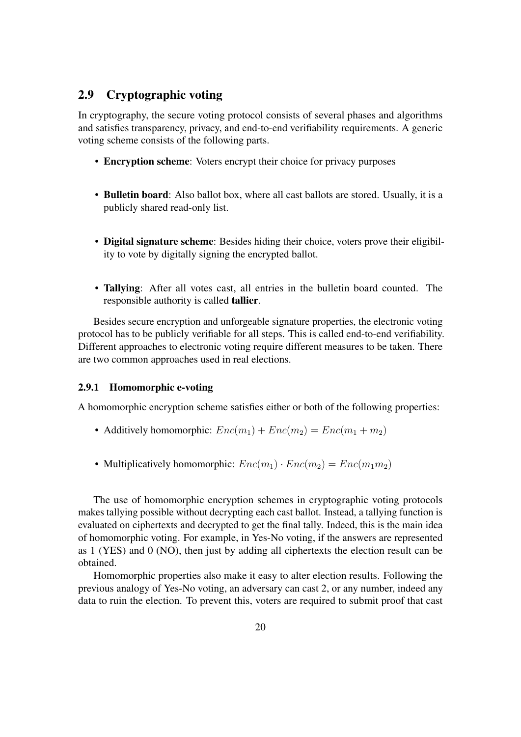## 2.9 Cryptographic voting

In cryptography, the secure voting protocol consists of several phases and algorithms and satisfies transparency, privacy, and end-to-end verifiability requirements. A generic voting scheme consists of the following parts.

- **Encryption scheme**: Voters encrypt their choice for privacy purposes
- **Bulletin board**: Also ballot box, where all cast ballots are stored. Usually, it is a publicly shared read-only list.
- **Digital signature scheme**: Besides hiding their choice, voters prove their eligibility to vote by digitally signing the encrypted ballot.
- **Tallying**: After all votes cast, all entries in the bulletin board counted. The responsible authority is called **tallier**.

Besides secure encryption and unforgeable signature properties, the electronic voting protocol has to be publicly verifiable for all steps. This is called end-to-end verifiability. Different approaches to electronic voting require different measures to be taken. There are two common approaches used in real elections.

### 2.9.1 Homomorphic e-voting

A homomorphic encryption scheme satisfies either or both of the following properties:

- Additively homomorphic: $Enc(m_1) + Enc(m_2) = Enc(m_1 + m_2)$
- Multiplicatively homomorphic: $Enc(m_1) \cdot Enc(m_2) = Enc(m_1 m_2)$

The use of homomorphic encryption schemes in cryptographic voting protocols makes tallying possible without decrypting each cast ballot. Instead, a tallying function is evaluated on ciphertexts and decrypted to get the final tally. Indeed, this is the main idea of homomorphic voting. For example, in Yes-No voting, if the answers are represented as 1 (YES) and 0 (NO), then just by adding all ciphertexts the election result can be obtained.

Homomorphic properties also make it easy to alter election results. Following the previous analogy of Yes-No voting, an adversary can cast 2, or any number, indeed any data to ruin the election. To prevent this, voters are required to submit proof that cast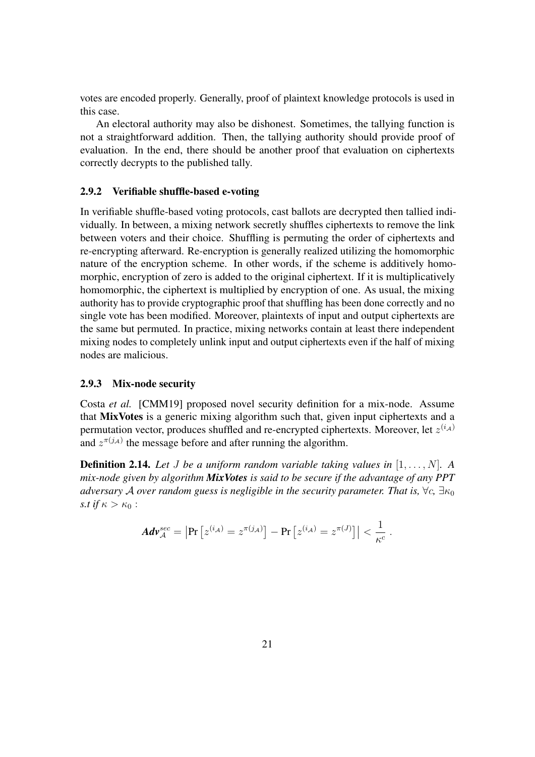votes are encoded properly. Generally, proof of plaintext knowledge protocols is used in this case.

An electoral authority may also be dishonest. Sometimes, the tallying function is not a straightforward addition. Then, the tallying authority should provide proof of evaluation. In the end, there should be another proof that evaluation on ciphertexts correctly decrypts to the published tally.

### 2.9.2 Verifiable shuffle-based e-voting

In verifiable shuffle-based voting protocols, cast ballots are decrypted then tallied individually. In between, a mixing network secretly shuffles ciphertexts to remove the link between voters and their choice. Shuffling is permuting the order of ciphertexts and re-encrypting afterward. Re-encryption is generally realized utilizing the homomorphic nature of the encryption scheme. In other words, if the scheme is additively homomorphic, encryption of zero is added to the original ciphertext. If it is multiplicatively homomorphic, the ciphertext is multiplied by encryption of one. As usual, the mixing authority has to provide cryptographic proof that shuffling has been done correctly and no single vote has been modified. Moreover, plaintexts of input and output ciphertexts are the same but permuted. In practice, mixing networks contain at least there independent mixing nodes to completely unlink input and output ciphertexts even if the half of mixing nodes are malicious.

### 2.9.3 Mix-node security

Costa *et al.* [CMM19] proposed novel security definition for a mix-node. Assume that **MixVotes** is a generic mixing algorithm such that, given input ciphertexts and a permutation vector, produces shuffled and re-encrypted ciphertexts. Moreover, let $z^{(i_{\mathcal{A}})}$ and $z^{\pi(j_{\mathcal{A}})}$ the message before and after running the algorithm.

**Definition 2.14.** *Let $J$ be a uniform random variable taking values in $[1, \ldots, N]$. A mix-node given by algorithm **MixVotes** is said to be secure if the advantage of any PPT adversary $\mathcal{A}$ over random guess is negligible in the security parameter. That is, $\forall c$, $\exists \kappa_0$ s.t if $\kappa > \kappa_0$ :*

$$\boldsymbol{Adv}_{\mathcal{A}}^{sec} = \left|\Pr\left[z^{(i_{\mathcal{A}})} = z^{\pi(j_{\mathcal{A}})}\right] - \Pr\left[z^{(i_{\mathcal{A}})} = z^{\pi(J)}\right]\right| < \frac{1}{\kappa^c} \; .$$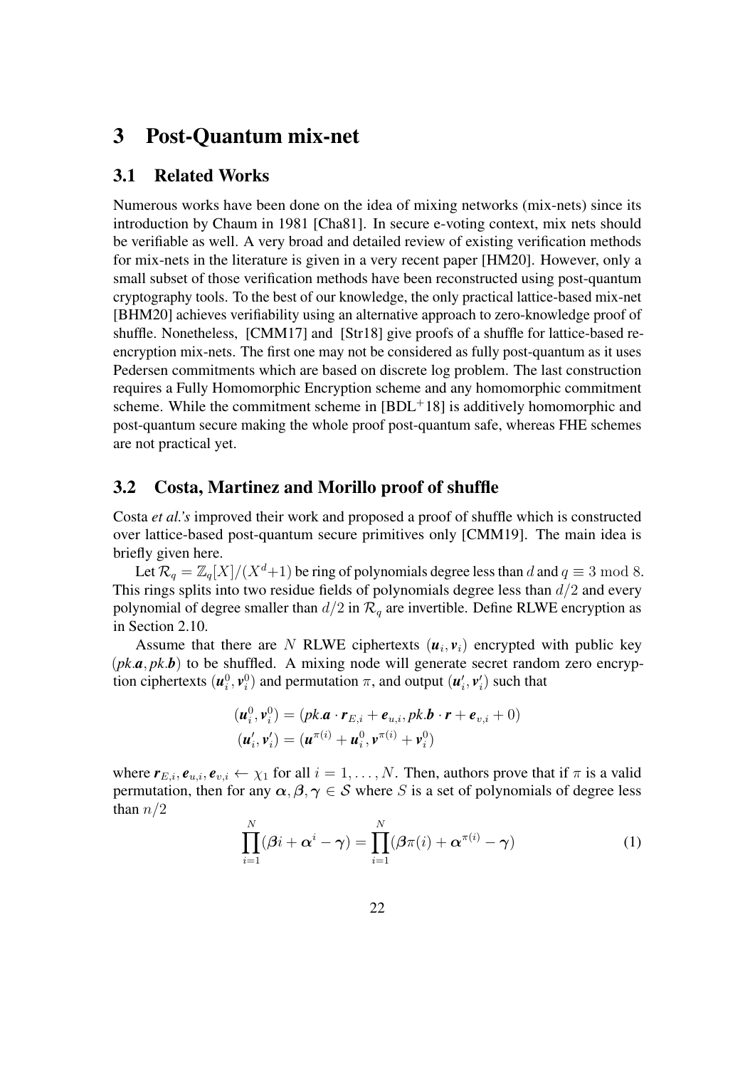# 3 Post-Quantum mix-net

## 3.1 Related Works

Numerous works have been done on the idea of mixing networks (mix-nets) since its introduction by Chaum in 1981 [Cha81]. In secure e-voting context, mix nets should be verifiable as well. A very broad and detailed review of existing verification methods for mix-nets in the literature is given in a very recent paper [HM20]. However, only a small subset of those verification methods have been reconstructed using post-quantum cryptography tools. To the best of our knowledge, the only practical lattice-based mix-net [BHM20] achieves verifiability using an alternative approach to zero-knowledge proof of shuffle. Nonetheless, [CMM17] and [Str18] give proofs of a shuffle for lattice-based re-encryption mix-nets. The first one may not be considered as fully post-quantum as it uses Pedersen commitments which are based on discrete log problem. The last construction requires a Fully Homomorphic Encryption scheme and any homomorphic commitment scheme. While the commitment scheme in [BDL[+]18] is additively homomorphic and post-quantum secure making the whole proof post-quantum safe, whereas FHE schemes are not practical yet.

## 3.2 Costa, Martinez and Morillo proof of shuffle

Costa *et al.'s* improved their work and proposed a proof of shuffle which is constructed over lattice-based post-quantum secure primitives only [CMM19]. The main idea is briefly given here.

Let $\mathcal{R}_q = \mathbb{Z}_q[X]/(X^d+1)$ be ring of polynomials degree less than $d$ and $q \equiv 3 \bmod 8$. This rings splits into two residue fields of polynomials degree less than $d/2$ and every polynomial of degree smaller than $d/2$ in $\mathcal{R}_q$ are invertible. Define RLWE encryption as in Section 2.10.

Assume that there are $N$ RLWE ciphertexts $(\boldsymbol{u}_i, \boldsymbol{v}_i)$ encrypted with public key $(pk.\boldsymbol{a}, pk.\boldsymbol{b})$ to be shuffled. A mixing node will generate secret random zero encryption ciphertexts $(\boldsymbol{u}_i^0, \boldsymbol{v}_i^0)$ and permutation $\pi$, and output $(\boldsymbol{u}_i', \boldsymbol{v}_i')$ such that

$$(\boldsymbol{u}_i^0, \boldsymbol{v}_i^0) = (pk.\boldsymbol{a} \cdot \boldsymbol{r}_{E,i} + \boldsymbol{e}_{u,i}, pk.\boldsymbol{b} \cdot \boldsymbol{r} + \boldsymbol{e}_{v,i} + 0)$$
$$(\boldsymbol{u}_i', \boldsymbol{v}_i') = (\boldsymbol{u}^{\pi(i)} + \boldsymbol{u}_i^0, \boldsymbol{v}^{\pi(i)} + \boldsymbol{v}_i^0)$$

where $\boldsymbol{r}_{E,i}, \boldsymbol{e}_{u,i}, \boldsymbol{e}_{v,i} \leftarrow \chi_1$ for all $i = 1, \dots, N$. Then, authors prove that if $\pi$ is a valid permutation, then for any $\boldsymbol{\alpha}, \boldsymbol{\beta}, \boldsymbol{\gamma} \in \mathcal{S}$ where $S$ is a set of polynomials of degree less than $n/2$

$$\prod_{i=1}^{N} (\boldsymbol{\beta} i + \boldsymbol{\alpha}^i - \boldsymbol{\gamma}) = \prod_{i=1}^{N} (\boldsymbol{\beta} \pi(i) + \boldsymbol{\alpha}^{\pi(i)} - \boldsymbol{\gamma}) \tag{1}$$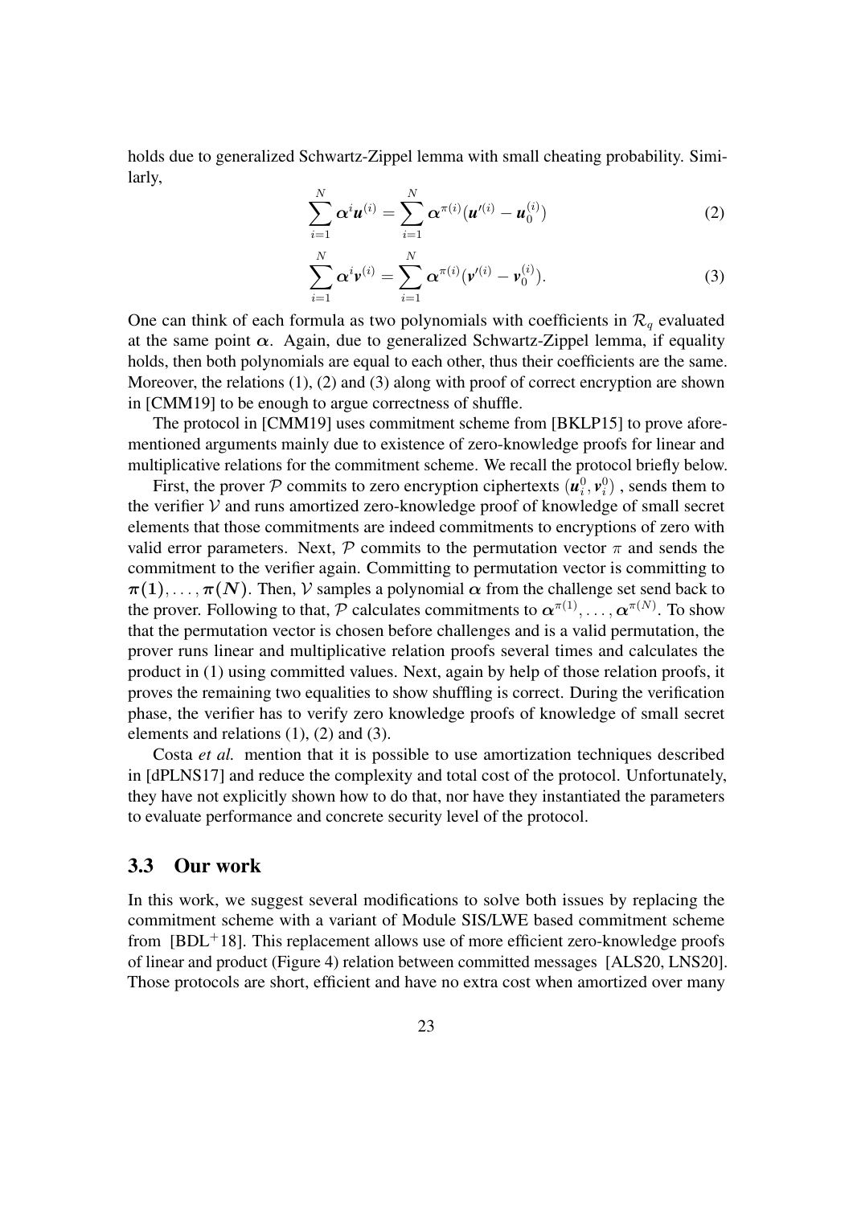holds due to generalized Schwartz-Zippel lemma with small cheating probability. Similarly,

$$\sum_{i=1}^{N} \boldsymbol{\alpha}^i \boldsymbol{u}^{(i)} = \sum_{i=1}^{N} \boldsymbol{\alpha}^{\pi(i)} (\boldsymbol{u}'^{(i)} - \boldsymbol{u}_0^{(i)}) \tag{2}$$

$$\sum_{i=1}^{N} \boldsymbol{\alpha}^i \boldsymbol{v}^{(i)} = \sum_{i=1}^{N} \boldsymbol{\alpha}^{\pi(i)} (\boldsymbol{v}'^{(i)} - \boldsymbol{v}_0^{(i)}). \tag{3}$$

One can think of each formula as two polynomials with coefficients in $\mathcal{R}_q$ evaluated at the same point $\boldsymbol{\alpha}$. Again, due to generalized Schwartz-Zippel lemma, if equality holds, then both polynomials are equal to each other, thus their coefficients are the same. Moreover, the relations (1), (2) and (3) along with proof of correct encryption are shown in [CMM19] to be enough to argue correctness of shuffle.

The protocol in [CMM19] uses commitment scheme from [BKLP15] to prove aforementioned arguments mainly due to existence of zero-knowledge proofs for linear and multiplicative relations for the commitment scheme. We recall the protocol briefly below.

First, the prover $\mathcal{P}$ commits to zero encryption ciphertexts $(\boldsymbol{u}_i^0, \boldsymbol{v}_i^0)$ , sends them to the verifier $\mathcal{V}$ and runs amortized zero-knowledge proof of knowledge of small secret elements that those commitments are indeed commitments to encryptions of zero with valid error parameters. Next, $\mathcal{P}$ commits to the permutation vector $\pi$ and sends the commitment to the verifier again. Committing to permutation vector is committing to $\boldsymbol{\pi}(\mathbf{1}), \ldots, \boldsymbol{\pi}(\boldsymbol{N})$. Then, $\mathcal{V}$ samples a polynomial $\boldsymbol{\alpha}$ from the challenge set send back to the prover. Following to that, $\mathcal{P}$ calculates commitments to $\boldsymbol{\alpha}^{\pi(1)}, \ldots, \boldsymbol{\alpha}^{\pi(N)}$. To show that the permutation vector is chosen before challenges and is a valid permutation, the prover runs linear and multiplicative relation proofs several times and calculates the product in (1) using committed values. Next, again by help of those relation proofs, it proves the remaining two equalities to show shuffling is correct. During the verification phase, the verifier has to verify zero knowledge proofs of knowledge of small secret elements and relations (1), (2) and (3).

Costa *et al.* mention that it is possible to use amortization techniques described in [dPLNS17] and reduce the complexity and total cost of the protocol. Unfortunately, they have not explicitly shown how to do that, nor have they instantiated the parameters to evaluate performance and concrete security level of the protocol.

## 3.3 Our work

In this work, we suggest several modifications to solve both issues by replacing the commitment scheme with a variant of Module SIS/LWE based commitment scheme from [BDL+18]. This replacement allows use of more efficient zero-knowledge proofs of linear and product (Figure 4) relation between committed messages [ALS20, LNS20]. Those protocols are short, efficient and have no extra cost when amortized over many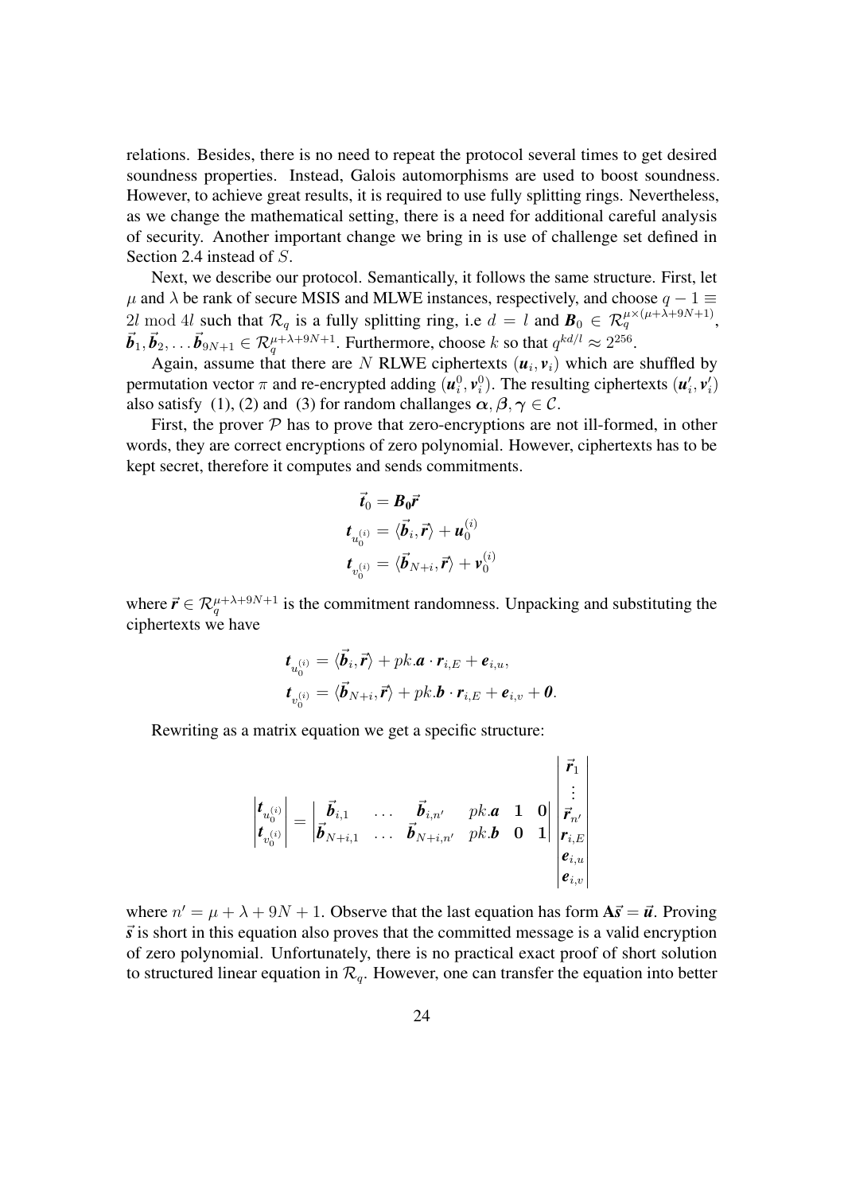relations. Besides, there is no need to repeat the protocol several times to get desired soundness properties. Instead, Galois automorphisms are used to boost soundness. However, to achieve great results, it is required to use fully splitting rings. Nevertheless, as we change the mathematical setting, there is a need for additional careful analysis of security. Another important change we bring in is use of challenge set defined in Section 2.4 instead of $S$.

Next, we describe our protocol. Semantically, it follows the same structure. First, let $\mu$ and $\lambda$ be rank of secure MSIS and MLWE instances, respectively, and choose $q - 1 \equiv 2l \bmod 4l$ such that $\mathcal{R}_q$ is a fully splitting ring, i.e $d = l$ and $\boldsymbol{B}_0 \in \mathcal{R}_q^{\mu \times (\mu+\lambda+9N+1)}$, $\vec{\boldsymbol{b}}_1, \vec{\boldsymbol{b}}_2, \ldots \vec{\boldsymbol{b}}_{9N+1} \in \mathcal{R}_q^{\mu+\lambda+9N+1}$. Furthermore, choose $k$ so that $q^{kd/l} \approx 2^{256}$.

Again, assume that there are $N$ RLWE ciphertexts $(\boldsymbol{u}_i, \boldsymbol{v}_i)$ which are shuffled by permutation vector $\pi$ and re-encrypted adding $(\boldsymbol{u}_i^0, \boldsymbol{v}_i^0)$. The resulting ciphertexts $(\boldsymbol{u}_i', \boldsymbol{v}_i')$ also satisfy (1), (2) and (3) for random challanges $\boldsymbol{\alpha}, \boldsymbol{\beta}, \boldsymbol{\gamma} \in \mathcal{C}$.

First, the prover $\mathcal{P}$ has to prove that zero-encryptions are not ill-formed, in other words, they are correct encryptions of zero polynomial. However, ciphertexts has to be kept secret, therefore it computes and sends commitments.

$$\vec{\boldsymbol{t}}_0 = \boldsymbol{B_0}\vec{\boldsymbol{r}}$$
$$\boldsymbol{t}_{u_0^{(i)}} = \langle \vec{\boldsymbol{b}}_i, \vec{\boldsymbol{r}} \rangle + \boldsymbol{u}_0^{(i)}$$
$$\boldsymbol{t}_{v_0^{(i)}} = \langle \vec{\boldsymbol{b}}_{N+i}, \vec{\boldsymbol{r}} \rangle + \boldsymbol{v}_0^{(i)}$$

where $\vec{\boldsymbol{r}} \in \mathcal{R}_q^{\mu+\lambda+9N+1}$ is the commitment randomness. Unpacking and substituting the ciphertexts we have

$$\boldsymbol{t}_{u_0^{(i)}} = \langle \vec{\boldsymbol{b}}_i, \vec{\boldsymbol{r}} \rangle + pk.\boldsymbol{a} \cdot \boldsymbol{r}_{i,E} + \boldsymbol{e}_{i,u},$$
$$\boldsymbol{t}_{v_0^{(i)}} = \langle \vec{\boldsymbol{b}}_{N+i}, \vec{\boldsymbol{r}} \rangle + pk.\boldsymbol{b} \cdot \boldsymbol{r}_{i,E} + \boldsymbol{e}_{i,v} + \boldsymbol{0}.$$

Rewriting as a matrix equation we get a specific structure:

$$\begin{vmatrix} \boldsymbol{t}_{u_0^{(i)}} \\ \boldsymbol{t}_{v_0^{(i)}} \end{vmatrix} = \begin{vmatrix} \vec{\boldsymbol{b}}_{i,1} & \ldots & \vec{\boldsymbol{b}}_{i,n'} & pk.\boldsymbol{a} & \boldsymbol{1} & \boldsymbol{0} \\ \vec{\boldsymbol{b}}_{N+i,1} & \ldots & \vec{\boldsymbol{b}}_{N+i,n'} & pk.\boldsymbol{b} & \boldsymbol{0} & \boldsymbol{1} \end{vmatrix} \begin{vmatrix} \vec{\boldsymbol{r}}_1 \\ \vdots \\ \vec{\boldsymbol{r}}_{n'} \\ \boldsymbol{r}_{i,E} \\ \boldsymbol{e}_{i,u} \\ \boldsymbol{e}_{i,v} \end{vmatrix}$$

where $n' = \mu + \lambda + 9N + 1$. Observe that the last equation has form $\mathbf{A}\vec{\boldsymbol{s}} = \vec{\boldsymbol{u}}$. Proving $\vec{\boldsymbol{s}}$ is short in this equation also proves that the committed message is a valid encryption of zero polynomial. Unfortunately, there is no practical exact proof of short solution to structured linear equation in $\mathcal{R}_q$. However, one can transfer the equation into better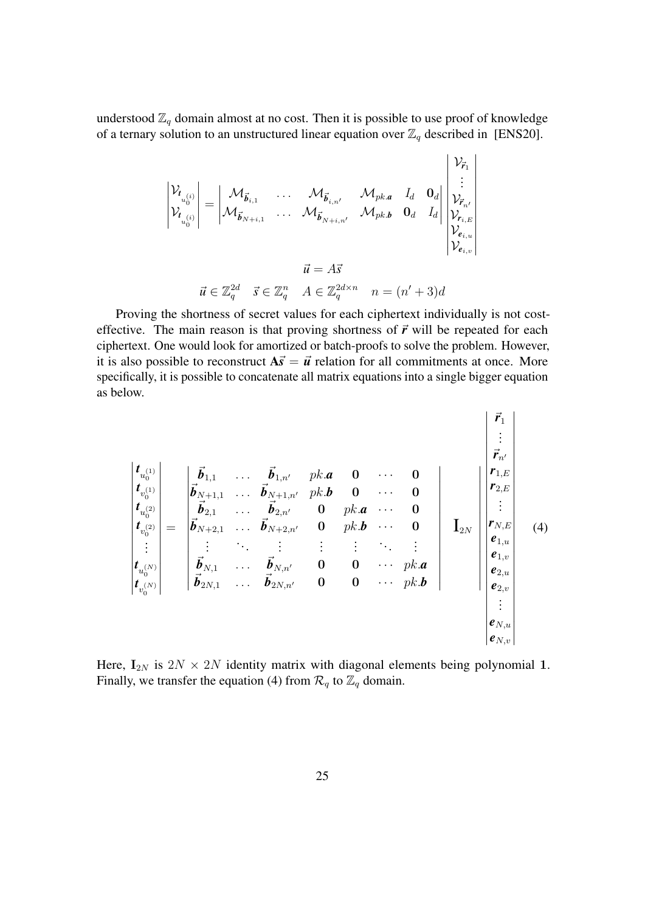understood $\mathbb{Z}_q$ domain almost at no cost. Then it is possible to use proof of knowledge of a ternary solution to an unstructured linear equation over $\mathbb{Z}_q$ described in [ENS20].

$$
\begin{vmatrix} \mathcal{V}_{\boldsymbol{t}_{u_0^{(i)}}} \\ \mathcal{V}_{\boldsymbol{t}_{u_0^{(i)}}} \end{vmatrix} = \begin{vmatrix} \mathcal{M}_{\vec{\boldsymbol{b}}_{i,1}} & \dots & \mathcal{M}_{\vec{\boldsymbol{b}}_{i,n'}} & \mathcal{M}_{pk.\boldsymbol{a}} & I_d & \boldsymbol{0}_d \\ \mathcal{M}_{\vec{\boldsymbol{b}}_{N+i,1}} & \dots & \mathcal{M}_{\vec{\boldsymbol{b}}_{N+i,n'}} & \mathcal{M}_{pk.\boldsymbol{b}} & \boldsymbol{0}_d & I_d \end{vmatrix} \begin{vmatrix} \mathcal{V}_{\vec{\boldsymbol{r}}_1} \\ \vdots \\ \mathcal{V}_{\vec{\boldsymbol{r}}_{n'}} \\ \mathcal{V}_{\boldsymbol{r}_{i,E}} \\ \mathcal{V}_{\boldsymbol{e}_{i,u}} \\ \mathcal{V}_{\boldsymbol{e}_{i,v}} \end{vmatrix}
$$

$$
\vec{u} = A\vec{s}
$$

$$
\vec{u} \in \mathbb{Z}_q^{2d} \quad \vec{s} \in \mathbb{Z}_q^{n} \quad A \in \mathbb{Z}_q^{2d \times n} \quad n = (n'+3)d
$$

Proving the shortness of secret values for each ciphertext individually is not cost-effective. The main reason is that proving shortness of $\vec{\boldsymbol{r}}$ will be repeated for each ciphertext. One would look for amortized or batch-proofs to solve the problem. However, it is also possible to reconstruct $\mathbf{A}\vec{s} = \vec{\boldsymbol{u}}$ relation for all commitments at once. More specifically, it is possible to concatenate all matrix equations into a single bigger equation as below.

$$
\begin{vmatrix} \boldsymbol{t}_{u_0^{(1)}} \\ \boldsymbol{t}_{v_0^{(1)}} \\ \boldsymbol{t}_{u_0^{(2)}} \\ \boldsymbol{t}_{v_0^{(2)}} \\ \vdots \\ \boldsymbol{t}_{u_0^{(N)}} \\ \boldsymbol{t}_{v_0^{(N)}} \end{vmatrix} = \begin{vmatrix} \vec{\boldsymbol{b}}_{1,1} & \dots & \vec{\boldsymbol{b}}_{1,n'} & pk.\boldsymbol{a} & \boldsymbol{0} & \cdots & \boldsymbol{0} \\ \vec{\boldsymbol{b}}_{N+1,1} & \dots & \vec{\boldsymbol{b}}_{N+1,n'} & pk.\boldsymbol{b} & \boldsymbol{0} & \cdots & \boldsymbol{0} \\ \vec{\boldsymbol{b}}_{2,1} & \dots & \vec{\boldsymbol{b}}_{2,n'} & \boldsymbol{0} & pk.\boldsymbol{a} & \cdots & \boldsymbol{0} \\ \vec{\boldsymbol{b}}_{N+2,1} & \dots & \vec{\boldsymbol{b}}_{N+2,n'} & \boldsymbol{0} & pk.\boldsymbol{b} & \cdots & \boldsymbol{0} \\ \vdots & \ddots & \vdots & \vdots & \vdots & \ddots & \vdots \\ \vec{\boldsymbol{b}}_{N,1} & \dots & \vec{\boldsymbol{b}}_{N,n'} & \boldsymbol{0} & \boldsymbol{0} & \cdots & pk.\boldsymbol{a} \\ \vec{\boldsymbol{b}}_{2N,1} & \dots & \vec{\boldsymbol{b}}_{2N,n'} & \boldsymbol{0} & \boldsymbol{0} & \cdots & pk.\boldsymbol{b} \end{vmatrix} \quad \mathbf{I}_{2N} \quad \begin{vmatrix} \vec{\boldsymbol{r}}_1 \\ \vdots \\ \vec{\boldsymbol{r}}_{n'} \\ \boldsymbol{r}_{1,E} \\ \boldsymbol{r}_{2,E} \\ \vdots \\ \boldsymbol{r}_{N,E} \\ \boldsymbol{e}_{1,u} \\ \boldsymbol{e}_{1,v} \\ \boldsymbol{e}_{2,u} \\ \boldsymbol{e}_{2,v} \\ \vdots \\ \boldsymbol{e}_{N,u} \\ \boldsymbol{e}_{N,v} \end{vmatrix} \tag{4}
$$

Here, $\mathbf{I}_{2N}$ is $2N \times 2N$ identity matrix with diagonal elements being polynomial $\mathbf{1}$. Finally, we transfer the equation (4) from $\mathcal{R}_q$ to $\mathbb{Z}_q$ domain.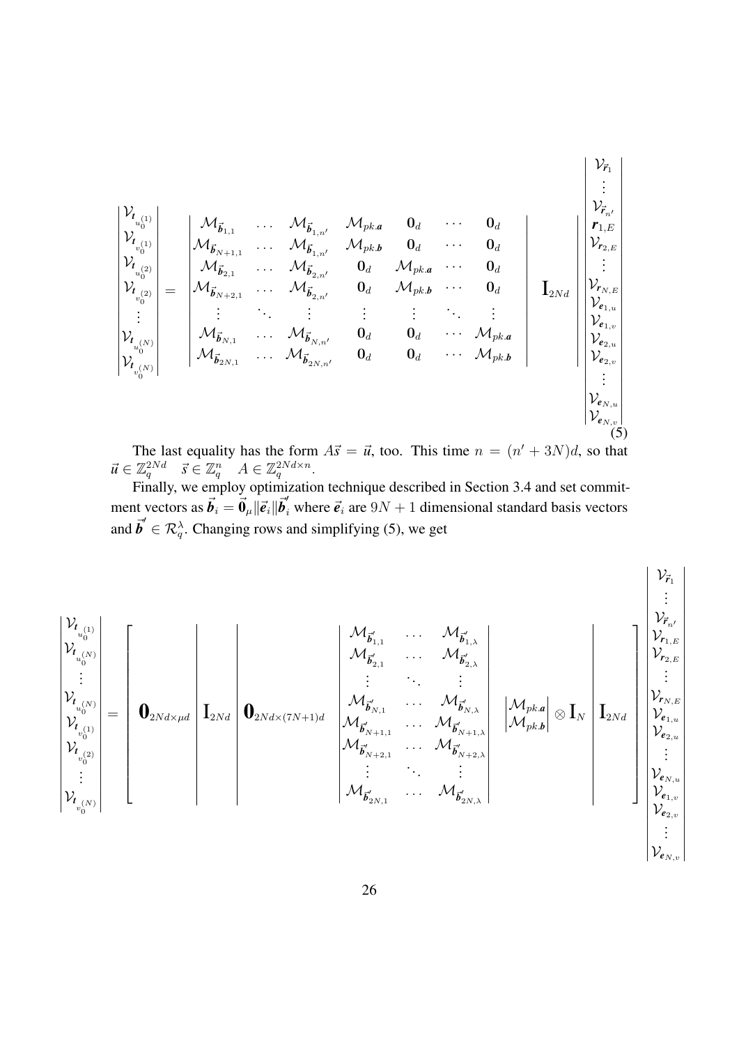$$
\begin{vmatrix}
\mathcal{V}_{t_{u_0^{(1)}}} \\
\mathcal{V}_{t_{v_0^{(1)}}} \\
\mathcal{V}_{t_{u_0^{(2)}}} \\
\mathcal{V}_{t_{v_0^{(2)}}} \\
\vdots \\
\mathcal{V}_{t_{u_0^{(N)}}} \\
\mathcal{V}_{t_{v_0^{(N)}}}
\end{vmatrix}
=
\begin{vmatrix}
\mathcal{M}_{\vec{b}_{1,1}} & \dots & \mathcal{M}_{\vec{b}_{1,n'}} & \mathcal{M}_{pk.\boldsymbol{a}} & \mathbf{0}_d & \cdots & \mathbf{0}_d \\
\mathcal{M}_{\vec{b}_{N+1,1}} & \dots & \mathcal{M}_{\vec{b}_{1,n'}} & \mathcal{M}_{pk.\boldsymbol{b}} & \mathbf{0}_d & \cdots & \mathbf{0}_d \\
\mathcal{M}_{\vec{b}_{2,1}} & \dots & \mathcal{M}_{\vec{b}_{2,n'}} & \mathbf{0}_d & \mathcal{M}_{pk.\boldsymbol{a}} & \cdots & \mathbf{0}_d \\
\mathcal{M}_{\vec{b}_{N+2,1}} & \dots & \mathcal{M}_{\vec{b}_{2,n'}} & \mathbf{0}_d & \mathcal{M}_{pk.\boldsymbol{b}} & \cdots & \mathbf{0}_d \\
\vdots & \ddots & \vdots & \vdots & \vdots & \ddots & \vdots \\
\mathcal{M}_{\vec{b}_{N,1}} & \dots & \mathcal{M}_{\vec{b}_{N,n'}} & \mathbf{0}_d & \mathbf{0}_d & \cdots & \mathcal{M}_{pk.\boldsymbol{a}} \\
\mathcal{M}_{\vec{b}_{2N,1}} & \dots & \mathcal{M}_{\vec{b}_{2N,n'}} & \mathbf{0}_d & \mathbf{0}_d & \cdots & \mathcal{M}_{pk.\boldsymbol{b}}
\end{vmatrix}
\quad \mathbf{I}_{2Nd} \quad
\begin{vmatrix}
\mathcal{V}_{\vec{r}_1} \\
\vdots \\
\mathcal{V}_{\vec{r}_{n'}} \\
\boldsymbol{r}_{1,E} \\
\mathcal{V}_{\boldsymbol{r}_{2,E}} \\
\vdots \\
\mathcal{V}_{\boldsymbol{r}_{N,E}} \\
\mathcal{V}_{\boldsymbol{e}_{1,u}} \\
\mathcal{V}_{\boldsymbol{e}_{1,v}} \\
\mathcal{V}_{\boldsymbol{e}_{2,u}} \\
\mathcal{V}_{\boldsymbol{e}_{2,v}} \\
\vdots \\
\mathcal{V}_{\boldsymbol{e}_{N,u}} \\
\mathcal{V}_{\boldsymbol{e}_{N,v}}
\end{vmatrix}
\tag{5}
$$

The last equality has the form $A\vec{s} = \vec{u}$, too. This time $n = (n' + 3N)d$, so that $\vec{u} \in \mathbb{Z}_q^{2Nd} \quad \vec{s} \in \mathbb{Z}_q^{n} \quad A \in \mathbb{Z}_q^{2Nd \times n}$.

Finally, we employ optimization technique described in Section 3.4 and set commitment vectors as $\vec{\boldsymbol{b}}_i = \vec{\mathbf{0}}_\mu \| \vec{\boldsymbol{e}}_i \| \vec{\boldsymbol{b}}'_i$ where $\vec{\boldsymbol{e}}_i$ are $9N+1$ dimensional standard basis vectors and $\vec{\boldsymbol{b}}' \in \mathcal{R}_q^{\lambda}$. Changing rows and simplifying (5), we get

$$
\begin{vmatrix}
\mathcal{V}_{t_{u_0^{(1)}}} \\
\mathcal{V}_{t_{u_0^{(N)}}} \\
\vdots \\
\mathcal{V}_{t_{u_0^{(N)}}} \\
\mathcal{V}_{t_{v_0^{(1)}}} \\
\mathcal{V}_{t_{v_0^{(2)}}} \\
\vdots \\
\mathcal{V}_{t_{v_0^{(N)}}}
\end{vmatrix}
=
\left[
\begin{vmatrix} \mathbf{0}_{2Nd \times \mu d} \end{vmatrix}
\begin{vmatrix} \mathbf{I}_{2Nd} \end{vmatrix}
\begin{vmatrix} \mathbf{0}_{2Nd \times (7N+1)d} \end{vmatrix}
\begin{vmatrix}
\mathcal{M}_{\vec{b}'_{1,1}} & \dots & \mathcal{M}_{\vec{b}'_{1,\lambda}} \\
\mathcal{M}_{\vec{b}'_{2,1}} & \dots & \mathcal{M}_{\vec{b}'_{2,\lambda}} \\
\vdots & \ddots & \vdots \\
\mathcal{M}_{\vec{b}'_{N,1}} & \dots & \mathcal{M}_{\vec{b}'_{N,\lambda}} \\
\mathcal{M}_{\vec{b}'_{N+1,1}} & \dots & \mathcal{M}_{\vec{b}'_{N+1,\lambda}} \\
\mathcal{M}_{\vec{b}'_{N+2,1}} & \dots & \mathcal{M}_{\vec{b}'_{N+2,\lambda}} \\
\vdots & \ddots & \vdots \\
\mathcal{M}_{\vec{b}'_{2N,1}} & \dots & \mathcal{M}_{\vec{b}'_{2N,\lambda}}
\end{vmatrix}
\quad
\begin{vmatrix} \mathcal{M}_{pk.\boldsymbol{a}} \\ \mathcal{M}_{pk.\boldsymbol{b}} \end{vmatrix} \otimes \mathbf{I}_N
\begin{vmatrix} \mathbf{I}_{2Nd} \end{vmatrix}
\right]
\begin{vmatrix}
\mathcal{V}_{\vec{r}_1} \\
\vdots \\
\mathcal{V}_{\vec{r}_{n'}} \\
\mathcal{V}_{\boldsymbol{r}_{1,E}} \\
\mathcal{V}_{\boldsymbol{r}_{2,E}} \\
\vdots \\
\mathcal{V}_{\boldsymbol{r}_{N,E}} \\
\mathcal{V}_{\boldsymbol{e}_{1,u}} \\
\mathcal{V}_{\boldsymbol{e}_{2,u}} \\
\vdots \\
\mathcal{V}_{\boldsymbol{e}_{N,u}} \\
\mathcal{V}_{\boldsymbol{e}_{1,v}} \\
\mathcal{V}_{\boldsymbol{e}_{2,v}} \\
\vdots \\
\mathcal{V}_{\boldsymbol{e}_{N,v}}
\end{vmatrix}
$$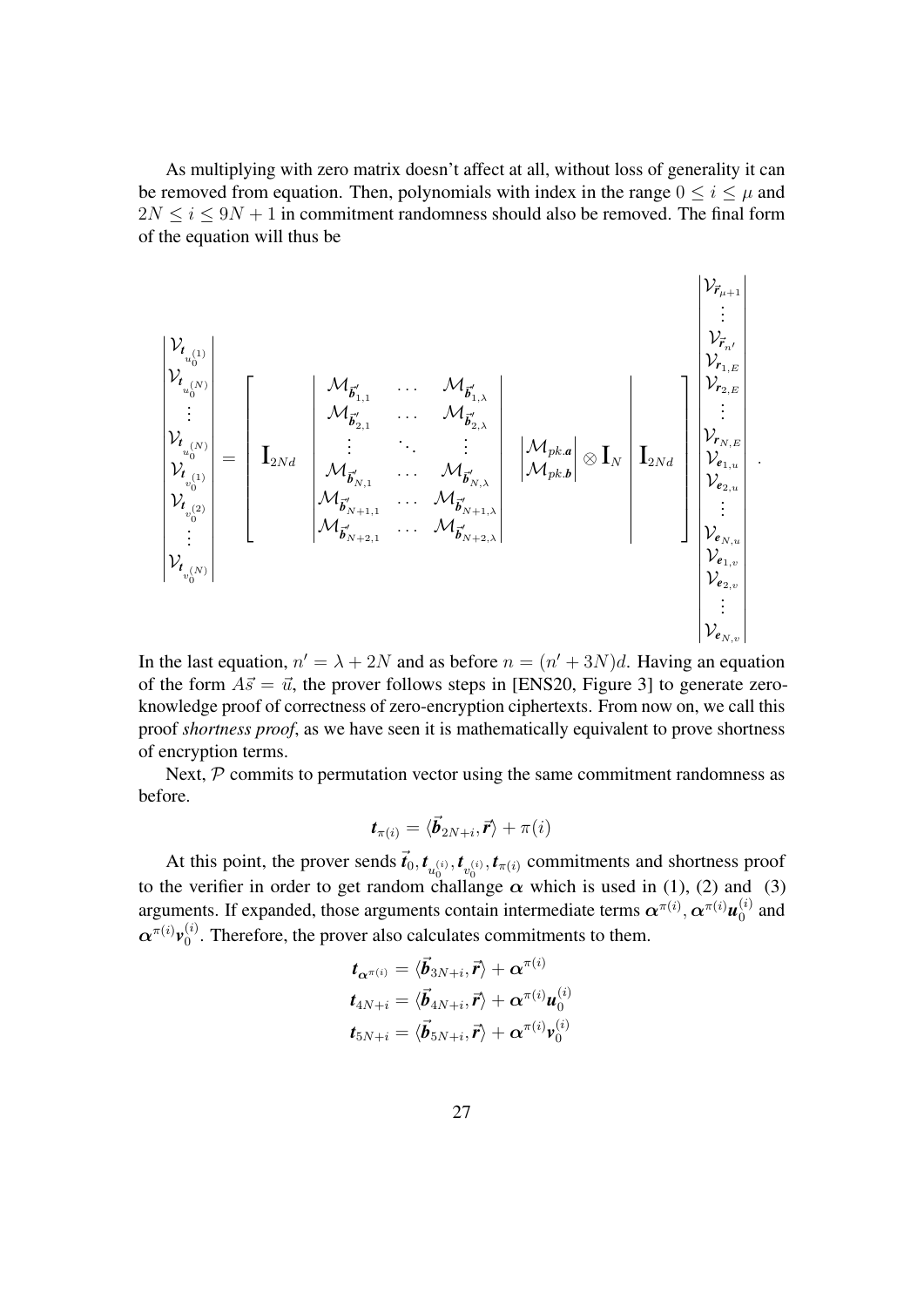As multiplying with zero matrix doesn't affect at all, without loss of generality it can be removed from equation. Then, polynomials with index in the range $0 \leq i \leq \mu$ and $2N \leq i \leq 9N+1$ in commitment randomness should also be removed. The final form of the equation will thus be

$$
\begin{vmatrix} \mathcal{V}_{\boldsymbol{t}_{u_0^{(1)}}} \\ \mathcal{V}_{\boldsymbol{t}_{u_0^{(N)}}} \\ \vdots \\ \mathcal{V}_{\boldsymbol{t}_{u_0^{(N)}}} \\ \mathcal{V}_{\boldsymbol{t}_{v_0^{(1)}}} \\ \mathcal{V}_{\boldsymbol{t}_{v_0^{(2)}}} \\ \vdots \\ \mathcal{V}_{\boldsymbol{t}_{v_0^{(N)}}} \end{vmatrix} = \left[ \mathbf{I}_{2Nd} \;\; \begin{vmatrix} \mathcal{M}_{\vec{\boldsymbol{b}}'_{1,1}} & \dots & \mathcal{M}_{\vec{\boldsymbol{b}}'_{1,\lambda}} \\ \mathcal{M}_{\vec{\boldsymbol{b}}'_{2,1}} & \dots & \mathcal{M}_{\vec{\boldsymbol{b}}'_{2,\lambda}} \\ \vdots & \ddots & \vdots \\ \mathcal{M}_{\vec{\boldsymbol{b}}'_{N,1}} & \dots & \mathcal{M}_{\vec{\boldsymbol{b}}'_{N,\lambda}} \\ \mathcal{M}_{\vec{\boldsymbol{b}}'_{N+1,1}} & \dots & \mathcal{M}_{\vec{\boldsymbol{b}}'_{N+1,\lambda}} \\ \mathcal{M}_{\vec{\boldsymbol{b}}'_{N+2,1}} & \dots & \mathcal{M}_{\vec{\boldsymbol{b}}'_{N+2,\lambda}} \end{vmatrix} \;\; \begin{vmatrix} \mathcal{M}_{pk.\boldsymbol{a}} \\ \mathcal{M}_{pk.\boldsymbol{b}} \end{vmatrix} \otimes \mathbf{I}_N \;\; \Big| \; \mathbf{I}_{2Nd} \; \Big| \right] \begin{vmatrix} \mathcal{V}_{\vec{\boldsymbol{r}}_{\mu+1}} \\ \vdots \\ \mathcal{V}_{\vec{\boldsymbol{r}}_{n'}} \\ \mathcal{V}_{\boldsymbol{r}_{1,E}} \\ \mathcal{V}_{\boldsymbol{r}_{2,E}} \\ \vdots \\ \mathcal{V}_{\boldsymbol{r}_{N,E}} \\ \mathcal{V}_{\boldsymbol{e}_{1,u}} \\ \mathcal{V}_{\boldsymbol{e}_{2,u}} \\ \vdots \\ \mathcal{V}_{\boldsymbol{e}_{N,u}} \\ \mathcal{V}_{\boldsymbol{e}_{1,v}} \\ \mathcal{V}_{\boldsymbol{e}_{2,v}} \\ \vdots \\ \mathcal{V}_{\boldsymbol{e}_{N,v}} \end{vmatrix} .
$$

In the last equation, $n' = \lambda + 2N$ and as before $n = (n' + 3N)d$. Having an equation of the form $A\vec{s} = \vec{u}$, the prover follows steps in [ENS20, Figure 3] to generate zero-knowledge proof of correctness of zero-encryption ciphertexts. From now on, we call this proof *shortness proof*, as we have seen it is mathematically equivalent to prove shortness of encryption terms.

Next, $\mathcal{P}$ commits to permutation vector using the same commitment randomness as before.

$$\boldsymbol{t}_{\pi(i)} = \langle \vec{\boldsymbol{b}}_{2N+i}, \vec{\boldsymbol{r}} \rangle + \pi(i)$$

At this point, the prover sends $\vec{\boldsymbol{t}}_0, \boldsymbol{t}_{u_0^{(i)}}, \boldsymbol{t}_{v_0^{(i)}}, \boldsymbol{t}_{\pi(i)}$ commitments and shortness proof to the verifier in order to get random challange $\boldsymbol{\alpha}$ which is used in (1), (2) and (3) arguments. If expanded, those arguments contain intermediate terms $\boldsymbol{\alpha}^{\pi(i)}, \boldsymbol{\alpha}^{\pi(i)}\boldsymbol{u}_0^{(i)}$ and $\boldsymbol{\alpha}^{\pi(i)}\boldsymbol{v}_0^{(i)}$. Therefore, the prover also calculates commitments to them.

$$
\begin{aligned}
\boldsymbol{t}_{\boldsymbol{\alpha}^{\pi(i)}} &= \langle \vec{\boldsymbol{b}}_{3N+i}, \vec{\boldsymbol{r}} \rangle + \boldsymbol{\alpha}^{\pi(i)} \\
\boldsymbol{t}_{4N+i} &= \langle \vec{\boldsymbol{b}}_{4N+i}, \vec{\boldsymbol{r}} \rangle + \boldsymbol{\alpha}^{\pi(i)}\boldsymbol{u}_0^{(i)} \\
\boldsymbol{t}_{5N+i} &= \langle \vec{\boldsymbol{b}}_{5N+i}, \vec{\boldsymbol{r}} \rangle + \boldsymbol{\alpha}^{\pi(i)}\boldsymbol{v}_0^{(i)}
\end{aligned}
$$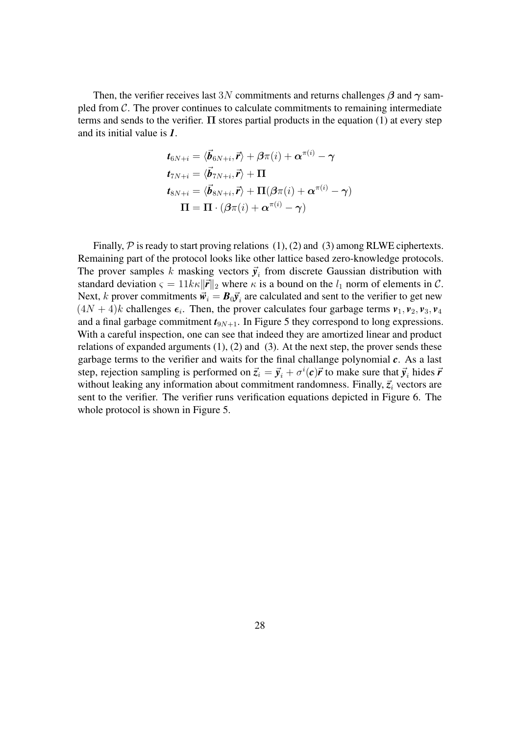Then, the verifier receives last $3N$ commitments and returns challenges $\boldsymbol{\beta}$ and $\boldsymbol{\gamma}$ sampled from $\mathcal{C}$. The prover continues to calculate commitments to remaining intermediate terms and sends to the verifier. $\mathbf{\Pi}$ stores partial products in the equation (1) at every step and its initial value is $\boldsymbol{1}$.

$$
\begin{aligned}
\boldsymbol{t}_{6N+i} &= \langle \vec{\boldsymbol{b}}_{6N+i}, \vec{\boldsymbol{r}} \rangle + \boldsymbol{\beta}\pi(i) + \boldsymbol{\alpha}^{\pi(i)} - \boldsymbol{\gamma} \\
\boldsymbol{t}_{7N+i} &= \langle \vec{\boldsymbol{b}}_{7N+i}, \vec{\boldsymbol{r}} \rangle + \mathbf{\Pi} \\
\boldsymbol{t}_{8N+i} &= \langle \vec{\boldsymbol{b}}_{8N+i}, \vec{\boldsymbol{r}} \rangle + \mathbf{\Pi}(\boldsymbol{\beta}\pi(i) + \boldsymbol{\alpha}^{\pi(i)} - \boldsymbol{\gamma}) \\
\mathbf{\Pi} &= \mathbf{\Pi} \cdot (\boldsymbol{\beta}\pi(i) + \boldsymbol{\alpha}^{\pi(i)} - \boldsymbol{\gamma})
\end{aligned}
$$

Finally, $\mathcal{P}$ is ready to start proving relations (1), (2) and (3) among RLWE ciphertexts. Remaining part of the protocol looks like other lattice based zero-knowledge protocols. The prover samples $k$ masking vectors $\vec{\boldsymbol{y}}_i$ from discrete Gaussian distribution with standard deviation $\varsigma = 11k\kappa\|\vec{\boldsymbol{r}}\|_2$ where $\kappa$ is a bound on the $l_1$ norm of elements in $\mathcal{C}$. Next, $k$ prover commitments $\vec{\boldsymbol{w}}_i = \boldsymbol{B}_0\vec{\boldsymbol{y}}_i$ are calculated and sent to the verifier to get new $(4N+4)k$ challenges $\boldsymbol{\epsilon}_i$. Then, the prover calculates four garbage terms $\boldsymbol{v}_1, \boldsymbol{v}_2, \boldsymbol{v}_3, \boldsymbol{v}_4$ and a final garbage commitment $\boldsymbol{t}_{9N+1}$. In Figure 5 they correspond to long expressions. With a careful inspection, one can see that indeed they are amortized linear and product relations of expanded arguments (1), (2) and (3). At the next step, the prover sends these garbage terms to the verifier and waits for the final challange polynomial $\boldsymbol{c}$. As a last step, rejection sampling is performed on $\vec{\boldsymbol{z}}_i = \vec{\boldsymbol{y}}_i + \sigma^i(\boldsymbol{c})\vec{\boldsymbol{r}}$ to make sure that $\vec{\boldsymbol{y}}_i$ hides $\vec{\boldsymbol{r}}$ without leaking any information about commitment randomness. Finally, $\vec{\boldsymbol{z}}_i$ vectors are sent to the verifier. The verifier runs verification equations depicted in Figure 6. The whole protocol is shown in Figure 5.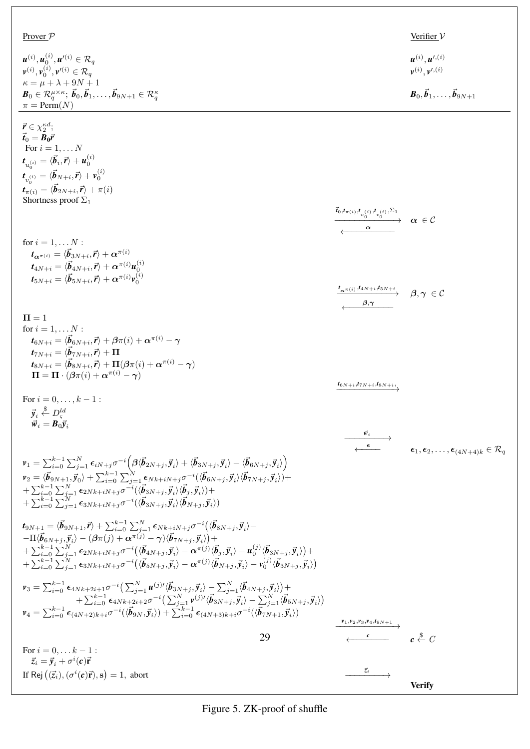**Prover $\mathcal{P}$** | **Verifier $\mathcal{V}$**

Prover:

$\boldsymbol{u}^{(i)}, \boldsymbol{u}_0^{(i)}, \boldsymbol{u'}^{(i)} \in \mathcal{R}_q$
$\boldsymbol{v}^{(i)}, \boldsymbol{v}_0^{(i)}, \boldsymbol{v'}^{(i)} \in \mathcal{R}_q$
$\kappa = \mu + \lambda + 9N + 1$
$\boldsymbol{B}_0 \in \mathcal{R}_q^{\mu \times \kappa}$; $\vec{\boldsymbol{b}}_0, \vec{\boldsymbol{b}}_1, \ldots, \vec{\boldsymbol{b}}_{9N+1} \in \mathcal{R}_q^{\kappa}$
$\pi = \text{Perm}(N)$

Verifier:

$\boldsymbol{u}^{(i)}, \boldsymbol{u'}^{,(i)}$
$\boldsymbol{v}^{(i)}, \boldsymbol{v'}^{,(i)}$
$\boldsymbol{B}_0, \vec{\boldsymbol{b}}_1, \ldots, \vec{\boldsymbol{b}}_{9N+1}$

---

$\vec{\boldsymbol{r}} \in \chi_2^{\kappa d}$;
$\vec{\boldsymbol{t}}_0 = \boldsymbol{B_0}\vec{\boldsymbol{r}}$
For $i = 1, \ldots N$
$\boldsymbol{t}_{u_0^{(i)}} = \langle \vec{\boldsymbol{b}}_i, \vec{\boldsymbol{r}} \rangle + \boldsymbol{u}_0^{(i)}$
$\boldsymbol{t}_{v_0^{(i)}} = \langle \vec{\boldsymbol{b}}_{N+i}, \vec{\boldsymbol{r}} \rangle + \boldsymbol{v}_0^{(i)}$
$\boldsymbol{t}_{\pi(i)} = \langle \vec{\boldsymbol{b}}_{2N+i}, \vec{\boldsymbol{r}} \rangle + \pi(i)$
Shortness proof $\Sigma_1$

$\xrightarrow{\vec{\boldsymbol{t}}_0, \boldsymbol{t}_{\pi(i)}, \boldsymbol{t}_{u_0^{(i)}}, \boldsymbol{t}_{v_0^{(i)}}, \Sigma_1}$ &nbsp;&nbsp; $\boldsymbol{\alpha} \in \mathcal{C}$
$\xleftarrow{\boldsymbol{\alpha}}$

for $i = 1, \ldots N$ :
$\boldsymbol{t}_{\boldsymbol{\alpha}^{\pi(i)}} = \langle \vec{\boldsymbol{b}}_{3N+i}, \vec{\boldsymbol{r}} \rangle + \boldsymbol{\alpha}^{\pi(i)}$
$\boldsymbol{t}_{4N+i} = \langle \vec{\boldsymbol{b}}_{4N+i}, \vec{\boldsymbol{r}} \rangle + \boldsymbol{\alpha}^{\pi(i)}\boldsymbol{u}_0^{(i)}$
$\boldsymbol{t}_{5N+i} = \langle \vec{\boldsymbol{b}}_{5N+i}, \vec{\boldsymbol{r}} \rangle + \boldsymbol{\alpha}^{\pi(i)}\boldsymbol{v}_0^{(i)}$

$\xrightarrow{\boldsymbol{t}_{\boldsymbol{\alpha}^{\pi(i)}}, \boldsymbol{t}_{4N+i}, \boldsymbol{t}_{5N+i}}$ &nbsp;&nbsp; $\boldsymbol{\beta}, \boldsymbol{\gamma} \in \mathcal{C}$
$\xleftarrow{\boldsymbol{\beta}, \boldsymbol{\gamma}}$

$\boldsymbol{\Pi} = 1$
for $i = 1, \ldots N$ :
$\boldsymbol{t}_{6N+i} = \langle \vec{\boldsymbol{b}}_{6N+i}, \vec{\boldsymbol{r}} \rangle + \boldsymbol{\beta}\pi(i) + \boldsymbol{\alpha}^{\pi(i)} - \boldsymbol{\gamma}$
$\boldsymbol{t}_{7N+i} = \langle \vec{\boldsymbol{b}}_{7N+i}, \vec{\boldsymbol{r}} \rangle + \boldsymbol{\Pi}$
$\boldsymbol{t}_{8N+i} = \langle \vec{\boldsymbol{b}}_{8N+i}, \vec{\boldsymbol{r}} \rangle + \boldsymbol{\Pi}(\boldsymbol{\beta}\pi(i) + \boldsymbol{\alpha}^{\pi(i)} - \boldsymbol{\gamma})$
$\boldsymbol{\Pi} = \boldsymbol{\Pi} \cdot (\boldsymbol{\beta}\pi(i) + \boldsymbol{\alpha}^{\pi(i)} - \boldsymbol{\gamma})$

$\xrightarrow{\boldsymbol{t}_{6N+i}, \boldsymbol{t}_{7N+i}, \boldsymbol{t}_{8N+i},}$

For $i = 0, \ldots, k-1$ :
$\vec{\boldsymbol{y}}_i \xleftarrow{\$} D_{\varsigma}^{ld}$
$\vec{\boldsymbol{w}}_i = \boldsymbol{B}_0\vec{\boldsymbol{y}}_i$

$\xrightarrow{\vec{\boldsymbol{w}}_i}$
$\xleftarrow{\boldsymbol{\epsilon}}$ &nbsp;&nbsp; $\boldsymbol{\epsilon}_1, \boldsymbol{\epsilon}_2, \ldots, \boldsymbol{\epsilon}_{(4N+4)k} \in \mathcal{R}_q$

$$\boldsymbol{v}_1 = \sum_{i=0}^{k-1}\sum_{j=1}^{N} \boldsymbol{\epsilon}_{iN+j}\sigma^{-i}\Big(\boldsymbol{\beta}\langle \vec{\boldsymbol{b}}_{2N+j}, \vec{\boldsymbol{y}}_i \rangle + \langle \vec{\boldsymbol{b}}_{3N+j}, \vec{\boldsymbol{y}}_i \rangle - \langle \vec{\boldsymbol{b}}_{6N+j}, \vec{\boldsymbol{y}}_i \rangle\Big)$$

$$\begin{aligned}\boldsymbol{v}_2 = \langle \vec{\boldsymbol{b}}_{9N+1}, \vec{\boldsymbol{y}}_0 \rangle &+ \sum_{i=0}^{k-1}\sum_{j=1}^{N} \boldsymbol{\epsilon}_{Nk+iN+j}\sigma^{-i}(\langle \vec{\boldsymbol{b}}_{6N+j}, \vec{\boldsymbol{y}}_i \rangle \langle \vec{\boldsymbol{b}}_{7N+j}, \vec{\boldsymbol{y}}_i \rangle) + \\ &+ \sum_{i=0}^{k-1}\sum_{j=1}^{N} \boldsymbol{\epsilon}_{2Nk+iN+j}\sigma^{-i}(\langle \vec{\boldsymbol{b}}_{3N+j}, \vec{\boldsymbol{y}}_i \rangle \langle \vec{\boldsymbol{b}}_{j}, \vec{\boldsymbol{y}}_i \rangle) + \\ &+ \sum_{i=0}^{k-1}\sum_{j=1}^{N} \boldsymbol{\epsilon}_{3Nk+iN+j}\sigma^{-i}(\langle \vec{\boldsymbol{b}}_{3N+j}, \vec{\boldsymbol{y}}_i \rangle \langle \vec{\boldsymbol{b}}_{N+j}, \vec{\boldsymbol{y}}_i \rangle)\end{aligned}$$

$$\begin{aligned}\boldsymbol{t}_{9N+1} = \langle \vec{\boldsymbol{b}}_{9N+1}, \vec{\boldsymbol{r}} \rangle &+ \sum_{i=0}^{k-1}\sum_{j=1}^{N} \boldsymbol{\epsilon}_{Nk+iN+j}\sigma^{-i}\big(\langle \vec{\boldsymbol{b}}_{8N+j}, \vec{\boldsymbol{y}}_i \rangle - \\ &- \Pi\langle \vec{\boldsymbol{b}}_{6N+j}, \vec{\boldsymbol{y}}_i \rangle - (\boldsymbol{\beta}\pi(j) + \boldsymbol{\alpha}^{\pi(j)} - \boldsymbol{\gamma})\langle \vec{\boldsymbol{b}}_{7N+j}, \vec{\boldsymbol{y}}_i \rangle\big) + \\ &+ \sum_{i=0}^{k-1}\sum_{j=1}^{N} \boldsymbol{\epsilon}_{2Nk+iN+j}\sigma^{-i}\big(\langle \vec{\boldsymbol{b}}_{4N+j}, \vec{\boldsymbol{y}}_i \rangle - \boldsymbol{\alpha}^{\pi(j)}\langle \vec{\boldsymbol{b}}_{j}, \vec{\boldsymbol{y}}_i \rangle - \boldsymbol{u}_0^{(j)}\langle \vec{\boldsymbol{b}}_{3N+j}, \vec{\boldsymbol{y}}_i \rangle\big) + \\ &+ \sum_{i=0}^{k-1}\sum_{j=1}^{N} \boldsymbol{\epsilon}_{3Nk+iN+j}\sigma^{-i}\big(\langle \vec{\boldsymbol{b}}_{5N+j}, \vec{\boldsymbol{y}}_i \rangle - \boldsymbol{\alpha}^{\pi(j)}\langle \vec{\boldsymbol{b}}_{N+j}, \vec{\boldsymbol{y}}_i \rangle - \boldsymbol{v}_0^{(j)}\langle \vec{\boldsymbol{b}}_{3N+j}, \vec{\boldsymbol{y}}_i \rangle\big)\end{aligned}$$

$$\begin{aligned}\boldsymbol{v}_3 = \sum_{i=0}^{k-1} \boldsymbol{\epsilon}_{4Nk+2i+1}\sigma^{-i}\big(\textstyle\sum_{j=1}^{N} \boldsymbol{u}^{(j)\prime}\langle \vec{\boldsymbol{b}}_{3N+j}, \vec{\boldsymbol{y}}_i \rangle - \sum_{j=1}^{N}\langle \vec{\boldsymbol{b}}_{4N+j}, \vec{\boldsymbol{y}}_i \rangle\big) &+ \\ + \sum_{i=0}^{k-1} \boldsymbol{\epsilon}_{4Nk+2i+2}\sigma^{-i}\big(\textstyle\sum_{j=1}^{N} \boldsymbol{v}^{(j)\prime}\langle \vec{\boldsymbol{b}}_{3N+j}, \vec{\boldsymbol{y}}_i \rangle - \sum_{j=1}^{N}\langle \vec{\boldsymbol{b}}_{5N+j}, \vec{\boldsymbol{y}}_i \rangle\big)&\end{aligned}$$

$$\boldsymbol{v}_4 = \sum_{i=0}^{k-1} \boldsymbol{\epsilon}_{(4N+2)k+i}\sigma^{-i}(\langle \vec{\boldsymbol{b}}_{9N}, \vec{\boldsymbol{y}}_i \rangle) + \sum_{i=0}^{k-1} \boldsymbol{\epsilon}_{(4N+3)k+i}\sigma^{-i}(\langle \vec{\boldsymbol{b}}_{7N+1}, \vec{\boldsymbol{y}}_i \rangle)$$

$\xrightarrow{\boldsymbol{v}_1, \boldsymbol{v}_2, \boldsymbol{v}_3, \boldsymbol{v}_4, \boldsymbol{t}_{9N+1}}$
$\xleftarrow{\boldsymbol{c}}$ &nbsp;&nbsp; $\boldsymbol{c} \xleftarrow{\$} C$

For $i = 0, \ldots k-1$ :
$\vec{\boldsymbol{z}}_i = \vec{\boldsymbol{y}}_i + \sigma^i(\boldsymbol{c})\vec{\boldsymbol{r}}$
If $\mathsf{Rej}\big((\vec{\boldsymbol{z}}_i), (\sigma^i(\boldsymbol{c})\vec{\boldsymbol{r}}), \mathbf{s}\big) = 1$, abort

$\xrightarrow{\vec{\boldsymbol{z}}_i}$

**Verify**

Figure 5. ZK-proof of shuffle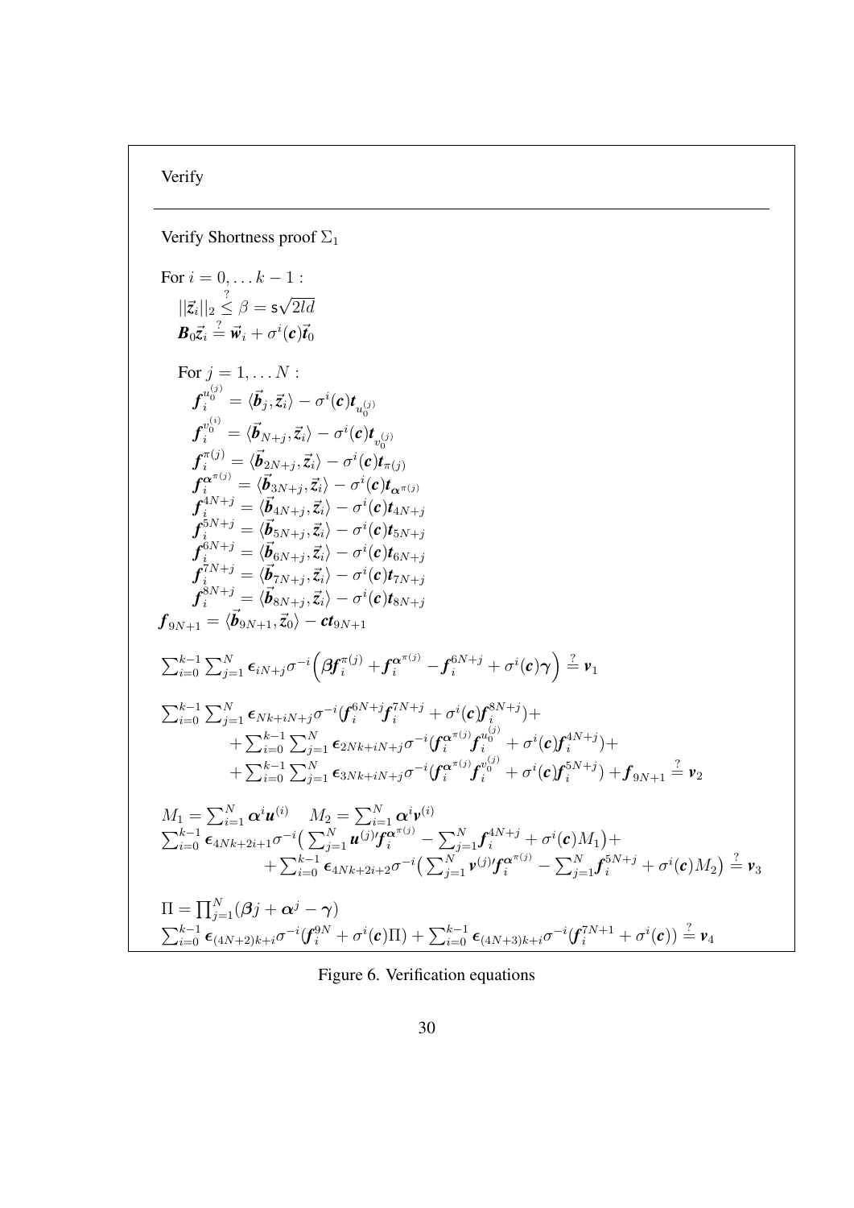Verify

---

Verify Shortness proof $\Sigma_1$

For $i = 0, \ldots k-1$ :

$$||\vec{\boldsymbol{z}}_i||_2 \overset{?}{\leq} \beta = \mathsf{s}\sqrt{2ld}$$

$$\boldsymbol{B}_0\vec{\boldsymbol{z}}_i \overset{?}{=} \vec{\boldsymbol{w}}_i + \sigma^i(\boldsymbol{c})\vec{\boldsymbol{t}}_0$$

For $j = 1, \ldots N$ :

$$\boldsymbol{f}_i^{u_0^{(j)}} = \langle \vec{\boldsymbol{b}}_j, \vec{\boldsymbol{z}}_i \rangle - \sigma^i(\boldsymbol{c})\boldsymbol{t}_{u_0^{(j)}}$$

$$\boldsymbol{f}_i^{v_0^{(i)}} = \langle \vec{\boldsymbol{b}}_{N+j}, \vec{\boldsymbol{z}}_i \rangle - \sigma^i(\boldsymbol{c})\boldsymbol{t}_{v_0^{(j)}}$$

$$\boldsymbol{f}_i^{\pi(j)} = \langle \vec{\boldsymbol{b}}_{2N+j}, \vec{\boldsymbol{z}}_i \rangle - \sigma^i(\boldsymbol{c})\boldsymbol{t}_{\pi(j)}$$

$$\boldsymbol{f}_i^{\boldsymbol{\alpha}^{\pi(j)}} = \langle \vec{\boldsymbol{b}}_{3N+j}, \vec{\boldsymbol{z}}_i \rangle - \sigma^i(\boldsymbol{c})\boldsymbol{t}_{\boldsymbol{\alpha}^{\pi(j)}}$$

$$\boldsymbol{f}_i^{4N+j} = \langle \vec{\boldsymbol{b}}_{4N+j}, \vec{\boldsymbol{z}}_i \rangle - \sigma^i(\boldsymbol{c})\boldsymbol{t}_{4N+j}$$

$$\boldsymbol{f}_i^{5N+j} = \langle \vec{\boldsymbol{b}}_{5N+j}, \vec{\boldsymbol{z}}_i \rangle - \sigma^i(\boldsymbol{c})\boldsymbol{t}_{5N+j}$$

$$\boldsymbol{f}_i^{6N+j} = \langle \vec{\boldsymbol{b}}_{6N+j}, \vec{\boldsymbol{z}}_i \rangle - \sigma^i(\boldsymbol{c})\boldsymbol{t}_{6N+j}$$

$$\boldsymbol{f}_i^{7N+j} = \langle \vec{\boldsymbol{b}}_{7N+j}, \vec{\boldsymbol{z}}_i \rangle - \sigma^i(\boldsymbol{c})\boldsymbol{t}_{7N+j}$$

$$\boldsymbol{f}_i^{8N+j} = \langle \vec{\boldsymbol{b}}_{8N+j}, \vec{\boldsymbol{z}}_i \rangle - \sigma^i(\boldsymbol{c})\boldsymbol{t}_{8N+j}$$

$$\boldsymbol{f}_{9N+1} = \langle \vec{\boldsymbol{b}}_{9N+1}, \vec{\boldsymbol{z}}_0 \rangle - \boldsymbol{c}\boldsymbol{t}_{9N+1}$$

$$\sum_{i=0}^{k-1}\sum_{j=1}^{N} \boldsymbol{\epsilon}_{iN+j}\sigma^{-i}\Big(\boldsymbol{\beta}\boldsymbol{f}_i^{\pi(j)} + \boldsymbol{f}_i^{\boldsymbol{\alpha}^{\pi(j)}} - \boldsymbol{f}_i^{6N+j} + \sigma^i(\boldsymbol{c})\boldsymbol{\gamma}\Big) \overset{?}{=} \boldsymbol{v}_1$$

$$\begin{aligned}
&\sum_{i=0}^{k-1}\sum_{j=1}^{N} \boldsymbol{\epsilon}_{Nk+iN+j}\sigma^{-i}(\boldsymbol{f}_i^{6N+j}\boldsymbol{f}_i^{7N+j} + \sigma^i(\boldsymbol{c})\boldsymbol{f}_i^{8N+j}) + \\
&\quad + \sum_{i=0}^{k-1}\sum_{j=1}^{N} \boldsymbol{\epsilon}_{2Nk+iN+j}\sigma^{-i}(\boldsymbol{f}_i^{\boldsymbol{\alpha}^{\pi(j)}}\boldsymbol{f}_i^{u_0^{(j)}} + \sigma^i(\boldsymbol{c})\boldsymbol{f}_i^{4N+j}) + \\
&\quad + \sum_{i=0}^{k-1}\sum_{j=1}^{N} \boldsymbol{\epsilon}_{3Nk+iN+j}\sigma^{-i}(\boldsymbol{f}_i^{\boldsymbol{\alpha}^{\pi(j)}}\boldsymbol{f}_i^{v_0^{(j)}} + \sigma^i(\boldsymbol{c})\boldsymbol{f}_i^{5N+j}) + \boldsymbol{f}_{9N+1} \overset{?}{=} \boldsymbol{v}_2
\end{aligned}$$

$$M_1 = \sum_{i=1}^{N} \boldsymbol{\alpha}^i \boldsymbol{u}^{(i)} \qquad M_2 = \sum_{i=1}^{N} \boldsymbol{\alpha}^i \boldsymbol{v}^{(i)}$$

$$\begin{aligned}
&\sum_{i=0}^{k-1} \boldsymbol{\epsilon}_{4Nk+2i+1}\sigma^{-i}\big(\textstyle\sum_{j=1}^{N} \boldsymbol{u}^{(j)\prime}\boldsymbol{f}_i^{\boldsymbol{\alpha}^{\pi(j)}} - \sum_{j=1}^{N}\boldsymbol{f}_i^{4N+j} + \sigma^i(\boldsymbol{c})M_1\big) + \\
&\quad + \sum_{i=0}^{k-1} \boldsymbol{\epsilon}_{4Nk+2i+2}\sigma^{-i}\big(\textstyle\sum_{j=1}^{N} \boldsymbol{v}^{(j)\prime}\boldsymbol{f}_i^{\boldsymbol{\alpha}^{\pi(j)}} - \sum_{j=1}^{N}\boldsymbol{f}_i^{5N+j} + \sigma^i(\boldsymbol{c})M_2\big) \overset{?}{=} \boldsymbol{v}_3
\end{aligned}$$

$$\Pi = \prod_{j=1}^{N}(\boldsymbol{\beta}j + \boldsymbol{\alpha}^j - \boldsymbol{\gamma})$$

$$\sum_{i=0}^{k-1} \boldsymbol{\epsilon}_{(4N+2)k+i}\sigma^{-i}(\boldsymbol{f}_i^{9N} + \sigma^i(\boldsymbol{c})\Pi) + \sum_{i=0}^{k-1} \boldsymbol{\epsilon}_{(4N+3)k+i}\sigma^{-i}(\boldsymbol{f}_i^{7N+1} + \sigma^i(\boldsymbol{c})) \overset{?}{=} \boldsymbol{v}_4$$

Figure 6. Verification equations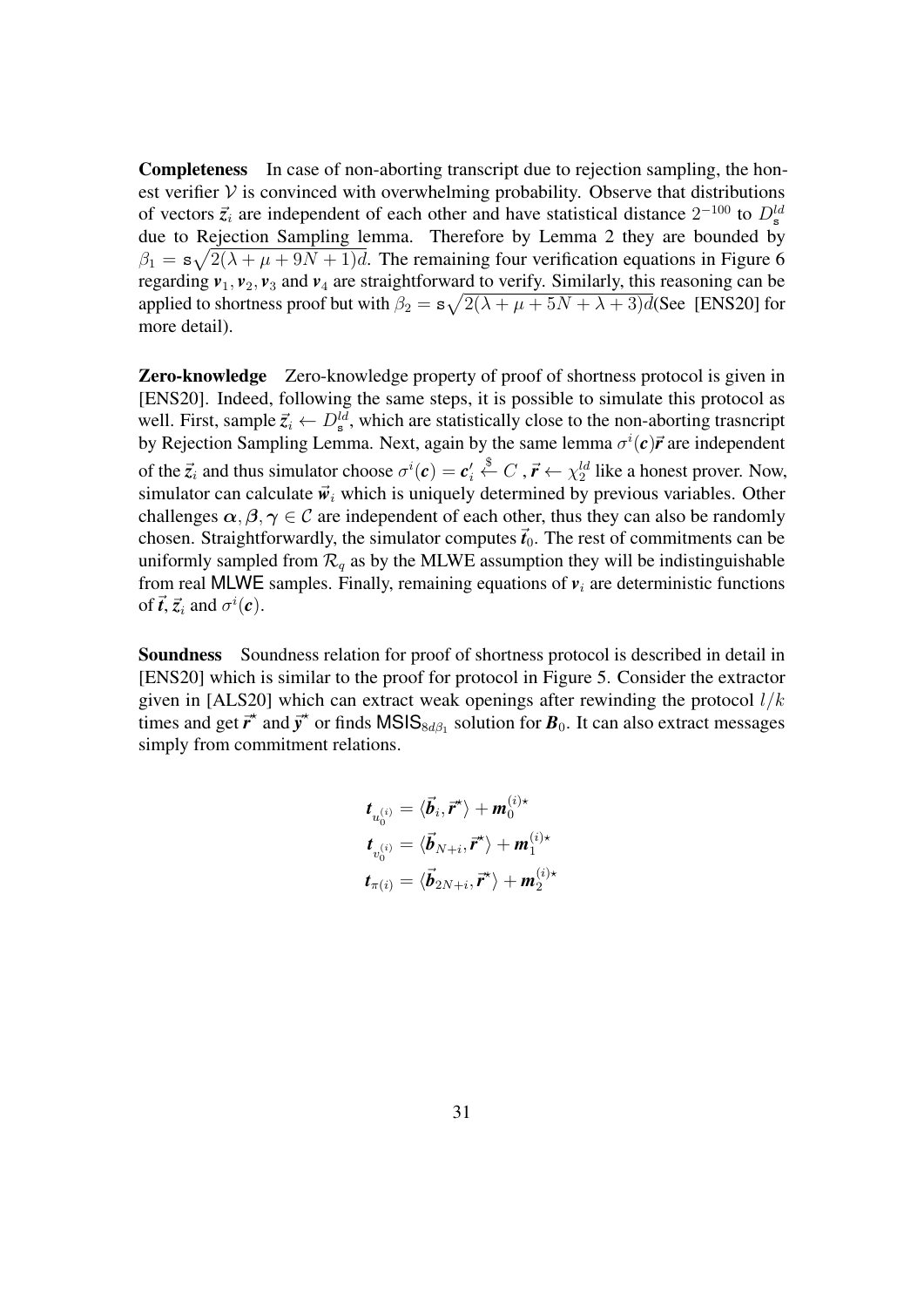**Completeness** In case of non-aborting transcript due to rejection sampling, the honest verifier $\mathcal{V}$ is convinced with overwhelming probability. Observe that distributions of vectors $\vec{\boldsymbol{z}}_i$ are independent of each other and have statistical distance $2^{-100}$ to $D_{\mathsf{s}}^{ld}$ due to Rejection Sampling lemma. Therefore by Lemma 2 they are bounded by $\beta_1 = \mathsf{s}\sqrt{2(\lambda + \mu + 9N + 1)d}$. The remaining four verification equations in Figure 6 regarding $\boldsymbol{v}_1, \boldsymbol{v}_2, \boldsymbol{v}_3$ and $\boldsymbol{v}_4$ are straightforward to verify. Similarly, this reasoning can be applied to shortness proof but with $\beta_2 = \mathsf{s}\sqrt{2(\lambda + \mu + 5N + \lambda + 3)d}$(See [ENS20] for more detail).

**Zero-knowledge** Zero-knowledge property of proof of shortness protocol is given in [ENS20]. Indeed, following the same steps, it is possible to simulate this protocol as well. First, sample $\vec{\boldsymbol{z}}_i \leftarrow D_{\mathsf{s}}^{ld}$, which are statistically close to the non-aborting trasncript by Rejection Sampling Lemma. Next, again by the same lemma $\sigma^i(\boldsymbol{c})\vec{\boldsymbol{r}}$ are independent of the $\vec{\boldsymbol{z}}_i$ and thus simulator choose $\sigma^i(\boldsymbol{c}) = \boldsymbol{c}'_i \xleftarrow{\$} C$ , $\vec{\boldsymbol{r}} \leftarrow \chi_2^{ld}$ like a honest prover. Now, simulator can calculate $\vec{\boldsymbol{w}}_i$ which is uniquely determined by previous variables. Other challenges $\boldsymbol{\alpha}, \boldsymbol{\beta}, \boldsymbol{\gamma} \in \mathcal{C}$ are independent of each other, thus they can also be randomly chosen. Straightforwardly, the simulator computes $\vec{\boldsymbol{t}}_0$. The rest of commitments can be uniformly sampled from $\mathcal{R}_q$ as by the MLWE assumption they will be indistinguishable from real $\mathsf{MLWE}$ samples. Finally, remaining equations of $\boldsymbol{v}_i$ are deterministic functions of $\vec{\boldsymbol{t}}, \vec{\boldsymbol{z}}_i$ and $\sigma^i(\boldsymbol{c})$.

**Soundness** Soundness relation for proof of shortness protocol is described in detail in [ENS20] which is similar to the proof for protocol in Figure 5. Consider the extractor given in [ALS20] which can extract weak openings after rewinding the protocol $l/k$ times and get $\vec{\boldsymbol{r}}^\star$ and $\vec{\boldsymbol{y}}^\star$ or finds $\mathsf{MSIS}_{8d\beta_1}$ solution for $\boldsymbol{B}_0$. It can also extract messages simply from commitment relations.

$$
\begin{aligned}
\boldsymbol{t}_{u_0^{(i)}} &= \langle \vec{\boldsymbol{b}}_i, \vec{\boldsymbol{r}}^\star \rangle + \boldsymbol{m}_0^{(i)\star} \\
\boldsymbol{t}_{v_0^{(i)}} &= \langle \vec{\boldsymbol{b}}_{N+i}, \vec{\boldsymbol{r}}^\star \rangle + \boldsymbol{m}_1^{(i)\star} \\
\boldsymbol{t}_{\pi(i)} &= \langle \vec{\boldsymbol{b}}_{2N+i}, \vec{\boldsymbol{r}}^\star \rangle + \boldsymbol{m}_2^{(i)\star}
\end{aligned}
$$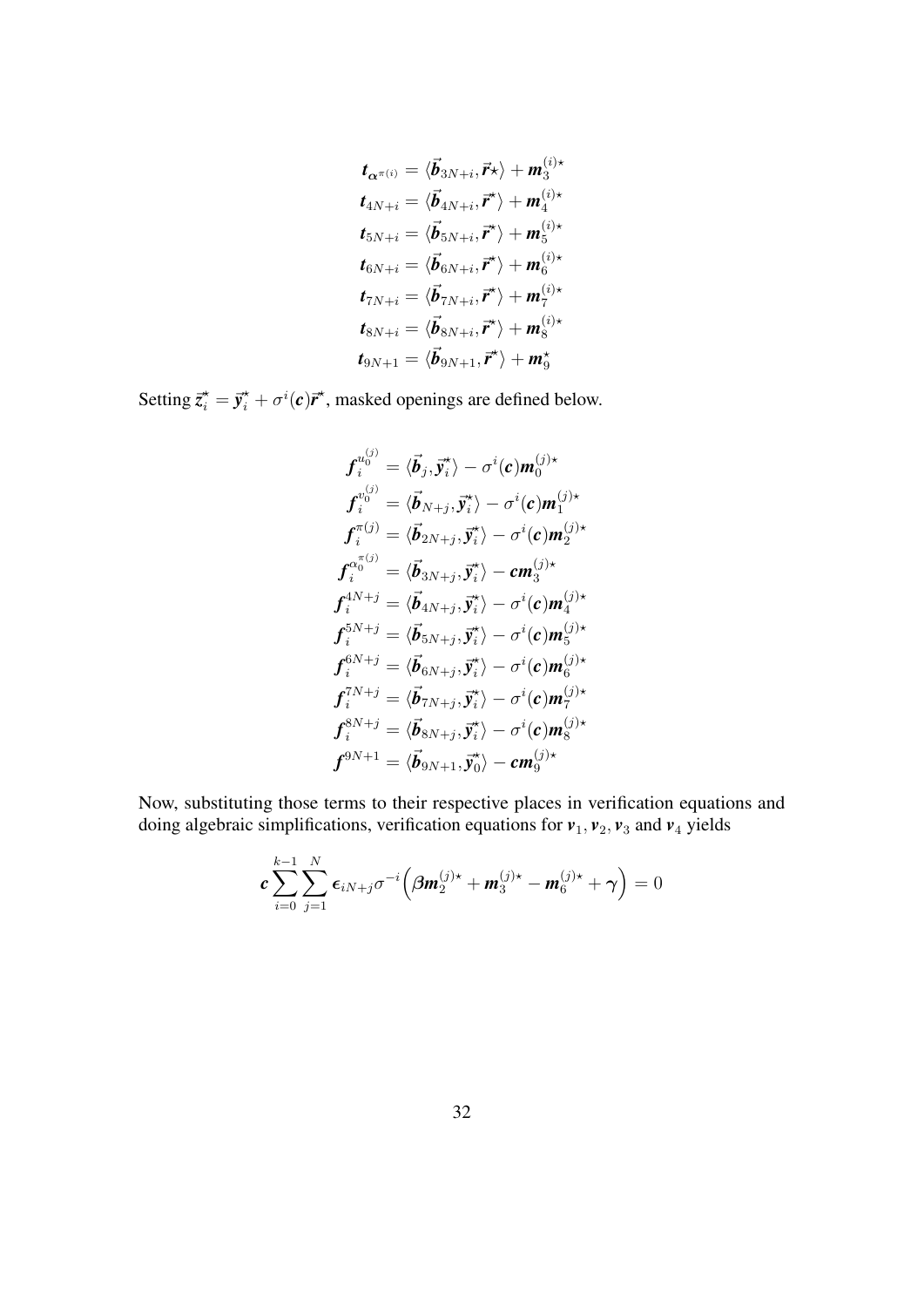$$
\begin{aligned}
\boldsymbol{t}_{\boldsymbol{\alpha}^{\pi(i)}} &= \langle \vec{\boldsymbol{b}}_{3N+i}, \vec{\boldsymbol{r}}\star \rangle + \boldsymbol{m}_3^{(i)\star} \\
\boldsymbol{t}_{4N+i} &= \langle \vec{\boldsymbol{b}}_{4N+i}, \vec{\boldsymbol{r}}^\star \rangle + \boldsymbol{m}_4^{(i)\star} \\
\boldsymbol{t}_{5N+i} &= \langle \vec{\boldsymbol{b}}_{5N+i}, \vec{\boldsymbol{r}}^\star \rangle + \boldsymbol{m}_5^{(i)\star} \\
\boldsymbol{t}_{6N+i} &= \langle \vec{\boldsymbol{b}}_{6N+i}, \vec{\boldsymbol{r}}^\star \rangle + \boldsymbol{m}_6^{(i)\star} \\
\boldsymbol{t}_{7N+i} &= \langle \vec{\boldsymbol{b}}_{7N+i}, \vec{\boldsymbol{r}}^\star \rangle + \boldsymbol{m}_7^{(i)\star} \\
\boldsymbol{t}_{8N+i} &= \langle \vec{\boldsymbol{b}}_{8N+i}, \vec{\boldsymbol{r}}^\star \rangle + \boldsymbol{m}_8^{(i)\star} \\
\boldsymbol{t}_{9N+1} &= \langle \vec{\boldsymbol{b}}_{9N+1}, \vec{\boldsymbol{r}}^\star \rangle + \boldsymbol{m}_9^{\star}
\end{aligned}
$$

Setting $\vec{\boldsymbol{z}}_i^\star = \vec{\boldsymbol{y}}_i^\star + \sigma^i(\boldsymbol{c})\vec{\boldsymbol{r}}^\star$, masked openings are defined below.

$$
\begin{aligned}
\boldsymbol{f}_i^{u_0^{(j)}} &= \langle \vec{\boldsymbol{b}}_j, \vec{\boldsymbol{y}}_i^\star \rangle - \sigma^i(\boldsymbol{c})\boldsymbol{m}_0^{(j)\star} \\
\boldsymbol{f}_i^{v_0^{(j)}} &= \langle \vec{\boldsymbol{b}}_{N+j}, \vec{\boldsymbol{y}}_i^\star \rangle - \sigma^i(\boldsymbol{c})\boldsymbol{m}_1^{(j)\star} \\
\boldsymbol{f}_i^{\pi(j)} &= \langle \vec{\boldsymbol{b}}_{2N+j}, \vec{\boldsymbol{y}}_i^\star \rangle - \sigma^i(\boldsymbol{c})\boldsymbol{m}_2^{(j)\star} \\
\boldsymbol{f}_i^{\alpha_0^{\pi(j)}} &= \langle \vec{\boldsymbol{b}}_{3N+j}, \vec{\boldsymbol{y}}_i^\star \rangle - \boldsymbol{c}\boldsymbol{m}_3^{(j)\star} \\
\boldsymbol{f}_i^{4N+j} &= \langle \vec{\boldsymbol{b}}_{4N+j}, \vec{\boldsymbol{y}}_i^\star \rangle - \sigma^i(\boldsymbol{c})\boldsymbol{m}_4^{(j)\star} \\
\boldsymbol{f}_i^{5N+j} &= \langle \vec{\boldsymbol{b}}_{5N+j}, \vec{\boldsymbol{y}}_i^\star \rangle - \sigma^i(\boldsymbol{c})\boldsymbol{m}_5^{(j)\star} \\
\boldsymbol{f}_i^{6N+j} &= \langle \vec{\boldsymbol{b}}_{6N+j}, \vec{\boldsymbol{y}}_i^\star \rangle - \sigma^i(\boldsymbol{c})\boldsymbol{m}_6^{(j)\star} \\
\boldsymbol{f}_i^{7N+j} &= \langle \vec{\boldsymbol{b}}_{7N+j}, \vec{\boldsymbol{y}}_i^\star \rangle - \sigma^i(\boldsymbol{c})\boldsymbol{m}_7^{(j)\star} \\
\boldsymbol{f}_i^{8N+j} &= \langle \vec{\boldsymbol{b}}_{8N+j}, \vec{\boldsymbol{y}}_i^\star \rangle - \sigma^i(\boldsymbol{c})\boldsymbol{m}_8^{(j)\star} \\
\boldsymbol{f}^{9N+1} &= \langle \vec{\boldsymbol{b}}_{9N+1}, \vec{\boldsymbol{y}}_0^\star \rangle - \boldsymbol{c}\boldsymbol{m}_9^{(j)\star}
\end{aligned}
$$

Now, substituting those terms to their respective places in verification equations and doing algebraic simplifications, verification equations for $\boldsymbol{v}_1, \boldsymbol{v}_2, \boldsymbol{v}_3$ and $\boldsymbol{v}_4$ yields

$$
\boldsymbol{c} \sum_{i=0}^{k-1} \sum_{j=1}^{N} \boldsymbol{\epsilon}_{iN+j} \sigma^{-i} \Big( \boldsymbol{\beta} \boldsymbol{m}_2^{(j)\star} + \boldsymbol{m}_3^{(j)\star} - \boldsymbol{m}_6^{(j)\star} + \boldsymbol{\gamma} \Big) = 0
$$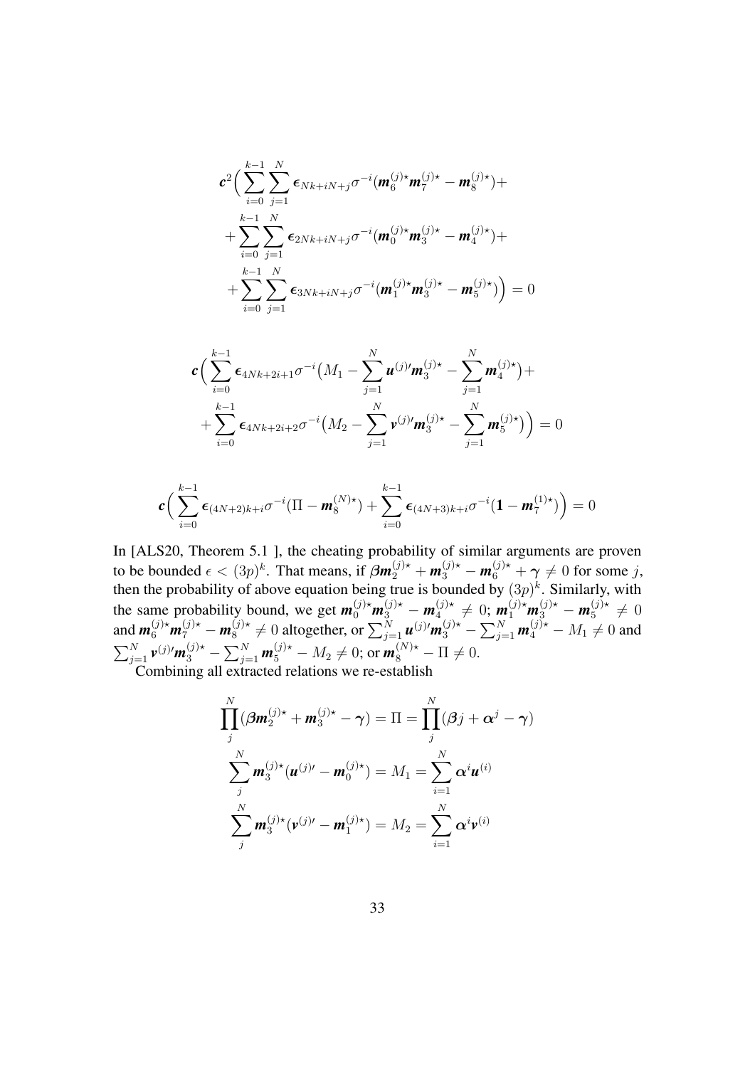$$
\begin{aligned}
\boldsymbol{c}^2\Big( &\sum_{i=0}^{k-1}\sum_{j=1}^{N} \boldsymbol{\epsilon}_{Nk+iN+j}\sigma^{-i}(\boldsymbol{m}_6^{(j)\star}\boldsymbol{m}_7^{(j)\star} - \boldsymbol{m}_8^{(j)\star}) + \\
&+ \sum_{i=0}^{k-1}\sum_{j=1}^{N} \boldsymbol{\epsilon}_{2Nk+iN+j}\sigma^{-i}(\boldsymbol{m}_0^{(j)\star}\boldsymbol{m}_3^{(j)\star} - \boldsymbol{m}_4^{(j)\star}) + \\
&+ \sum_{i=0}^{k-1}\sum_{j=1}^{N} \boldsymbol{\epsilon}_{3Nk+iN+j}\sigma^{-i}(\boldsymbol{m}_1^{(j)\star}\boldsymbol{m}_3^{(j)\star} - \boldsymbol{m}_5^{(j)\star})\Big) = 0
\end{aligned}
$$

$$
\begin{aligned}
\boldsymbol{c}\Big( &\sum_{i=0}^{k-1} \boldsymbol{\epsilon}_{4Nk+2i+1}\sigma^{-i}\big(M_1 - \sum_{j=1}^{N}\boldsymbol{u}^{(j)\prime}\boldsymbol{m}_3^{(j)\star} - \sum_{j=1}^{N}\boldsymbol{m}_4^{(j)\star}\big) + \\
&+ \sum_{i=0}^{k-1} \boldsymbol{\epsilon}_{4Nk+2i+2}\sigma^{-i}\big(M_2 - \sum_{j=1}^{N}\boldsymbol{v}^{(j)\prime}\boldsymbol{m}_3^{(j)\star} - \sum_{j=1}^{N}\boldsymbol{m}_5^{(j)\star}\big)\Big) = 0
\end{aligned}
$$

$$
\boldsymbol{c}\Big(\sum_{i=0}^{k-1} \boldsymbol{\epsilon}_{(4N+2)k+i}\sigma^{-i}(\Pi - \boldsymbol{m}_8^{(N)\star}) + \sum_{i=0}^{k-1} \boldsymbol{\epsilon}_{(4N+3)k+i}\sigma^{-i}(\mathbf{1} - \boldsymbol{m}_7^{(1)\star})\Big) = 0
$$

In [ALS20, Theorem 5.1 ], the cheating probability of similar arguments are proven to be bounded $\epsilon < (3p)^k$. That means, if $\boldsymbol{\beta}\boldsymbol{m}_2^{(j)\star} + \boldsymbol{m}_3^{(j)\star} - \boldsymbol{m}_6^{(j)\star} + \boldsymbol{\gamma} \neq 0$ for some $j$, then the probability of above equation being true is bounded by $(3p)^k$. Similarly, with the same probability bound, we get $\boldsymbol{m}_0^{(j)\star}\boldsymbol{m}_3^{(j)\star} - \boldsymbol{m}_4^{(j)\star} \neq 0$; $\boldsymbol{m}_1^{(j)\star}\boldsymbol{m}_3^{(j)\star} - \boldsymbol{m}_5^{(j)\star} \neq 0$ and $\boldsymbol{m}_6^{(j)\star}\boldsymbol{m}_7^{(j)\star} - \boldsymbol{m}_8^{(j)\star} \neq 0$ altogether, or $\sum_{j=1}^{N}\boldsymbol{u}^{(j)\prime}\boldsymbol{m}_3^{(j)\star} - \sum_{j=1}^{N}\boldsymbol{m}_4^{(j)\star} - M_1 \neq 0$ and $\sum_{j=1}^{N}\boldsymbol{v}^{(j)\prime}\boldsymbol{m}_3^{(j)\star} - \sum_{j=1}^{N}\boldsymbol{m}_5^{(j)\star} - M_2 \neq 0$; or $\boldsymbol{m}_8^{(N)\star} - \Pi \neq 0$.

Combining all extracted relations we re-establish

$$
\prod_{j}^{N}(\boldsymbol{\beta}\boldsymbol{m}_2^{(j)\star} + \boldsymbol{m}_3^{(j)\star} - \boldsymbol{\gamma}) = \Pi = \prod_{j}^{N}(\boldsymbol{\beta}j + \boldsymbol{\alpha}^j - \boldsymbol{\gamma})
$$

$$
\sum_{j}^{N}\boldsymbol{m}_3^{(j)\star}(\boldsymbol{u}^{(j)\prime} - \boldsymbol{m}_0^{(j)\star}) = M_1 = \sum_{i=1}^{N}\boldsymbol{\alpha}^i\boldsymbol{u}^{(i)}
$$

$$
\sum_{j}^{N}\boldsymbol{m}_3^{(j)\star}(\boldsymbol{v}^{(j)\prime} - \boldsymbol{m}_1^{(j)\star}) = M_2 = \sum_{i=1}^{N}\boldsymbol{\alpha}^i\boldsymbol{v}^{(i)}
$$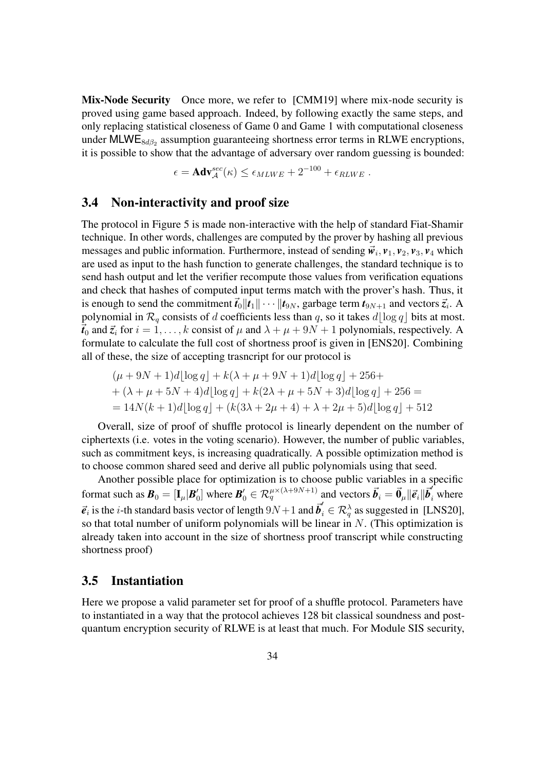**Mix-Node Security** Once more, we refer to [CMM19] where mix-node security is proved using game based approach. Indeed, by following exactly the same steps, and only replacing statistical closeness of Game 0 and Game 1 with computational closeness under $\mathsf{MLWE}_{8d\beta_2}$ assumption guaranteeing shortness error terms in RLWE encryptions, it is possible to show that the advantage of adversary over random guessing is bounded:

$$\epsilon = \mathbf{Adv}_{\mathcal{A}}^{sec}(\kappa) \leq \epsilon_{MLWE} + 2^{-100} + \epsilon_{RLWE} \; .$$

## 3.4 Non-interactivity and proof size

The protocol in Figure 5 is made non-interactive with the help of standard Fiat-Shamir technique. In other words, challenges are computed by the prover by hashing all previous messages and public information. Furthermore, instead of sending $\vec{\boldsymbol{w}}_i, \boldsymbol{v}_1, \boldsymbol{v}_2, \boldsymbol{v}_3, \boldsymbol{v}_4$ which are used as input to the hash function to generate challenges, the standard technique is to send hash output and let the verifier recompute those values from verification equations and check that hashes of computed input terms match with the prover's hash. Thus, it is enough to send the commitment $\vec{\boldsymbol{t}}_0 \| \boldsymbol{t}_1 \| \cdots \| \boldsymbol{t}_{9N}$, garbage term $\boldsymbol{t}_{9N+1}$ and vectors $\vec{\boldsymbol{z}}_i$. A polynomial in $\mathcal{R}_q$ consists of $d$ coefficients less than $q$, so it takes $d\lfloor \log q \rfloor$ bits at most. $\vec{\boldsymbol{t}}_0$ and $\vec{\boldsymbol{z}}_i$ for $i = 1, \ldots, k$ consist of $\mu$ and $\lambda + \mu + 9N + 1$ polynomials, respectively. A formulate to calculate the full cost of shortness proof is given in [ENS20]. Combining all of these, the size of accepting trasncript for our protocol is

$$\begin{aligned}
&(\mu + 9N + 1)d\lfloor \log q \rfloor + k(\lambda + \mu + 9N + 1)d\lfloor \log q \rfloor + 256 + \\
&+ (\lambda + \mu + 5N + 4)d\lfloor \log q \rfloor + k(2\lambda + \mu + 5N + 3)d\lfloor \log q \rfloor + 256 = \\
&= 14N(k+1)d\lfloor \log q \rfloor + (k(3\lambda + 2\mu + 4) + \lambda + 2\mu + 5)d\lfloor \log q \rfloor + 512
\end{aligned}$$

Overall, size of proof of shuffle protocol is linearly dependent on the number of ciphertexts (i.e. votes in the voting scenario). However, the number of public variables, such as commitment keys, is increasing quadratically. A possible optimization method is to choose common shared seed and derive all public polynomials using that seed.

Another possible place for optimization is to choose public variables in a specific format such as $\boldsymbol{B}_0 = [\mathbf{I}_\mu | \boldsymbol{B}_0']$ where $\boldsymbol{B}_0' \in \mathcal{R}_q^{\mu \times (\lambda + 9N + 1)}$ and vectors $\vec{\boldsymbol{b}}_i = \vec{\boldsymbol{0}}_\mu \| \vec{\boldsymbol{e}}_i \| \vec{\boldsymbol{b}}_i'$ where $\vec{\boldsymbol{e}}_i$ is the $i$-th standard basis vector of length $9N+1$ and $\vec{\boldsymbol{b}}_i' \in \mathcal{R}_q^{\lambda}$ as suggested in [LNS20], so that total number of uniform polynomials will be linear in $N$. (This optimization is already taken into account in the size of shortness proof transcript while constructing shortness proof)

## 3.5 Instantiation

Here we propose a valid parameter set for proof of a shuffle protocol. Parameters have to instantiated in a way that the protocol achieves 128 bit classical soundness and post-quantum encryption security of RLWE is at least that much. For Module SIS security,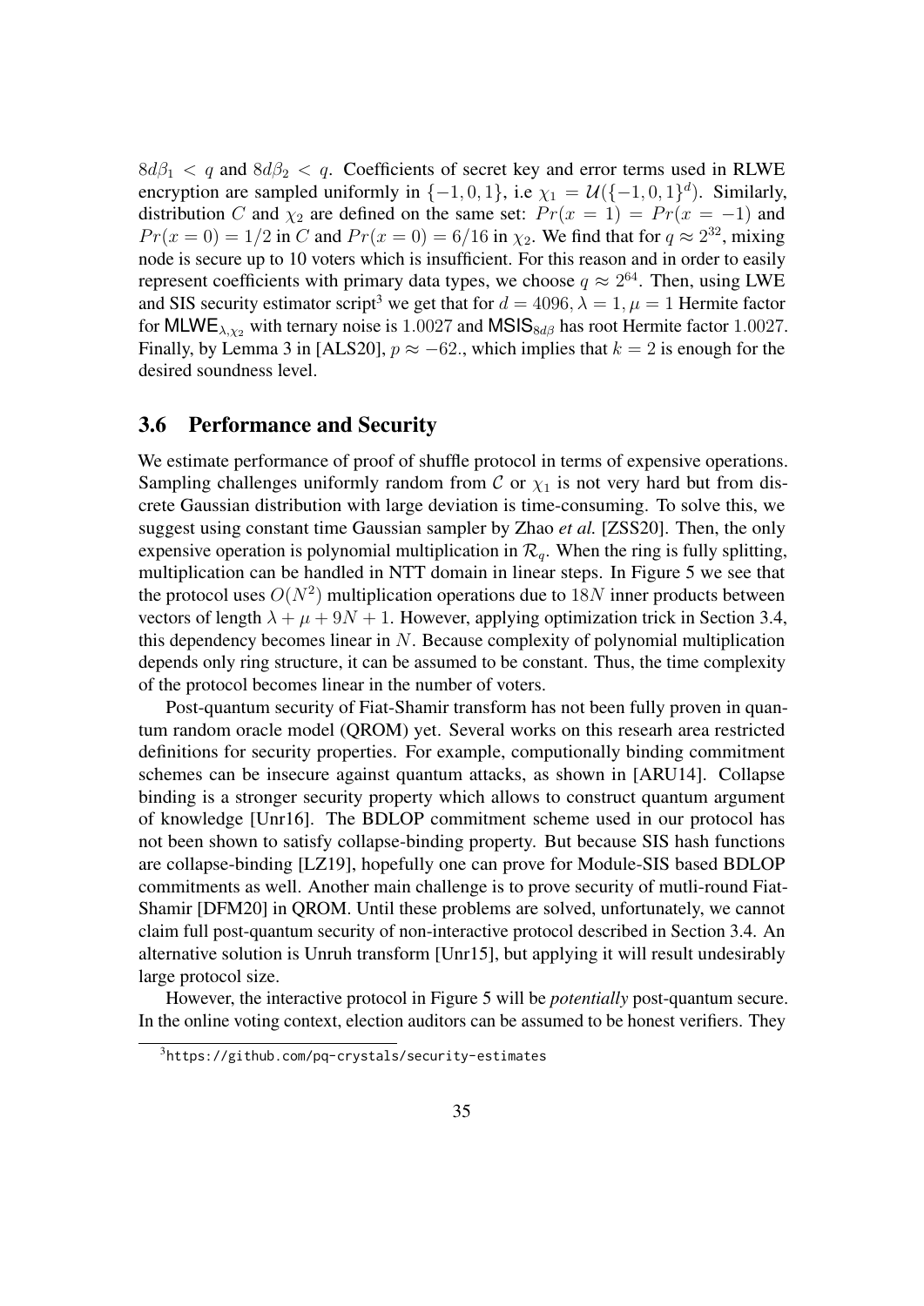$8d\beta_1 < q$ and $8d\beta_2 < q$. Coefficients of secret key and error terms used in RLWE encryption are sampled uniformly in $\{-1, 0, 1\}$, i.e $\chi_1 = \mathcal{U}(\{-1, 0, 1\}^d)$. Similarly, distribution $C$ and $\chi_2$ are defined on the same set: $Pr(x = 1) = Pr(x = -1)$ and $Pr(x = 0) = 1/2$ in $C$ and $Pr(x = 0) = 6/16$ in $\chi_2$. We find that for $q \approx 2^{32}$, mixing node is secure up to 10 voters which is insufficient. For this reason and in order to easily represent coefficients with primary data types, we choose $q \approx 2^{64}$. Then, using LWE and SIS security estimator script[3] we get that for $d = 4096, \lambda = 1, \mu = 1$ Hermite factor for $\mathsf{MLWE}_{\lambda,\chi_2}$ with ternary noise is $1.0027$ and $\mathsf{MSIS}_{8d\beta}$ has root Hermite factor $1.0027$. Finally, by Lemma 3 in [ALS20], $p \approx -62.$, which implies that $k = 2$ is enough for the desired soundness level.

### 3.6 Performance and Security

We estimate performance of proof of shuffle protocol in terms of expensive operations. Sampling challenges uniformly random from $\mathcal{C}$ or $\chi_1$ is not very hard but from discrete Gaussian distribution with large deviation is time-consuming. To solve this, we suggest using constant time Gaussian sampler by Zhao *et al.* [ZSS20]. Then, the only expensive operation is polynomial multiplication in $\mathcal{R}_q$. When the ring is fully splitting, multiplication can be handled in NTT domain in linear steps. In Figure 5 we see that the protocol uses $O(N^2)$ multiplication operations due to $18N$ inner products between vectors of length $\lambda + \mu + 9N + 1$. However, applying optimization trick in Section 3.4, this dependency becomes linear in $N$. Because complexity of polynomial multiplication depends only ring structure, it can be assumed to be constant. Thus, the time complexity of the protocol becomes linear in the number of voters.

Post-quantum security of Fiat-Shamir transform has not been fully proven in quantum random oracle model (QROM) yet. Several works on this researh area restricted definitions for security properties. For example, computionally binding commitment schemes can be insecure against quantum attacks, as shown in [ARU14]. Collapse binding is a stronger security property which allows to construct quantum argument of knowledge [Unr16]. The BDLOP commitment scheme used in our protocol has not been shown to satisfy collapse-binding property. But because SIS hash functions are collapse-binding [LZ19], hopefully one can prove for Module-SIS based BDLOP commitments as well. Another main challenge is to prove security of mutli-round Fiat-Shamir [DFM20] in QROM. Until these problems are solved, unfortunately, we cannot claim full post-quantum security of non-interactive protocol described in Section 3.4. An alternative solution is Unruh transform [Unr15], but applying it will result undesirably large protocol size.

However, the interactive protocol in Figure 5 will be *potentially* post-quantum secure. In the online voting context, election auditors can be assumed to be honest verifiers. They

[3] https://github.com/pq-crystals/security-estimates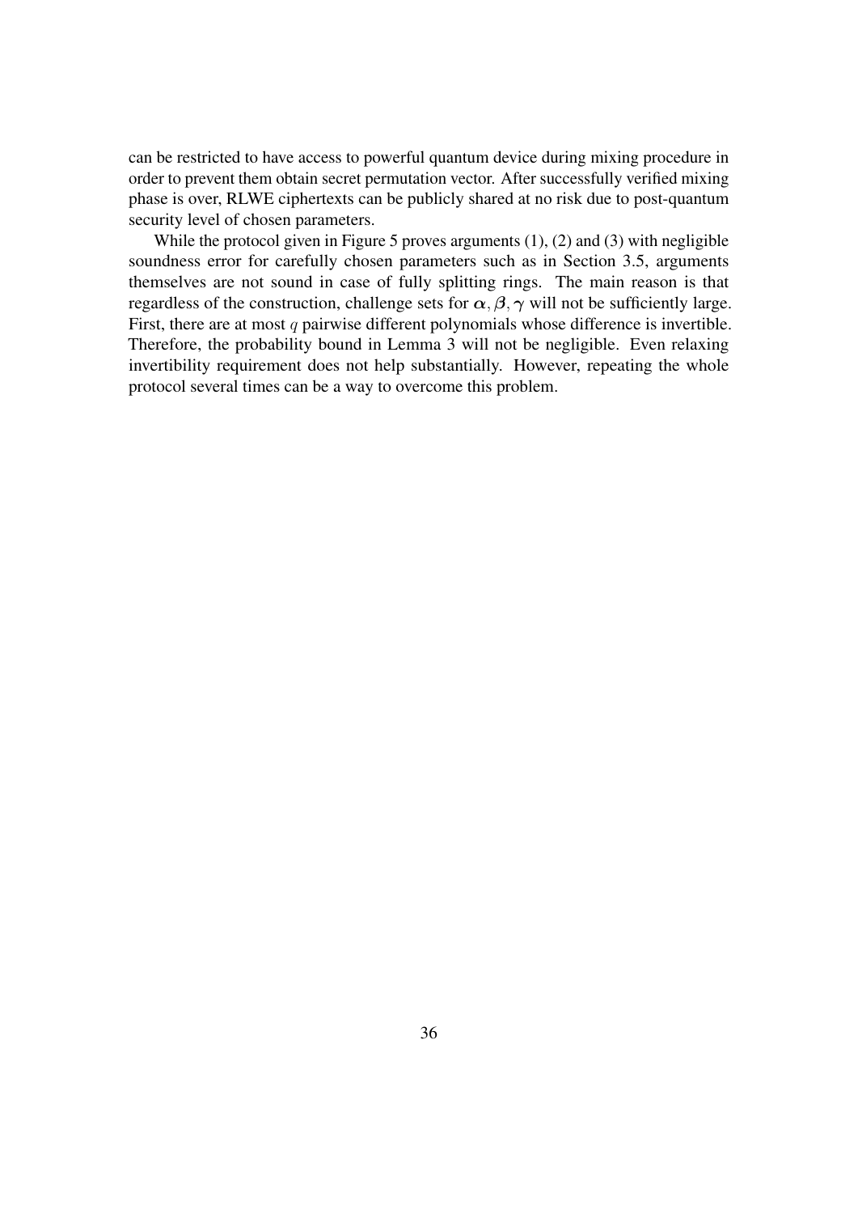can be restricted to have access to powerful quantum device during mixing procedure in order to prevent them obtain secret permutation vector. After successfully verified mixing phase is over, RLWE ciphertexts can be publicly shared at no risk due to post-quantum security level of chosen parameters.

While the protocol given in Figure 5 proves arguments (1), (2) and (3) with negligible soundness error for carefully chosen parameters such as in Section 3.5, arguments themselves are not sound in case of fully splitting rings. The main reason is that regardless of the construction, challenge sets for $\boldsymbol{\alpha}, \boldsymbol{\beta}, \boldsymbol{\gamma}$ will not be sufficiently large. First, there are at most $q$ pairwise different polynomials whose difference is invertible. Therefore, the probability bound in Lemma 3 will not be negligible. Even relaxing invertibility requirement does not help substantially. However, repeating the whole protocol several times can be a way to overcome this problem.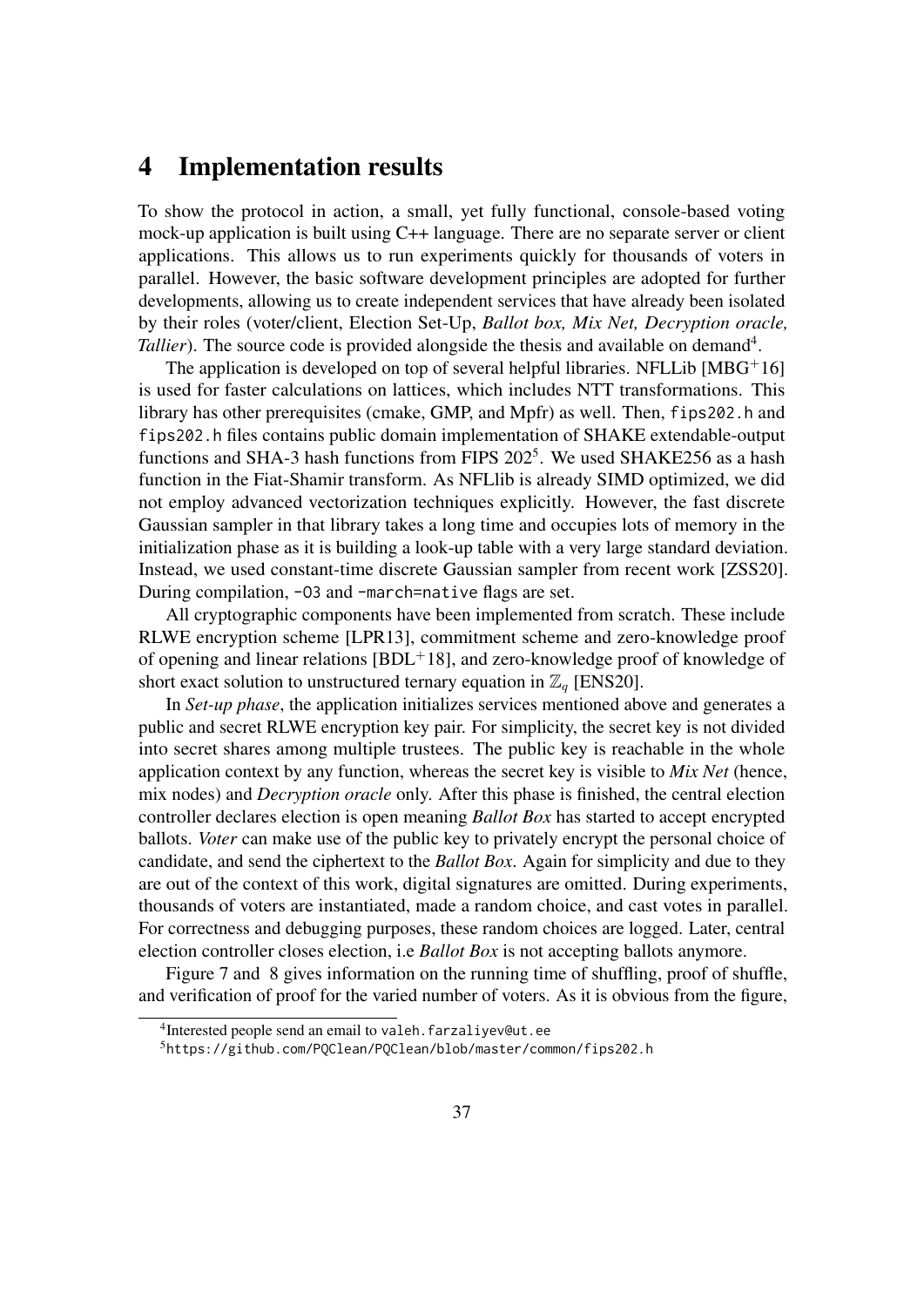# 4 Implementation results

To show the protocol in action, a small, yet fully functional, console-based voting mock-up application is built using C++ language. There are no separate server or client applications. This allows us to run experiments quickly for thousands of voters in parallel. However, the basic software development principles are adopted for further developments, allowing us to create independent services that have already been isolated by their roles (voter/client, Election Set-Up, *Ballot box, Mix Net, Decryption oracle, Tallier*). The source code is provided alongside the thesis and available on demand[4].

The application is developed on top of several helpful libraries. NFLLib [MBG$^+$16] is used for faster calculations on lattices, which includes NTT transformations. This library has other prerequisites (cmake, GMP, and Mpfr) as well. Then, `fips202.h` and `fips202.h` files contains public domain implementation of SHAKE extendable-output functions and SHA-3 hash functions from FIPS 202[5]. We used SHAKE256 as a hash function in the Fiat-Shamir transform. As NFLlib is already SIMD optimized, we did not employ advanced vectorization techniques explicitly. However, the fast discrete Gaussian sampler in that library takes a long time and occupies lots of memory in the initialization phase as it is building a look-up table with a very large standard deviation. Instead, we used constant-time discrete Gaussian sampler from recent work [ZSS20]. During compilation, `-O3` and `-march=native` flags are set.

All cryptographic components have been implemented from scratch. These include RLWE encryption scheme [LPR13], commitment scheme and zero-knowledge proof of opening and linear relations [BDL$^+$18], and zero-knowledge proof of knowledge of short exact solution to unstructured ternary equation in $\mathbb{Z}_q$ [ENS20].

In *Set-up phase*, the application initializes services mentioned above and generates a public and secret RLWE encryption key pair. For simplicity, the secret key is not divided into secret shares among multiple trustees. The public key is reachable in the whole application context by any function, whereas the secret key is visible to *Mix Net* (hence, mix nodes) and *Decryption oracle* only. After this phase is finished, the central election controller declares election is open meaning *Ballot Box* has started to accept encrypted ballots. *Voter* can make use of the public key to privately encrypt the personal choice of candidate, and send the ciphertext to the *Ballot Box*. Again for simplicity and due to they are out of the context of this work, digital signatures are omitted. During experiments, thousands of voters are instantiated, made a random choice, and cast votes in parallel. For correctness and debugging purposes, these random choices are logged. Later, central election controller closes election, i.e *Ballot Box* is not accepting ballots anymore.

Figure 7 and 8 gives information on the running time of shuffling, proof of shuffle, and verification of proof for the varied number of voters. As it is obvious from the figure,

[4] Interested people send an email to valeh.farzaliyev@ut.ee

[5] https://github.com/PQClean/PQClean/blob/master/common/fips202.h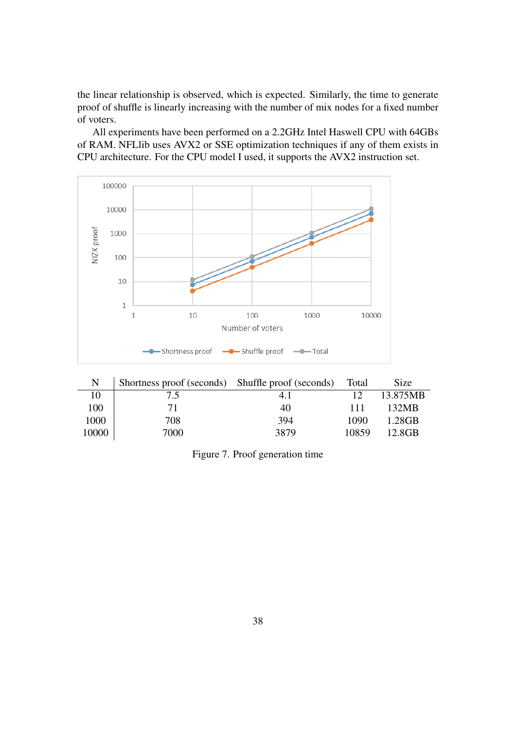the linear relationship is observed, which is expected. Similarly, the time to generate proof of shuffle is linearly increasing with the number of mix nodes for a fixed number of voters.

All experiments have been performed on a 2.2GHz Intel Haswell CPU with 64GBs of RAM. NFLlib uses AVX2 or SSE optimization techniques if any of them exists in CPU architecture. For the CPU model I used, it supports the AVX2 instruction set.

| N | Shortness proof (seconds) | Shuffle proof (seconds) | Total | Size |
|---|---|---|---|---|
| 10 | 7.5 | 4.1 | 12 | 13.875MB |
| 100 | 71 | 40 | 111 | 132MB |
| 1000 | 708 | 394 | 1090 | 1.28GB |
| 10000 | 7000 | 3879 | 10859 | 12.8GB |

Figure 7. Proof generation time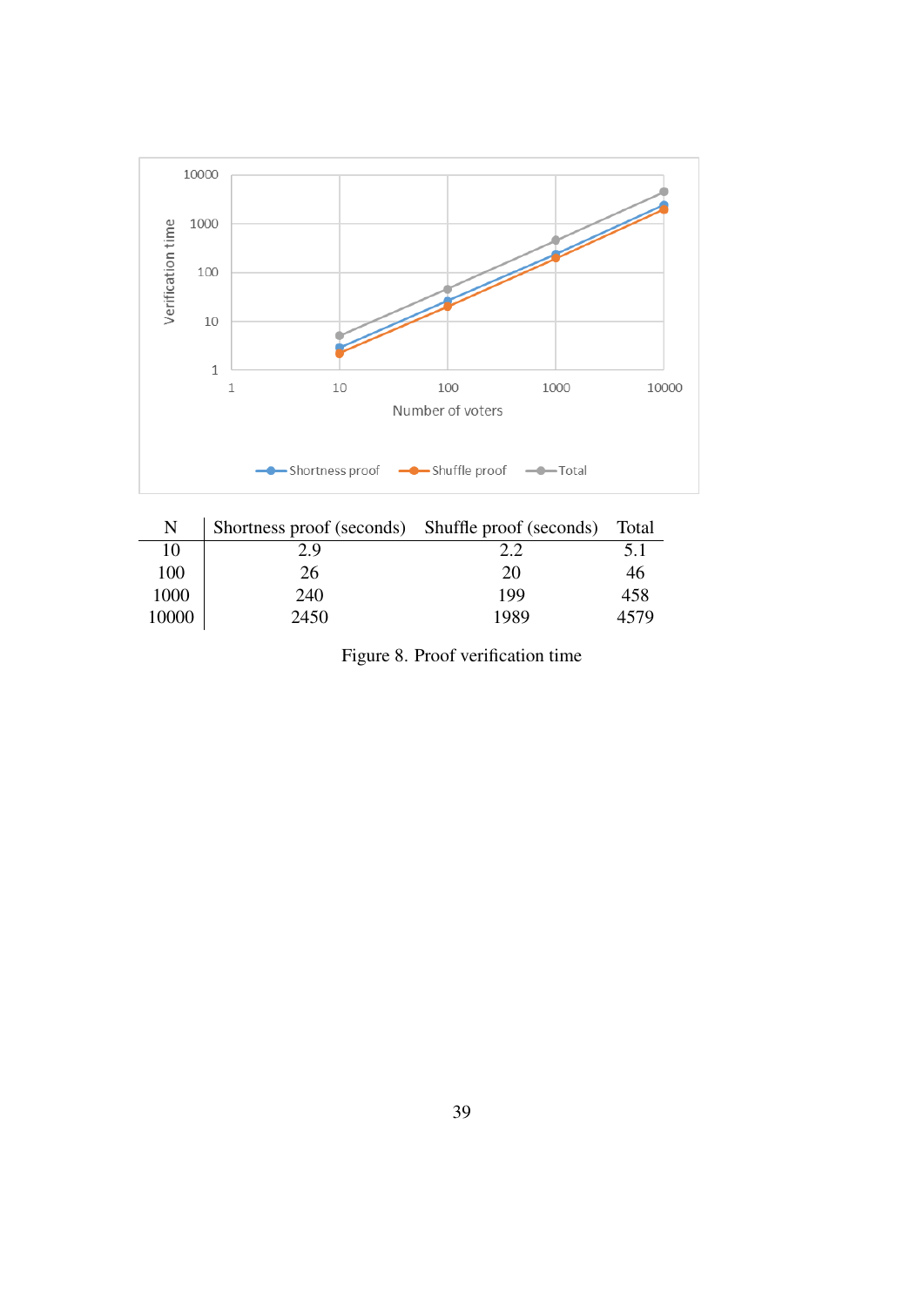Verification time

10000

1000

100

10

1

1

10

100

1000

10000

Number of voters

Shortness proof

Shuffle proof

Total

| N | Shortness proof (seconds) | Shuffle proof (seconds) | Total |
|---|---|---|---|
| 10 | 2.9 | 2.2 | 5.1 |
| 100 | 26 | 20 | 46 |
| 1000 | 240 | 199 | 458 |
| 10000 | 2450 | 1989 | 4579 |

Figure 8. Proof verification time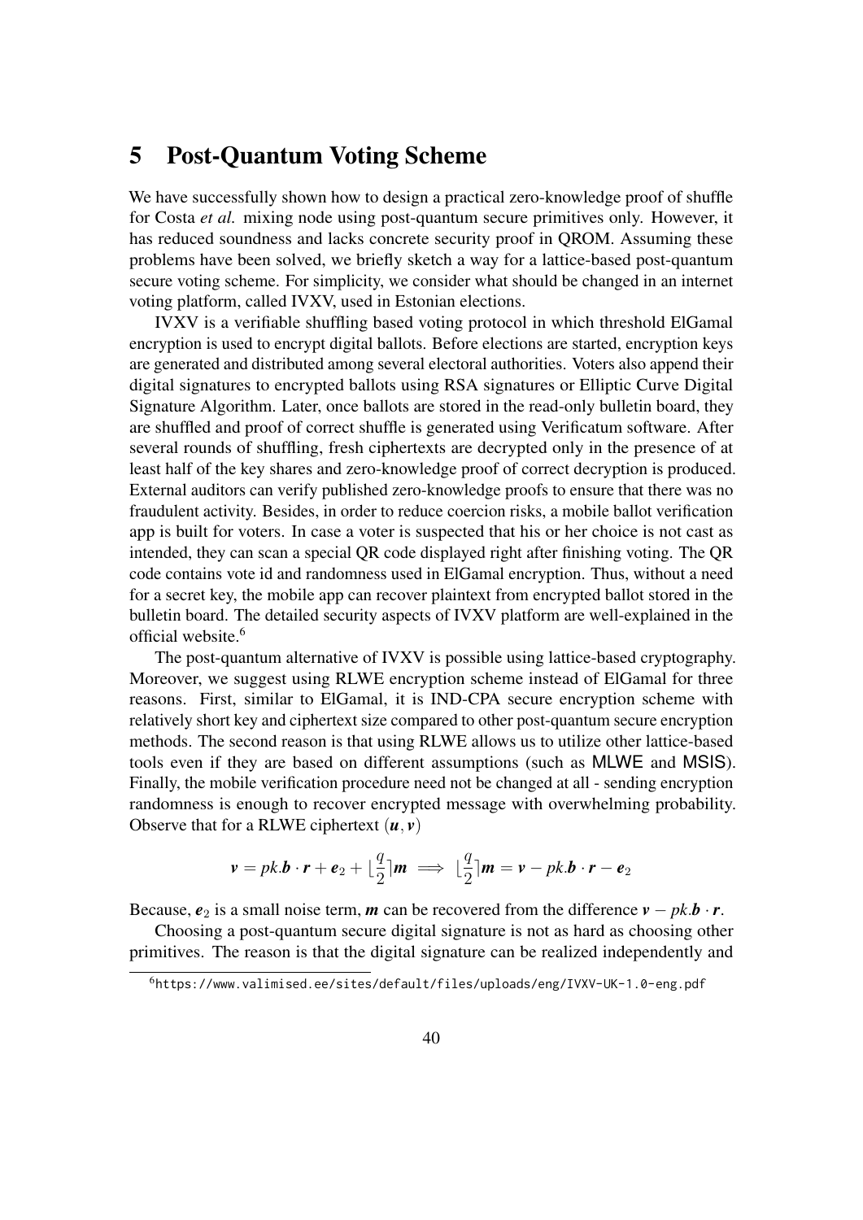# 5 Post-Quantum Voting Scheme

We have successfully shown how to design a practical zero-knowledge proof of shuffle for Costa *et al.* mixing node using post-quantum secure primitives only. However, it has reduced soundness and lacks concrete security proof in QROM. Assuming these problems have been solved, we briefly sketch a way for a lattice-based post-quantum secure voting scheme. For simplicity, we consider what should be changed in an internet voting platform, called IVXV, used in Estonian elections.

IVXV is a verifiable shuffling based voting protocol in which threshold ElGamal encryption is used to encrypt digital ballots. Before elections are started, encryption keys are generated and distributed among several electoral authorities. Voters also append their digital signatures to encrypted ballots using RSA signatures or Elliptic Curve Digital Signature Algorithm. Later, once ballots are stored in the read-only bulletin board, they are shuffled and proof of correct shuffle is generated using Verificatum software. After several rounds of shuffling, fresh ciphertexts are decrypted only in the presence of at least half of the key shares and zero-knowledge proof of correct decryption is produced. External auditors can verify published zero-knowledge proofs to ensure that there was no fraudulent activity. Besides, in order to reduce coercion risks, a mobile ballot verification app is built for voters. In case a voter is suspected that his or her choice is not cast as intended, they can scan a special QR code displayed right after finishing voting. The QR code contains vote id and randomness used in ElGamal encryption. Thus, without a need for a secret key, the mobile app can recover plaintext from encrypted ballot stored in the bulletin board. The detailed security aspects of IVXV platform are well-explained in the official website.[6]

The post-quantum alternative of IVXV is possible using lattice-based cryptography. Moreover, we suggest using RLWE encryption scheme instead of ElGamal for three reasons. First, similar to ElGamal, it is IND-CPA secure encryption scheme with relatively short key and ciphertext size compared to other post-quantum secure encryption methods. The second reason is that using RLWE allows us to utilize other lattice-based tools even if they are based on different assumptions (such as MLWE and MSIS). Finally, the mobile verification procedure need not be changed at all - sending encryption randomness is enough to recover encrypted message with overwhelming probability. Observe that for a RLWE ciphertext $(\boldsymbol{u}, \boldsymbol{v})$

$$\boldsymbol{v} = pk.\boldsymbol{b} \cdot \boldsymbol{r} + \boldsymbol{e}_2 + \lfloor \frac{q}{2} \rceil \boldsymbol{m} \implies \lfloor \frac{q}{2} \rceil \boldsymbol{m} = \boldsymbol{v} - pk.\boldsymbol{b} \cdot \boldsymbol{r} - \boldsymbol{e}_2$$

Because, $\boldsymbol{e}_2$ is a small noise term, $\boldsymbol{m}$ can be recovered from the difference $\boldsymbol{v} - pk.\boldsymbol{b} \cdot \boldsymbol{r}$.

Choosing a post-quantum secure digital signature is not as hard as choosing other primitives. The reason is that the digital signature can be realized independently and

[6] https://www.valimised.ee/sites/default/files/uploads/eng/IVXV-UK-1.0-eng.pdf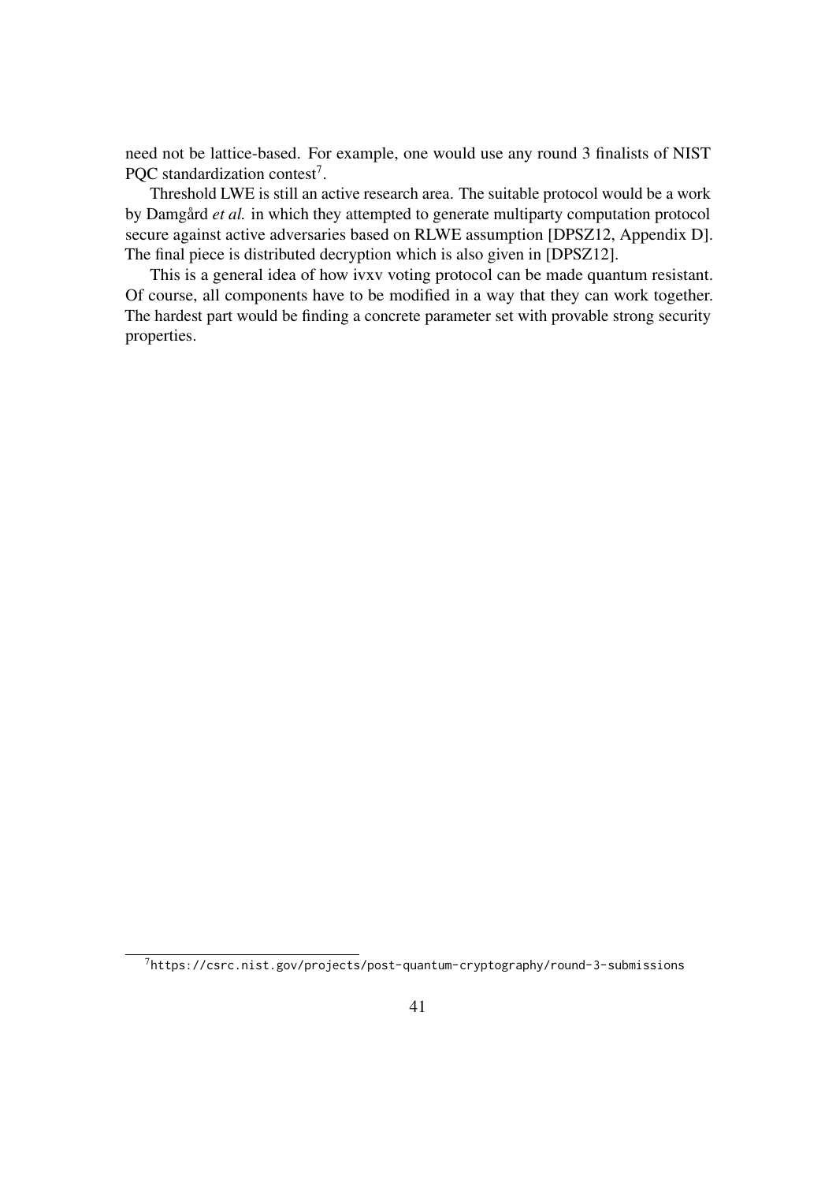need not be lattice-based. For example, one would use any round 3 finalists of NIST PQC standardization contest[7].

Threshold LWE is still an active research area. The suitable protocol would be a work by Damgård *et al.* in which they attempted to generate multiparty computation protocol secure against active adversaries based on RLWE assumption [DPSZ12, Appendix D]. The final piece is distributed decryption which is also given in [DPSZ12].

This is a general idea of how ivxv voting protocol can be made quantum resistant. Of course, all components have to be modified in a way that they can work together. The hardest part would be finding a concrete parameter set with provable strong security properties.

[7] https://csrc.nist.gov/projects/post-quantum-cryptography/round-3-submissions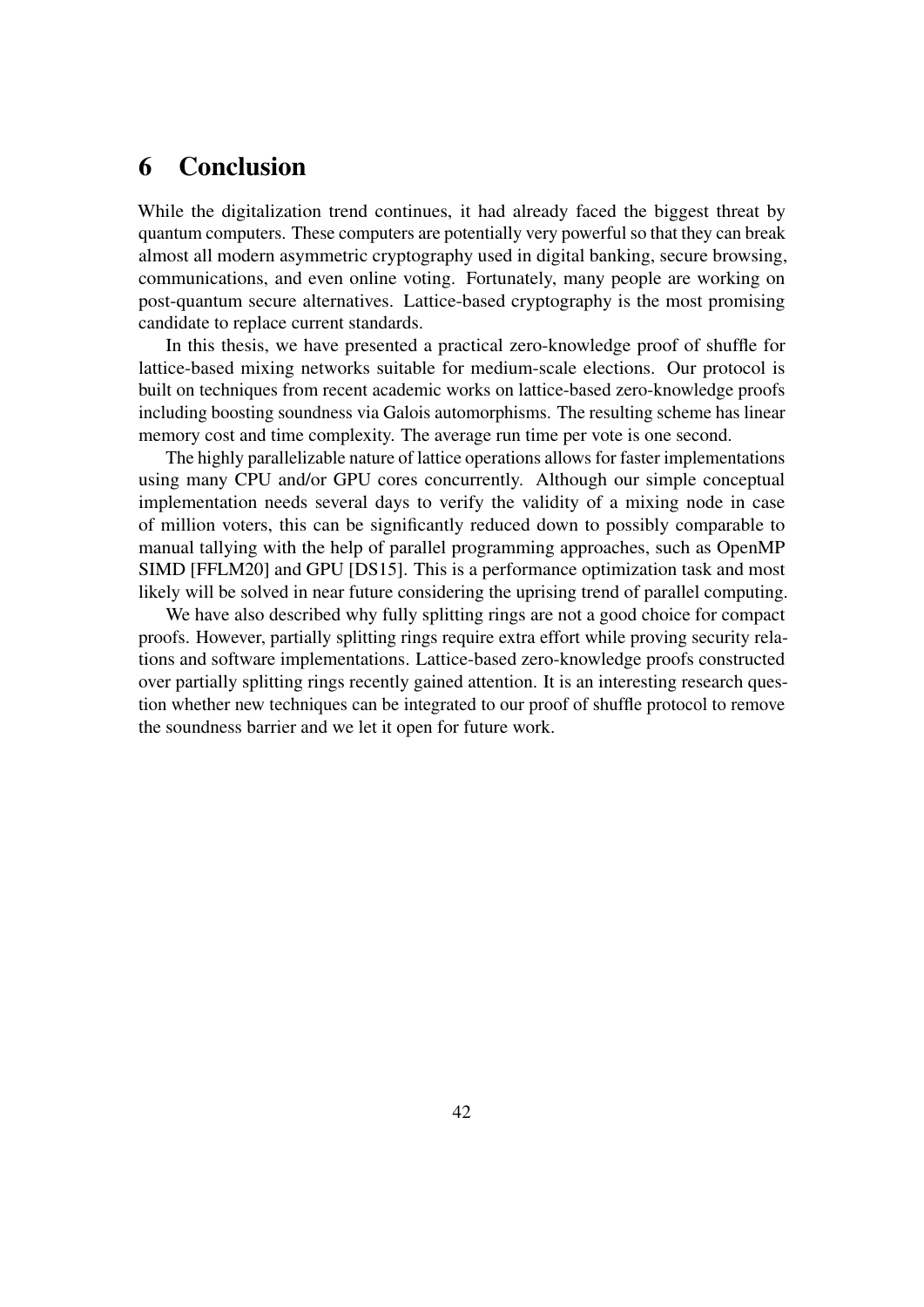# 6 Conclusion

While the digitalization trend continues, it had already faced the biggest threat by quantum computers. These computers are potentially very powerful so that they can break almost all modern asymmetric cryptography used in digital banking, secure browsing, communications, and even online voting. Fortunately, many people are working on post-quantum secure alternatives. Lattice-based cryptography is the most promising candidate to replace current standards.

In this thesis, we have presented a practical zero-knowledge proof of shuffle for lattice-based mixing networks suitable for medium-scale elections. Our protocol is built on techniques from recent academic works on lattice-based zero-knowledge proofs including boosting soundness via Galois automorphisms. The resulting scheme has linear memory cost and time complexity. The average run time per vote is one second.

The highly parallelizable nature of lattice operations allows for faster implementations using many CPU and/or GPU cores concurrently. Although our simple conceptual implementation needs several days to verify the validity of a mixing node in case of million voters, this can be significantly reduced down to possibly comparable to manual tallying with the help of parallel programming approaches, such as OpenMP SIMD [FFLM20] and GPU [DS15]. This is a performance optimization task and most likely will be solved in near future considering the uprising trend of parallel computing.

We have also described why fully splitting rings are not a good choice for compact proofs. However, partially splitting rings require extra effort while proving security relations and software implementations. Lattice-based zero-knowledge proofs constructed over partially splitting rings recently gained attention. It is an interesting research question whether new techniques can be integrated to our proof of shuffle protocol to remove the soundness barrier and we let it open for future work.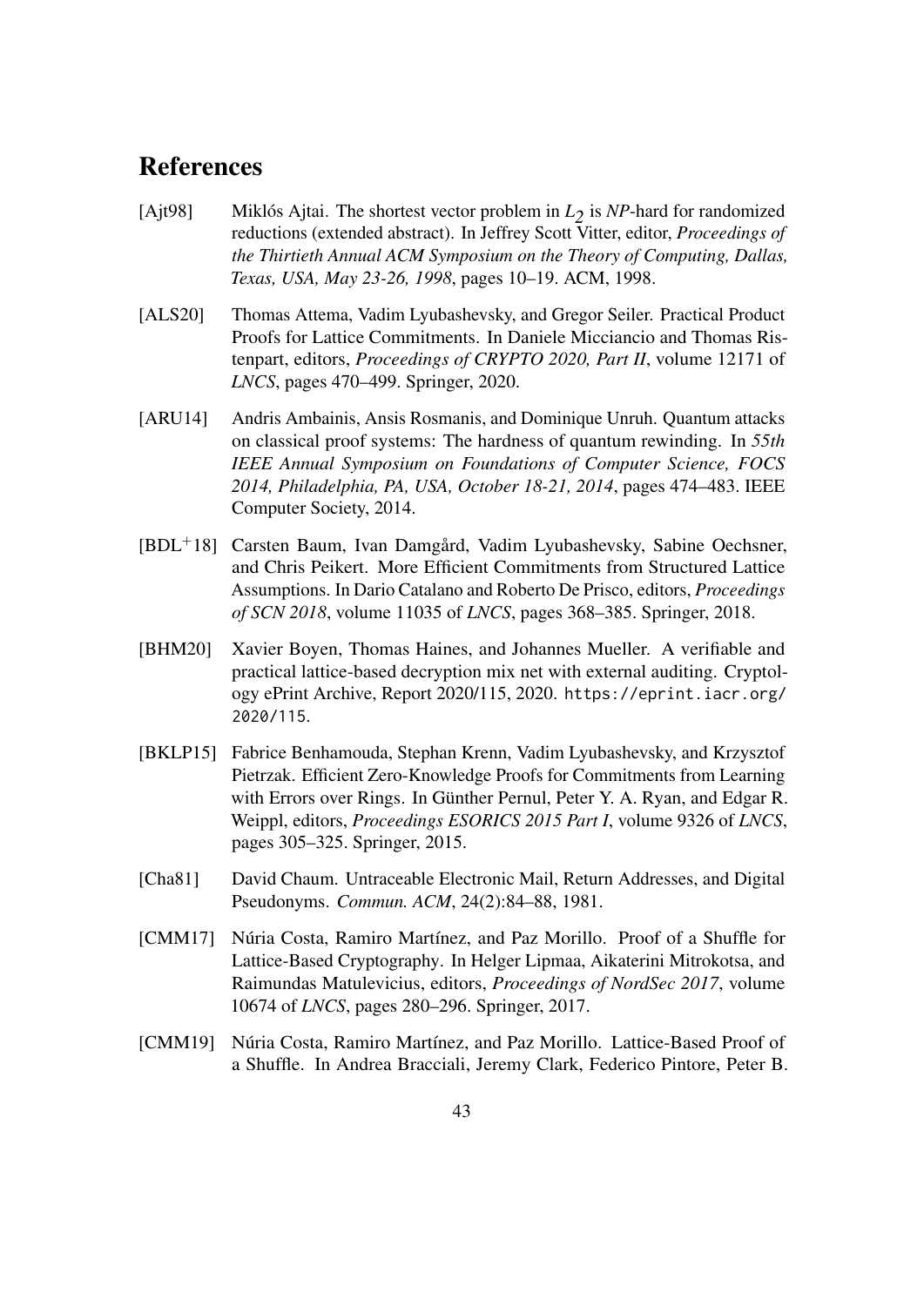# References

[Ajt98] Miklós Ajtai. The shortest vector problem in $L_2$ is *NP*-hard for randomized reductions (extended abstract). In Jeffrey Scott Vitter, editor, *Proceedings of the Thirtieth Annual ACM Symposium on the Theory of Computing, Dallas, Texas, USA, May 23-26, 1998*, pages 10–19. ACM, 1998.

[ALS20] Thomas Attema, Vadim Lyubashevsky, and Gregor Seiler. Practical Product Proofs for Lattice Commitments. In Daniele Micciancio and Thomas Ristenpart, editors, *Proceedings of CRYPTO 2020, Part II*, volume 12171 of *LNCS*, pages 470–499. Springer, 2020.

[ARU14] Andris Ambainis, Ansis Rosmanis, and Dominique Unruh. Quantum attacks on classical proof systems: The hardness of quantum rewinding. In *55th IEEE Annual Symposium on Foundations of Computer Science, FOCS 2014, Philadelphia, PA, USA, October 18-21, 2014*, pages 474–483. IEEE Computer Society, 2014.

[BDL+18] Carsten Baum, Ivan Damgård, Vadim Lyubashevsky, Sabine Oechsner, and Chris Peikert. More Efficient Commitments from Structured Lattice Assumptions. In Dario Catalano and Roberto De Prisco, editors, *Proceedings of SCN 2018*, volume 11035 of *LNCS*, pages 368–385. Springer, 2018.

[BHM20] Xavier Boyen, Thomas Haines, and Johannes Mueller. A verifiable and practical lattice-based decryption mix net with external auditing. Cryptology ePrint Archive, Report 2020/115, 2020. https://eprint.iacr.org/2020/115.

[BKLP15] Fabrice Benhamouda, Stephan Krenn, Vadim Lyubashevsky, and Krzysztof Pietrzak. Efficient Zero-Knowledge Proofs for Commitments from Learning with Errors over Rings. In Günther Pernul, Peter Y. A. Ryan, and Edgar R. Weippl, editors, *Proceedings ESORICS 2015 Part I*, volume 9326 of *LNCS*, pages 305–325. Springer, 2015.

[Cha81] David Chaum. Untraceable Electronic Mail, Return Addresses, and Digital Pseudonyms. *Commun. ACM*, 24(2):84–88, 1981.

[CMM17] Núria Costa, Ramiro Martínez, and Paz Morillo. Proof of a Shuffle for Lattice-Based Cryptography. In Helger Lipmaa, Aikaterini Mitrokotsa, and Raimundas Matulevicius, editors, *Proceedings of NordSec 2017*, volume 10674 of *LNCS*, pages 280–296. Springer, 2017.

[CMM19] Núria Costa, Ramiro Martínez, and Paz Morillo. Lattice-Based Proof of a Shuffle. In Andrea Bracciali, Jeremy Clark, Federico Pintore, Peter B.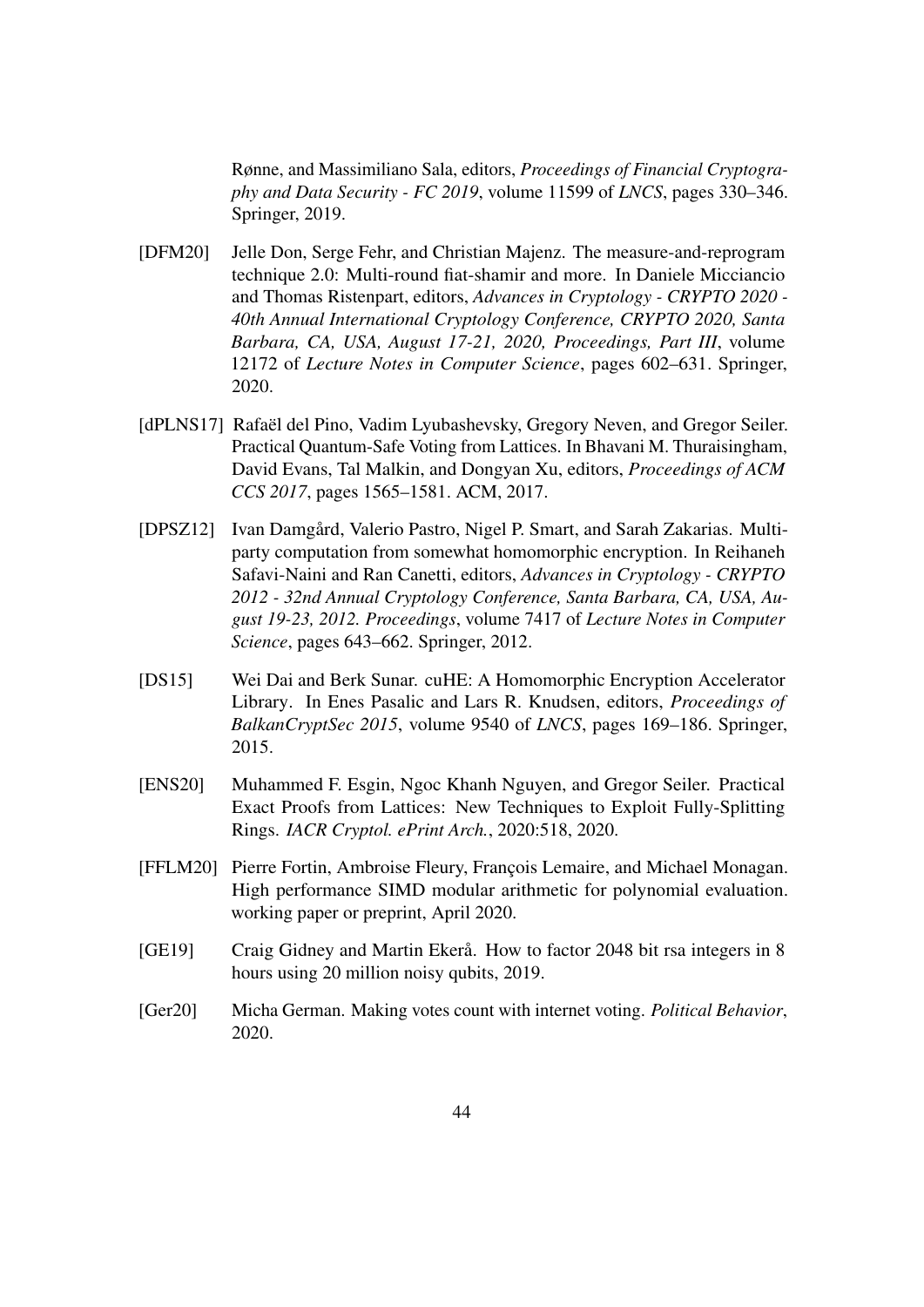Rønne, and Massimiliano Sala, editors, *Proceedings of Financial Cryptography and Data Security - FC 2019*, volume 11599 of *LNCS*, pages 330–346. Springer, 2019.

[DFM20] Jelle Don, Serge Fehr, and Christian Majenz. The measure-and-reprogram technique 2.0: Multi-round fiat-shamir and more. In Daniele Micciancio and Thomas Ristenpart, editors, *Advances in Cryptology - CRYPTO 2020 - 40th Annual International Cryptology Conference, CRYPTO 2020, Santa Barbara, CA, USA, August 17-21, 2020, Proceedings, Part III*, volume 12172 of *Lecture Notes in Computer Science*, pages 602–631. Springer, 2020.

[dPLNS17] Rafaël del Pino, Vadim Lyubashevsky, Gregory Neven, and Gregor Seiler. Practical Quantum-Safe Voting from Lattices. In Bhavani M. Thuraisingham, David Evans, Tal Malkin, and Dongyan Xu, editors, *Proceedings of ACM CCS 2017*, pages 1565–1581. ACM, 2017.

[DPSZ12] Ivan Damgård, Valerio Pastro, Nigel P. Smart, and Sarah Zakarias. Multiparty computation from somewhat homomorphic encryption. In Reihaneh Safavi-Naini and Ran Canetti, editors, *Advances in Cryptology - CRYPTO 2012 - 32nd Annual Cryptology Conference, Santa Barbara, CA, USA, August 19-23, 2012. Proceedings*, volume 7417 of *Lecture Notes in Computer Science*, pages 643–662. Springer, 2012.

[DS15] Wei Dai and Berk Sunar. cuHE: A Homomorphic Encryption Accelerator Library. In Enes Pasalic and Lars R. Knudsen, editors, *Proceedings of BalkanCryptSec 2015*, volume 9540 of *LNCS*, pages 169–186. Springer, 2015.

[ENS20] Muhammed F. Esgin, Ngoc Khanh Nguyen, and Gregor Seiler. Practical Exact Proofs from Lattices: New Techniques to Exploit Fully-Splitting Rings. *IACR Cryptol. ePrint Arch.*, 2020:518, 2020.

[FFLM20] Pierre Fortin, Ambroise Fleury, François Lemaire, and Michael Monagan. High performance SIMD modular arithmetic for polynomial evaluation. working paper or preprint, April 2020.

[GE19] Craig Gidney and Martin Ekerå. How to factor 2048 bit rsa integers in 8 hours using 20 million noisy qubits, 2019.

[Ger20] Micha German. Making votes count with internet voting. *Political Behavior*, 2020.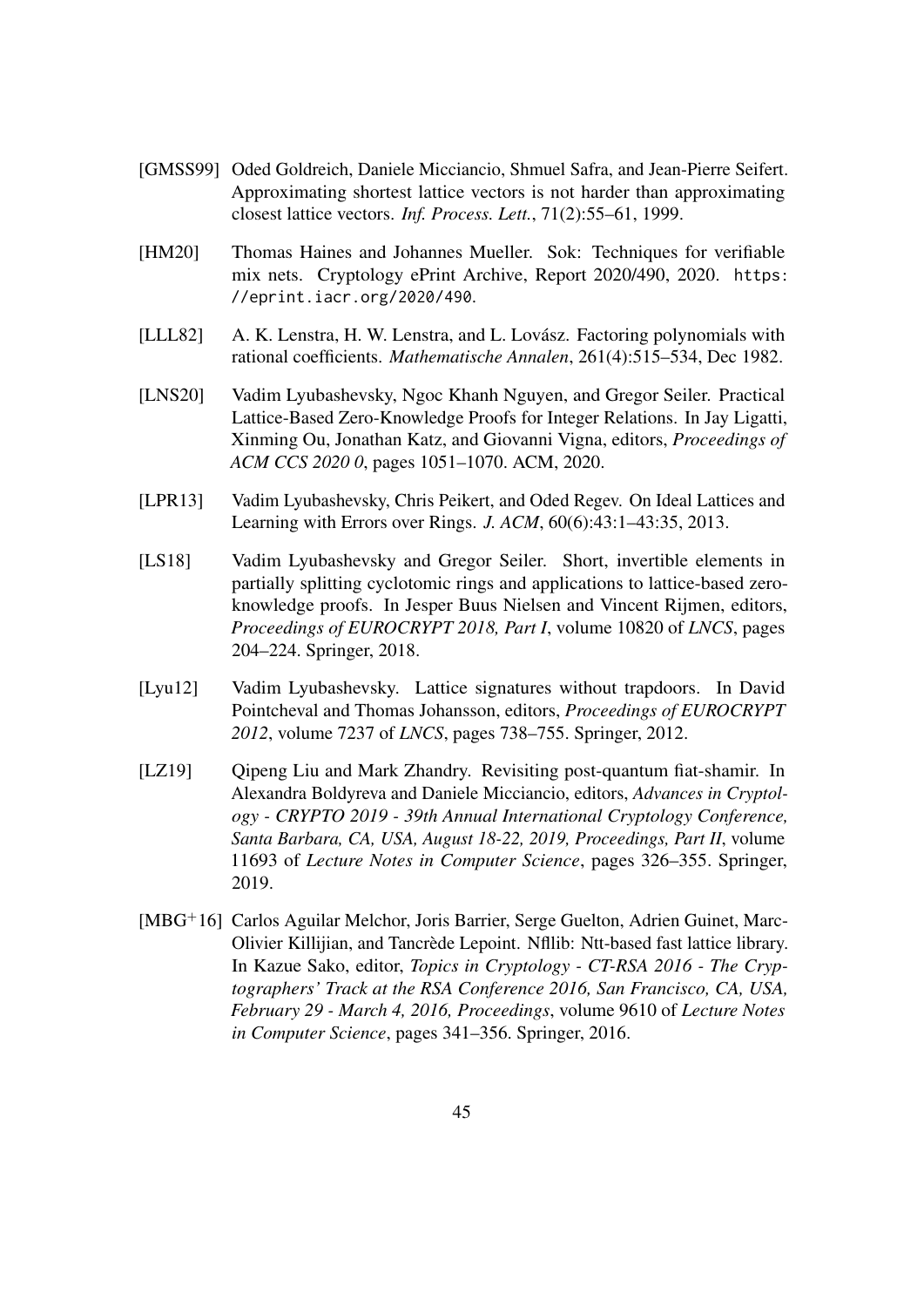[GMSS99] Oded Goldreich, Daniele Micciancio, Shmuel Safra, and Jean-Pierre Seifert. Approximating shortest lattice vectors is not harder than approximating closest lattice vectors. *Inf. Process. Lett.*, 71(2):55–61, 1999.

[HM20] Thomas Haines and Johannes Mueller. Sok: Techniques for verifiable mix nets. Cryptology ePrint Archive, Report 2020/490, 2020. https://eprint.iacr.org/2020/490.

[LLL82] A. K. Lenstra, H. W. Lenstra, and L. Lovász. Factoring polynomials with rational coefficients. *Mathematische Annalen*, 261(4):515–534, Dec 1982.

[LNS20] Vadim Lyubashevsky, Ngoc Khanh Nguyen, and Gregor Seiler. Practical Lattice-Based Zero-Knowledge Proofs for Integer Relations. In Jay Ligatti, Xinming Ou, Jonathan Katz, and Giovanni Vigna, editors, *Proceedings of ACM CCS 2020 0*, pages 1051–1070. ACM, 2020.

[LPR13] Vadim Lyubashevsky, Chris Peikert, and Oded Regev. On Ideal Lattices and Learning with Errors over Rings. *J. ACM*, 60(6):43:1–43:35, 2013.

[LS18] Vadim Lyubashevsky and Gregor Seiler. Short, invertible elements in partially splitting cyclotomic rings and applications to lattice-based zero-knowledge proofs. In Jesper Buus Nielsen and Vincent Rijmen, editors, *Proceedings of EUROCRYPT 2018, Part I*, volume 10820 of *LNCS*, pages 204–224. Springer, 2018.

[Lyu12] Vadim Lyubashevsky. Lattice signatures without trapdoors. In David Pointcheval and Thomas Johansson, editors, *Proceedings of EUROCRYPT 2012*, volume 7237 of *LNCS*, pages 738–755. Springer, 2012.

[LZ19] Qipeng Liu and Mark Zhandry. Revisiting post-quantum fiat-shamir. In Alexandra Boldyreva and Daniele Micciancio, editors, *Advances in Cryptology - CRYPTO 2019 - 39th Annual International Cryptology Conference, Santa Barbara, CA, USA, August 18-22, 2019, Proceedings, Part II*, volume 11693 of *Lecture Notes in Computer Science*, pages 326–355. Springer, 2019.

[MBG+16] Carlos Aguilar Melchor, Joris Barrier, Serge Guelton, Adrien Guinet, Marc-Olivier Killijian, and Tancrède Lepoint. Nfllib: Ntt-based fast lattice library. In Kazue Sako, editor, *Topics in Cryptology - CT-RSA 2016 - The Cryptographers' Track at the RSA Conference 2016, San Francisco, CA, USA, February 29 - March 4, 2016, Proceedings*, volume 9610 of *Lecture Notes in Computer Science*, pages 341–356. Springer, 2016.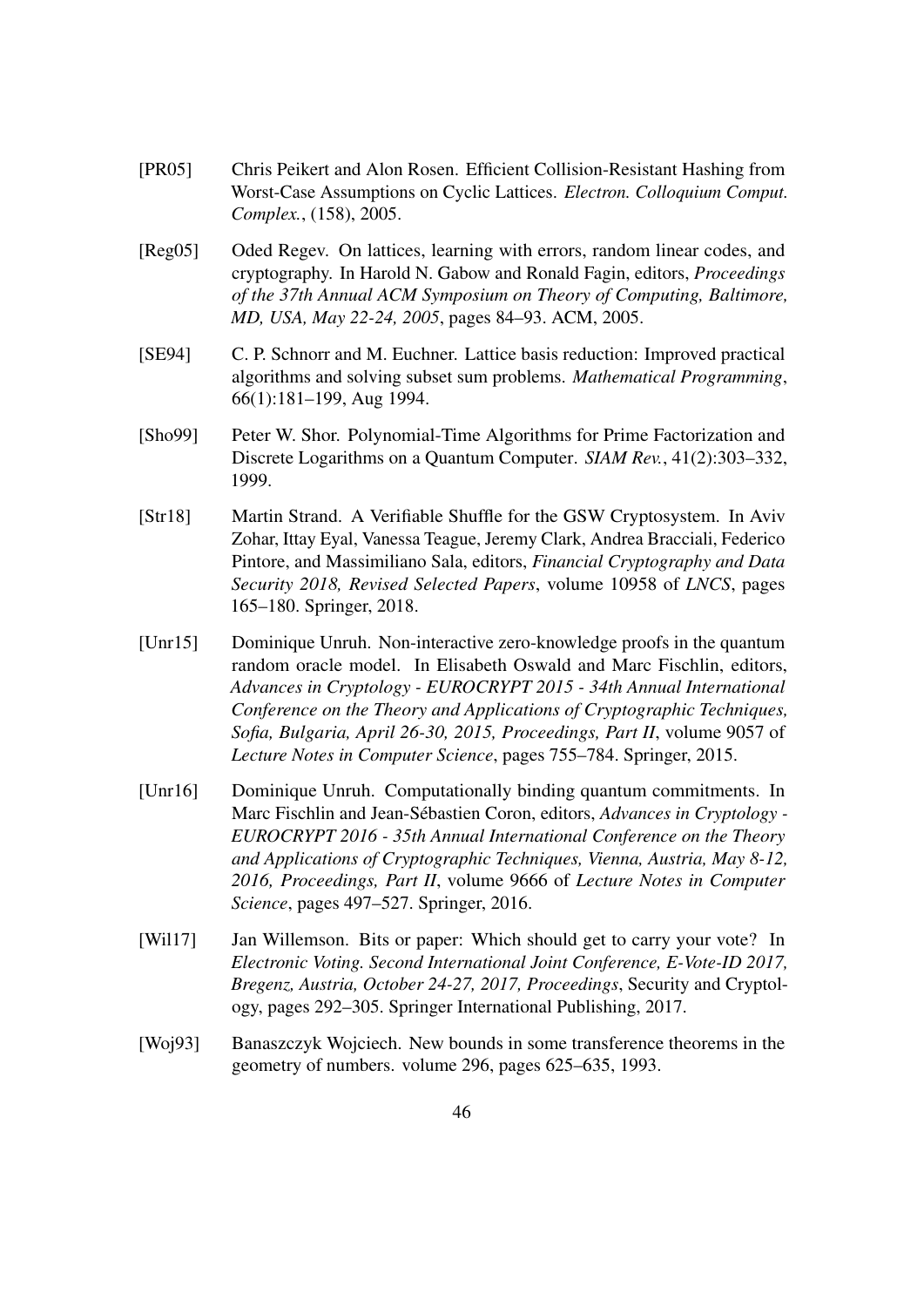[PR05] Chris Peikert and Alon Rosen. Efficient Collision-Resistant Hashing from Worst-Case Assumptions on Cyclic Lattices. *Electron. Colloquium Comput. Complex.*, (158), 2005.

[Reg05] Oded Regev. On lattices, learning with errors, random linear codes, and cryptography. In Harold N. Gabow and Ronald Fagin, editors, *Proceedings of the 37th Annual ACM Symposium on Theory of Computing, Baltimore, MD, USA, May 22-24, 2005*, pages 84–93. ACM, 2005.

[SE94] C. P. Schnorr and M. Euchner. Lattice basis reduction: Improved practical algorithms and solving subset sum problems. *Mathematical Programming*, 66(1):181–199, Aug 1994.

[Sho99] Peter W. Shor. Polynomial-Time Algorithms for Prime Factorization and Discrete Logarithms on a Quantum Computer. *SIAM Rev.*, 41(2):303–332, 1999.

[Str18] Martin Strand. A Verifiable Shuffle for the GSW Cryptosystem. In Aviv Zohar, Ittay Eyal, Vanessa Teague, Jeremy Clark, Andrea Bracciali, Federico Pintore, and Massimiliano Sala, editors, *Financial Cryptography and Data Security 2018, Revised Selected Papers*, volume 10958 of *LNCS*, pages 165–180. Springer, 2018.

[Unr15] Dominique Unruh. Non-interactive zero-knowledge proofs in the quantum random oracle model. In Elisabeth Oswald and Marc Fischlin, editors, *Advances in Cryptology - EUROCRYPT 2015 - 34th Annual International Conference on the Theory and Applications of Cryptographic Techniques, Sofia, Bulgaria, April 26-30, 2015, Proceedings, Part II*, volume 9057 of *Lecture Notes in Computer Science*, pages 755–784. Springer, 2015.

[Unr16] Dominique Unruh. Computationally binding quantum commitments. In Marc Fischlin and Jean-Sébastien Coron, editors, *Advances in Cryptology - EUROCRYPT 2016 - 35th Annual International Conference on the Theory and Applications of Cryptographic Techniques, Vienna, Austria, May 8-12, 2016, Proceedings, Part II*, volume 9666 of *Lecture Notes in Computer Science*, pages 497–527. Springer, 2016.

[Wil17] Jan Willemson. Bits or paper: Which should get to carry your vote? In *Electronic Voting. Second International Joint Conference, E-Vote-ID 2017, Bregenz, Austria, October 24-27, 2017, Proceedings*, Security and Cryptology, pages 292–305. Springer International Publishing, 2017.

[Woj93] Banaszczyk Wojciech. New bounds in some transference theorems in the geometry of numbers. volume 296, pages 625–635, 1993.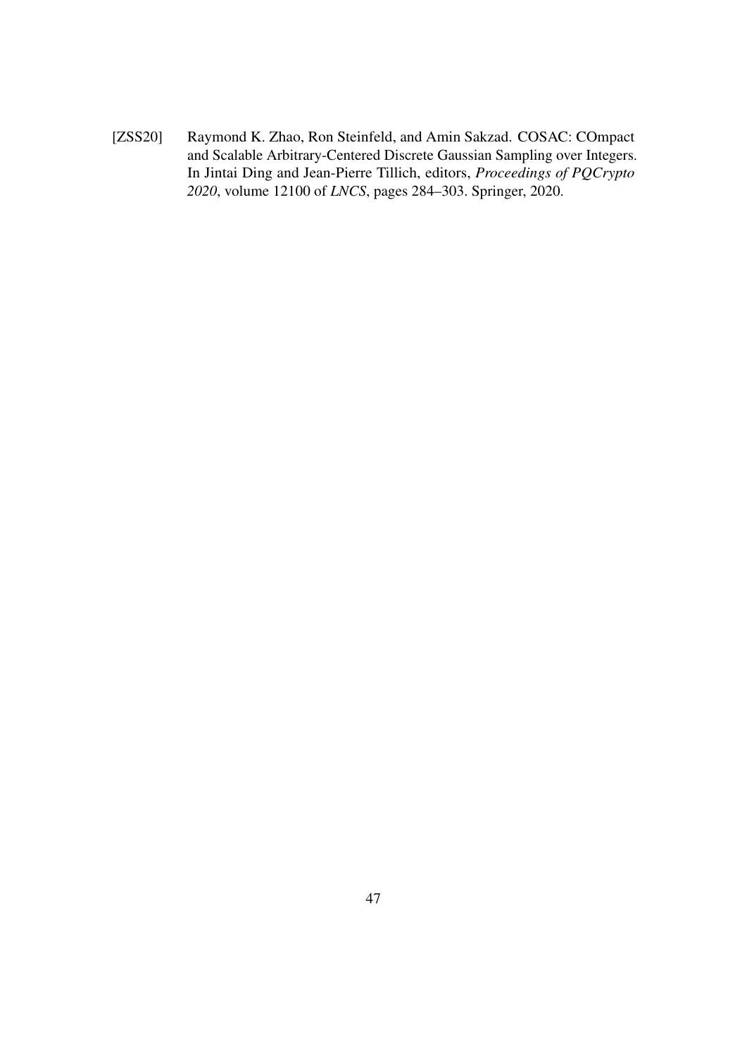[ZSS20] Raymond K. Zhao, Ron Steinfeld, and Amin Sakzad. COSAC: COmpact and Scalable Arbitrary-Centered Discrete Gaussian Sampling over Integers. In Jintai Ding and Jean-Pierre Tillich, editors, *Proceedings of PQCrypto 2020*, volume 12100 of *LNCS*, pages 284–303. Springer, 2020.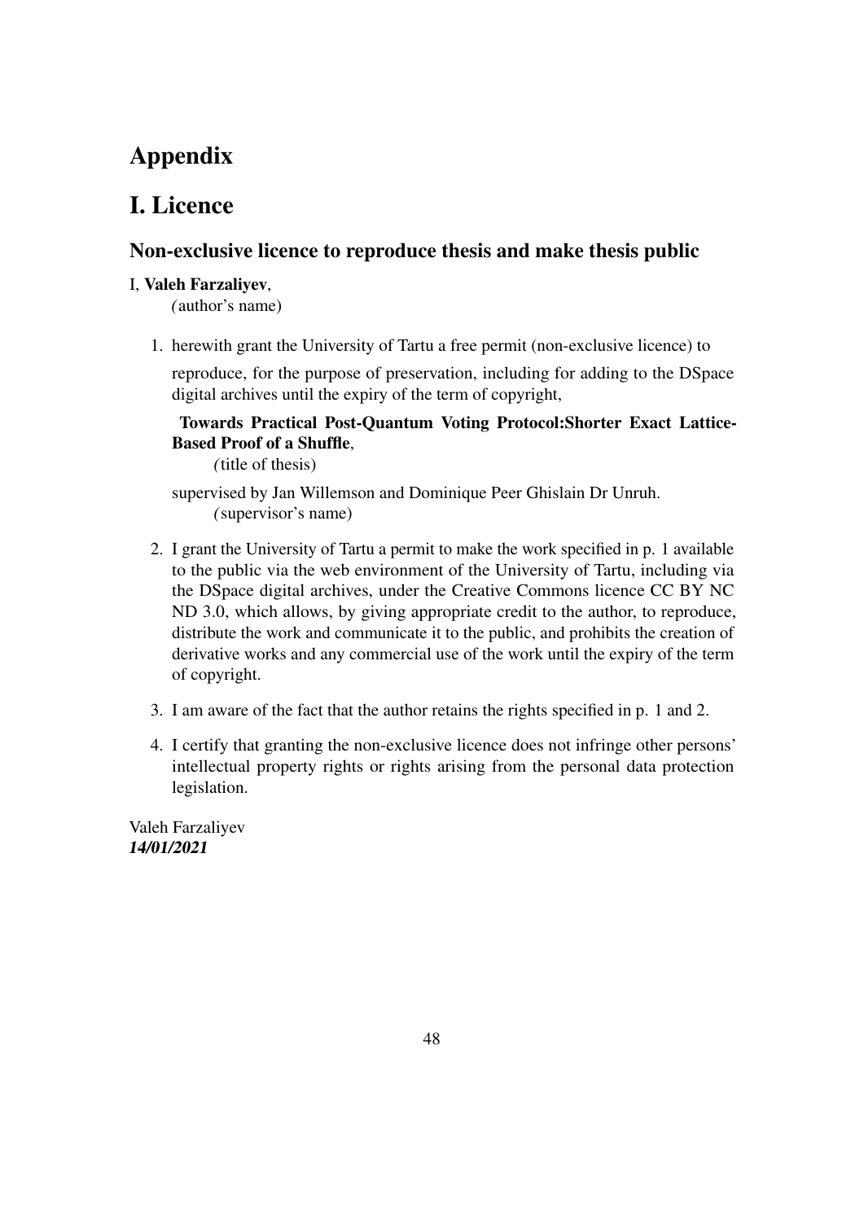# Appendix

# I. Licence

## Non-exclusive licence to reproduce thesis and make thesis public

I, **Valeh Farzaliyev**,

(author's name)

1. herewith grant the University of Tartu a free permit (non-exclusive licence) to

   reproduce, for the purpose of preservation, including for adding to the DSpace digital archives until the expiry of the term of copyright,

   **Towards Practical Post-Quantum Voting Protocol:Shorter Exact Lattice-Based Proof of a Shuffle**,

   (title of thesis)

   supervised by Jan Willemson and Dominique Peer Ghislain Dr Unruh.

   (supervisor's name)

2. I grant the University of Tartu a permit to make the work specified in p. 1 available to the public via the web environment of the University of Tartu, including via the DSpace digital archives, under the Creative Commons licence CC BY NC ND 3.0, which allows, by giving appropriate credit to the author, to reproduce, distribute the work and communicate it to the public, and prohibits the creation of derivative works and any commercial use of the work until the expiry of the term of copyright.

3. I am aware of the fact that the author retains the rights specified in p. 1 and 2.

4. I certify that granting the non-exclusive licence does not infringe other persons' intellectual property rights or rights arising from the personal data protection legislation.

Valeh Farzaliyev
***14/01/2021***